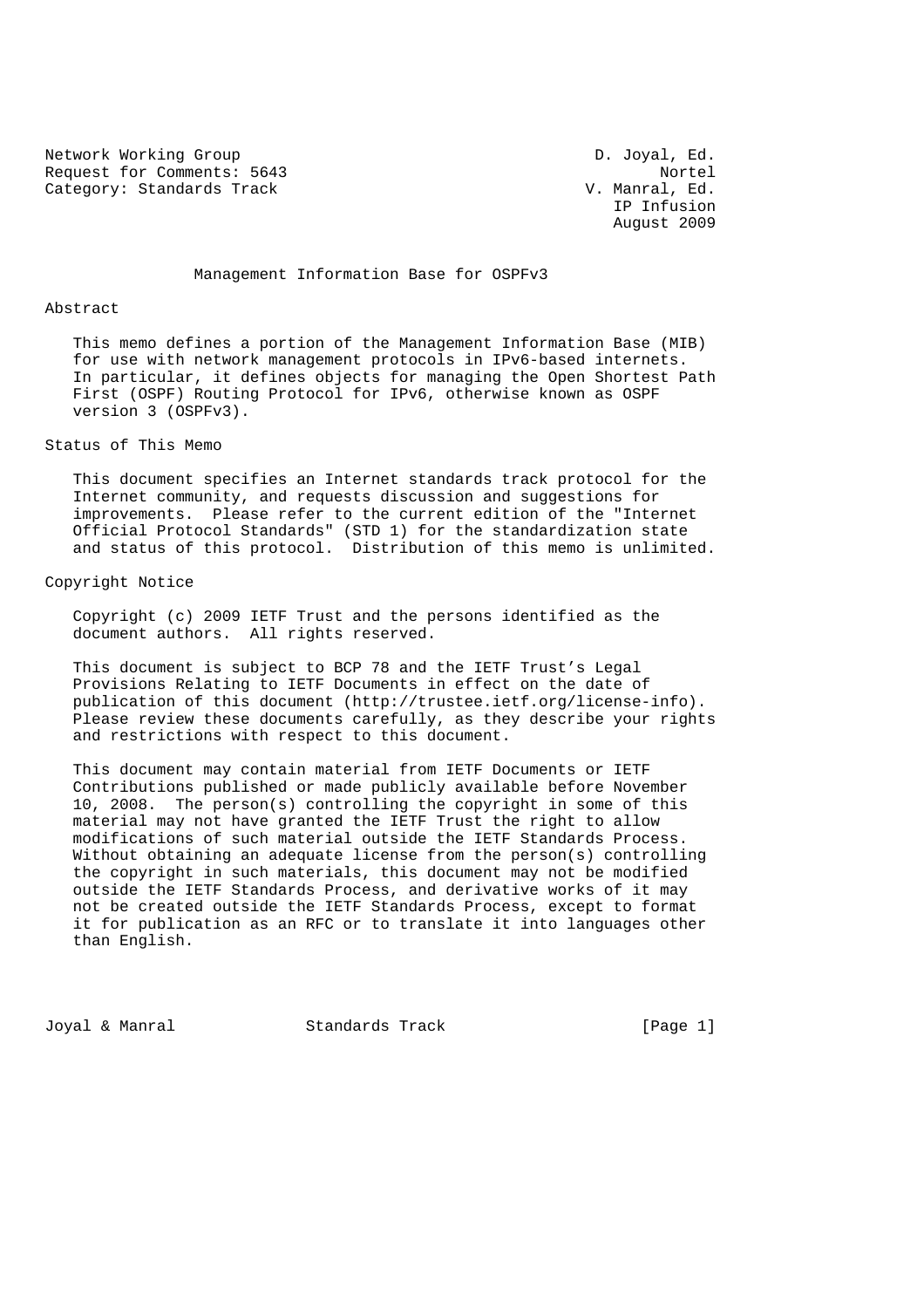Network Working Group D. Joyal, Ed.
Request for Comments: 5643 Nortel
Category: Standards Track V. Manral, Ed.
IP Infusion
August 2009

# Management Information Base for OSPFv3

## Abstract

This memo defines a portion of the Management Information Base (MIB) for use with network management protocols in IPv6-based internets. In particular, it defines objects for managing the Open Shortest Path First (OSPF) Routing Protocol for IPv6, otherwise known as OSPF version 3 (OSPFv3).

## Status of This Memo

This document specifies an Internet standards track protocol for the Internet community, and requests discussion and suggestions for improvements. Please refer to the current edition of the "Internet Official Protocol Standards" (STD 1) for the standardization state and status of this protocol. Distribution of this memo is unlimited.

## Copyright Notice

Copyright (c) 2009 IETF Trust and the persons identified as the document authors. All rights reserved.

This document is subject to BCP 78 and the IETF Trust's Legal Provisions Relating to IETF Documents in effect on the date of publication of this document (http://trustee.ietf.org/license-info). Please review these documents carefully, as they describe your rights and restrictions with respect to this document.

This document may contain material from IETF Documents or IETF Contributions published or made publicly available before November 10, 2008. The person(s) controlling the copyright in some of this material may not have granted the IETF Trust the right to allow modifications of such material outside the IETF Standards Process. Without obtaining an adequate license from the person(s) controlling the copyright in such materials, this document may not be modified outside the IETF Standards Process, and derivative works of it may not be created outside the IETF Standards Process, except to format it for publication as an RFC or to translate it into languages other than English.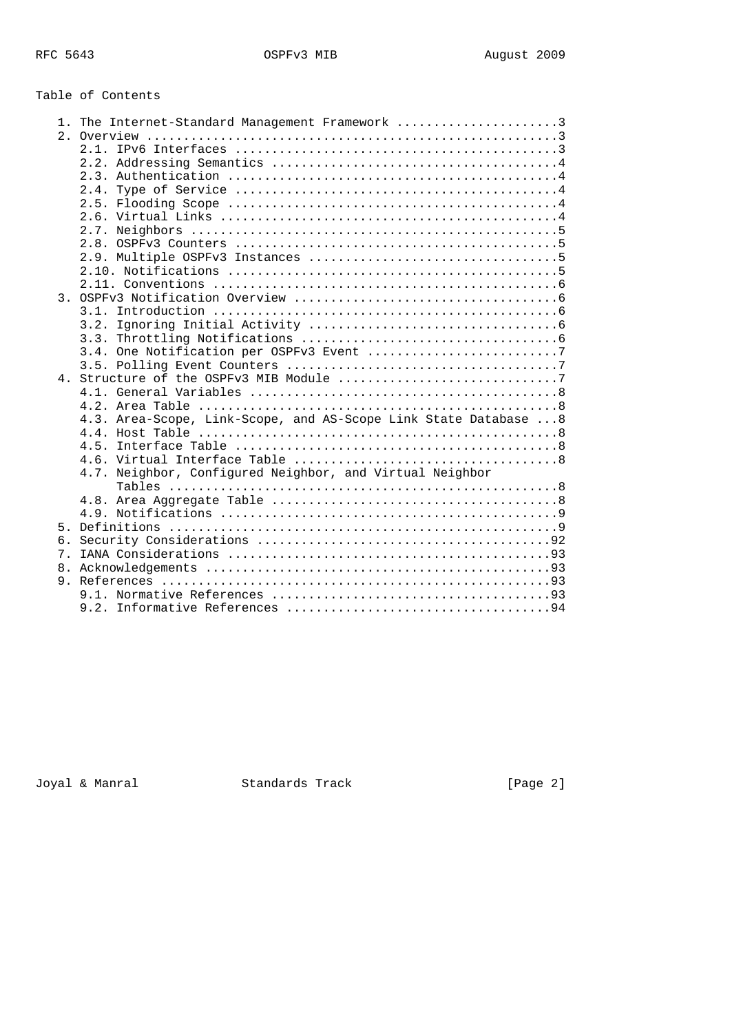## Table of Contents

```
   1. The Internet-Standard Management Framework ......................3
   2. Overview ........................................................3
      2.1. IPv6 Interfaces ............................................3
      2.2. Addressing Semantics .......................................4
      2.3. Authentication .............................................4
      2.4. Type of Service ............................................4
      2.5. Flooding Scope .............................................4
      2.6. Virtual Links ..............................................4
      2.7. Neighbors ..................................................5
      2.8. OSPFv3 Counters ............................................5
      2.9. Multiple OSPFv3 Instances ..................................5
      2.10. Notifications .............................................5
      2.11. Conventions ...............................................6
   3. OSPFv3 Notification Overview ....................................6
      3.1. Introduction ...............................................6
      3.2. Ignoring Initial Activity ..................................6
      3.3. Throttling Notifications ...................................6
      3.4. One Notification per OSPFv3 Event ..........................7
      3.5. Polling Event Counters .....................................7
   4. Structure of the OSPFv3 MIB Module ..............................7
      4.1. General Variables ..........................................8
      4.2. Area Table .................................................8
      4.3. Area-Scope, Link-Scope, and AS-Scope Link State Database ...8
      4.4. Host Table .................................................8
      4.5. Interface Table ............................................8
      4.6. Virtual Interface Table ....................................8
      4.7. Neighbor, Configured Neighbor, and Virtual Neighbor
           Tables .....................................................8
      4.8. Area Aggregate Table .......................................8
      4.9. Notifications ..............................................9
   5. Definitions .....................................................9
   6. Security Considerations ........................................92
   7. IANA Considerations ............................................93
   8. Acknowledgements ...............................................93
   9. References .....................................................93
      9.1. Normative References ......................................93
      9.2. Informative References ....................................94
```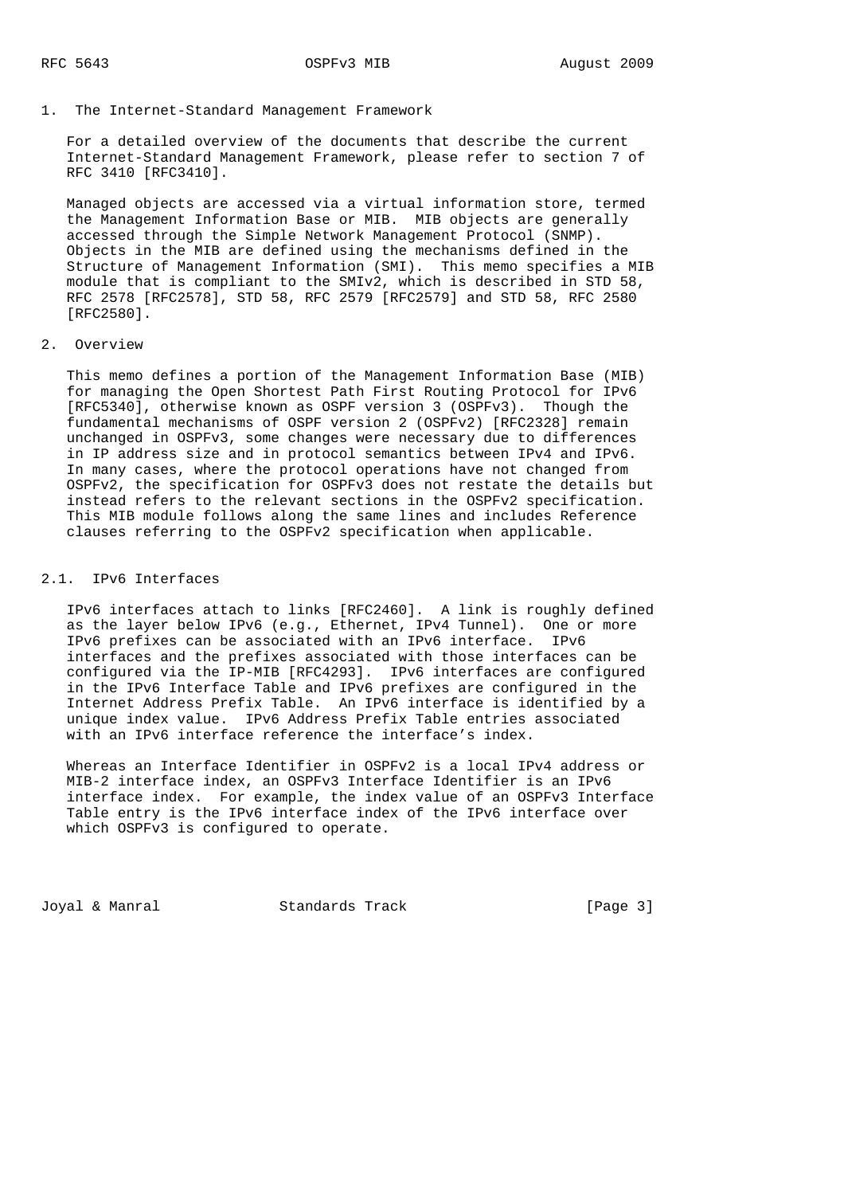## 1. The Internet-Standard Management Framework

For a detailed overview of the documents that describe the current Internet-Standard Management Framework, please refer to section 7 of RFC 3410 [RFC3410].

Managed objects are accessed via a virtual information store, termed the Management Information Base or MIB. MIB objects are generally accessed through the Simple Network Management Protocol (SNMP). Objects in the MIB are defined using the mechanisms defined in the Structure of Management Information (SMI). This memo specifies a MIB module that is compliant to the SMIv2, which is described in STD 58, RFC 2578 [RFC2578], STD 58, RFC 2579 [RFC2579] and STD 58, RFC 2580 [RFC2580].

## 2. Overview

This memo defines a portion of the Management Information Base (MIB) for managing the Open Shortest Path First Routing Protocol for IPv6 [RFC5340], otherwise known as OSPF version 3 (OSPFv3). Though the fundamental mechanisms of OSPF version 2 (OSPFv2) [RFC2328] remain unchanged in OSPFv3, some changes were necessary due to differences in IP address size and in protocol semantics between IPv4 and IPv6. In many cases, where the protocol operations have not changed from OSPFv2, the specification for OSPFv3 does not restate the details but instead refers to the relevant sections in the OSPFv2 specification. This MIB module follows along the same lines and includes Reference clauses referring to the OSPFv2 specification when applicable.

### 2.1. IPv6 Interfaces

IPv6 interfaces attach to links [RFC2460]. A link is roughly defined as the layer below IPv6 (e.g., Ethernet, IPv4 Tunnel). One or more IPv6 prefixes can be associated with an IPv6 interface. IPv6 interfaces and the prefixes associated with those interfaces can be configured via the IP-MIB [RFC4293]. IPv6 interfaces are configured in the IPv6 Interface Table and IPv6 prefixes are configured in the Internet Address Prefix Table. An IPv6 interface is identified by a unique index value. IPv6 Address Prefix Table entries associated with an IPv6 interface reference the interface's index.

Whereas an Interface Identifier in OSPFv2 is a local IPv4 address or MIB-2 interface index, an OSPFv3 Interface Identifier is an IPv6 interface index. For example, the index value of an OSPFv3 Interface Table entry is the IPv6 interface index of the IPv6 interface over which OSPFv3 is configured to operate.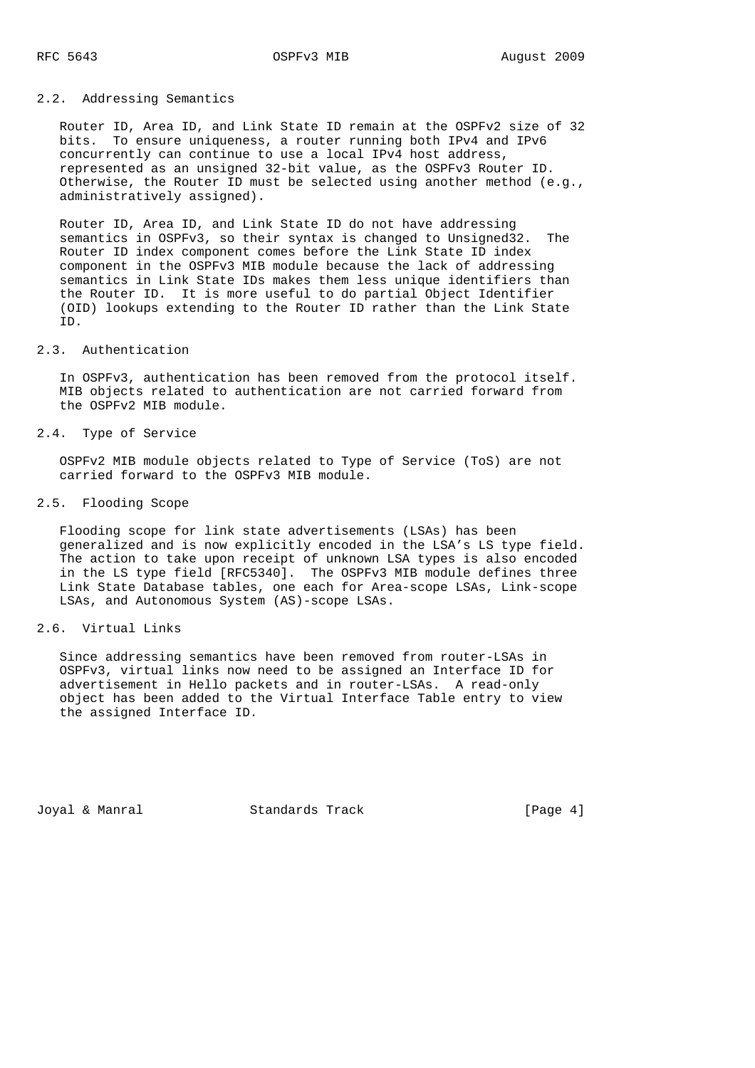## 2.2. Addressing Semantics

Router ID, Area ID, and Link State ID remain at the OSPFv2 size of 32 bits. To ensure uniqueness, a router running both IPv4 and IPv6 concurrently can continue to use a local IPv4 host address, represented as an unsigned 32-bit value, as the OSPFv3 Router ID. Otherwise, the Router ID must be selected using another method (e.g., administratively assigned).

Router ID, Area ID, and Link State ID do not have addressing semantics in OSPFv3, so their syntax is changed to Unsigned32. The Router ID index component comes before the Link State ID index component in the OSPFv3 MIB module because the lack of addressing semantics in Link State IDs makes them less unique identifiers than the Router ID. It is more useful to do partial Object Identifier (OID) lookups extending to the Router ID rather than the Link State ID.

## 2.3. Authentication

In OSPFv3, authentication has been removed from the protocol itself. MIB objects related to authentication are not carried forward from the OSPFv2 MIB module.

## 2.4. Type of Service

OSPFv2 MIB module objects related to Type of Service (ToS) are not carried forward to the OSPFv3 MIB module.

## 2.5. Flooding Scope

Flooding scope for link state advertisements (LSAs) has been generalized and is now explicitly encoded in the LSA's LS type field. The action to take upon receipt of unknown LSA types is also encoded in the LS type field [RFC5340]. The OSPFv3 MIB module defines three Link State Database tables, one each for Area-scope LSAs, Link-scope LSAs, and Autonomous System (AS)-scope LSAs.

## 2.6. Virtual Links

Since addressing semantics have been removed from router-LSAs in OSPFv3, virtual links now need to be assigned an Interface ID for advertisement in Hello packets and in router-LSAs. A read-only object has been added to the Virtual Interface Table entry to view the assigned Interface ID.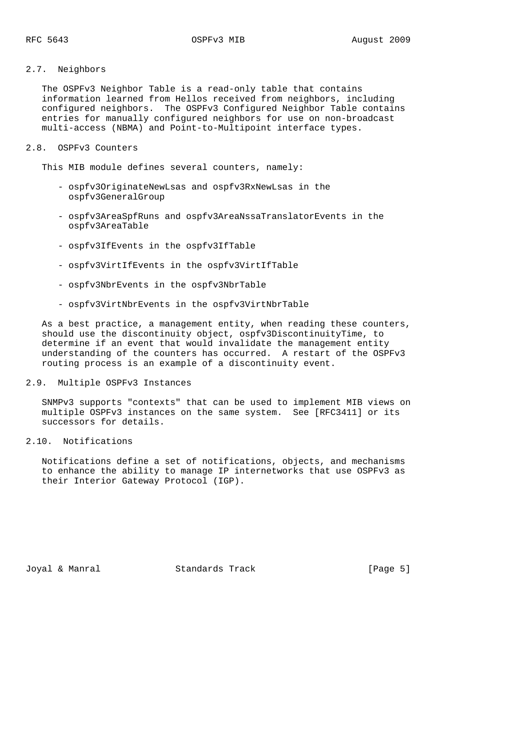## 2.7. Neighbors

The OSPFv3 Neighbor Table is a read-only table that contains information learned from Hellos received from neighbors, including configured neighbors. The OSPFv3 Configured Neighbor Table contains entries for manually configured neighbors for use on non-broadcast multi-access (NBMA) and Point-to-Multipoint interface types.

## 2.8. OSPFv3 Counters

This MIB module defines several counters, namely:

- ospfv3OriginateNewLsas and ospfv3RxNewLsas in the ospfv3GeneralGroup
- ospfv3AreaSpfRuns and ospfv3AreaNssaTranslatorEvents in the ospfv3AreaTable
- ospfv3IfEvents in the ospfv3IfTable
- ospfv3VirtIfEvents in the ospfv3VirtIfTable
- ospfv3NbrEvents in the ospfv3NbrTable
- ospfv3VirtNbrEvents in the ospfv3VirtNbrTable

As a best practice, a management entity, when reading these counters, should use the discontinuity object, ospfv3DiscontinuityTime, to determine if an event that would invalidate the management entity understanding of the counters has occurred. A restart of the OSPFv3 routing process is an example of a discontinuity event.

## 2.9. Multiple OSPFv3 Instances

SNMPv3 supports "contexts" that can be used to implement MIB views on multiple OSPFv3 instances on the same system. See [RFC3411] or its successors for details.

## 2.10. Notifications

Notifications define a set of notifications, objects, and mechanisms to enhance the ability to manage IP internetworks that use OSPFv3 as their Interior Gateway Protocol (IGP).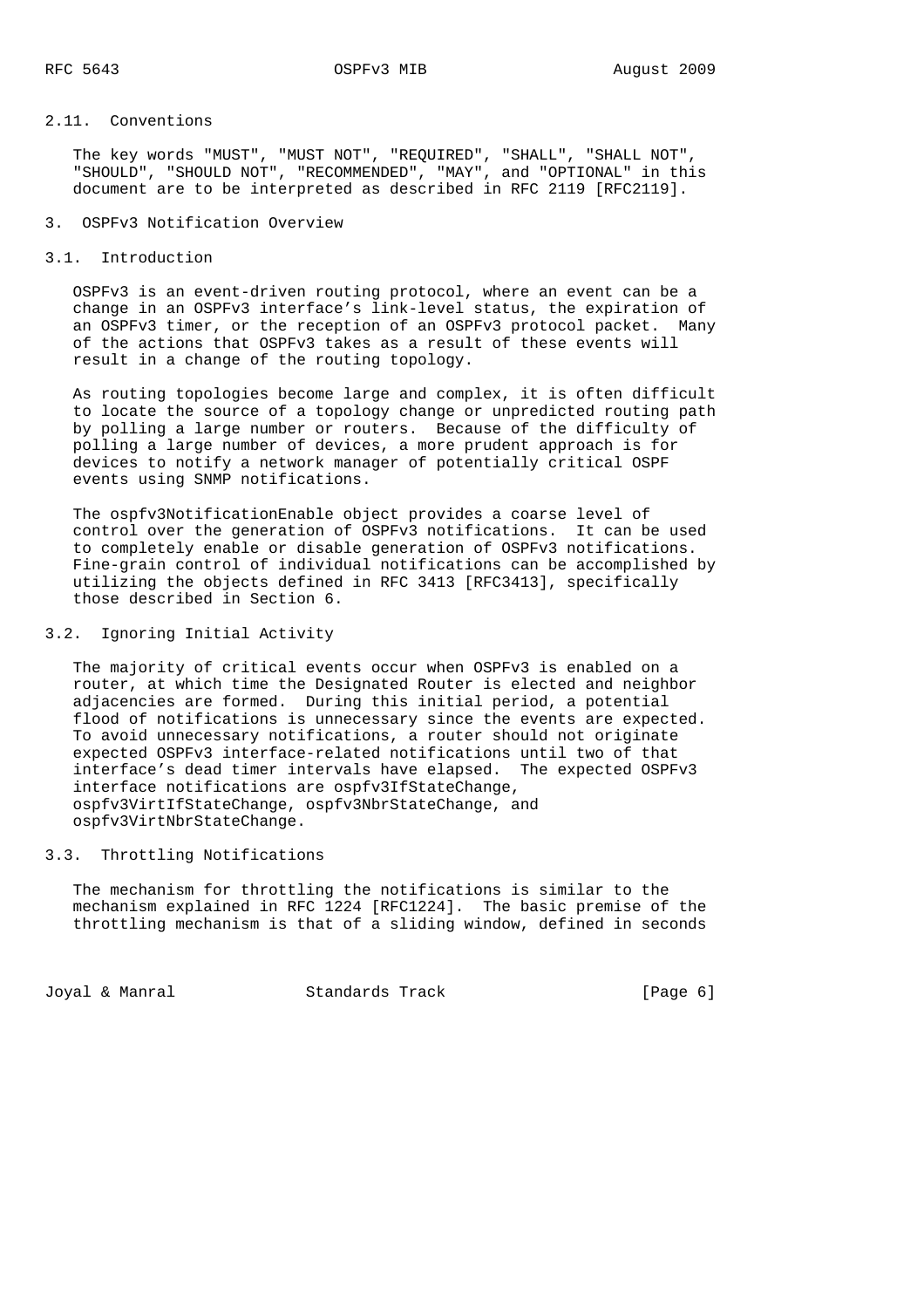### 2.11. Conventions

The key words "MUST", "MUST NOT", "REQUIRED", "SHALL", "SHALL NOT", "SHOULD", "SHOULD NOT", "RECOMMENDED", "MAY", and "OPTIONAL" in this document are to be interpreted as described in RFC 2119 [RFC2119].

## 3. OSPFv3 Notification Overview

### 3.1. Introduction

OSPFv3 is an event-driven routing protocol, where an event can be a change in an OSPFv3 interface's link-level status, the expiration of an OSPFv3 timer, or the reception of an OSPFv3 protocol packet. Many of the actions that OSPFv3 takes as a result of these events will result in a change of the routing topology.

As routing topologies become large and complex, it is often difficult to locate the source of a topology change or unpredicted routing path by polling a large number or routers. Because of the difficulty of polling a large number of devices, a more prudent approach is for devices to notify a network manager of potentially critical OSPF events using SNMP notifications.

The ospfv3NotificationEnable object provides a coarse level of control over the generation of OSPFv3 notifications. It can be used to completely enable or disable generation of OSPFv3 notifications. Fine-grain control of individual notifications can be accomplished by utilizing the objects defined in RFC 3413 [RFC3413], specifically those described in Section 6.

### 3.2. Ignoring Initial Activity

The majority of critical events occur when OSPFv3 is enabled on a router, at which time the Designated Router is elected and neighbor adjacencies are formed. During this initial period, a potential flood of notifications is unnecessary since the events are expected. To avoid unnecessary notifications, a router should not originate expected OSPFv3 interface-related notifications until two of that interface's dead timer intervals have elapsed. The expected OSPFv3 interface notifications are ospfv3IfStateChange, ospfv3VirtIfStateChange, ospfv3NbrStateChange, and ospfv3VirtNbrStateChange.

### 3.3. Throttling Notifications

The mechanism for throttling the notifications is similar to the mechanism explained in RFC 1224 [RFC1224]. The basic premise of the throttling mechanism is that of a sliding window, defined in seconds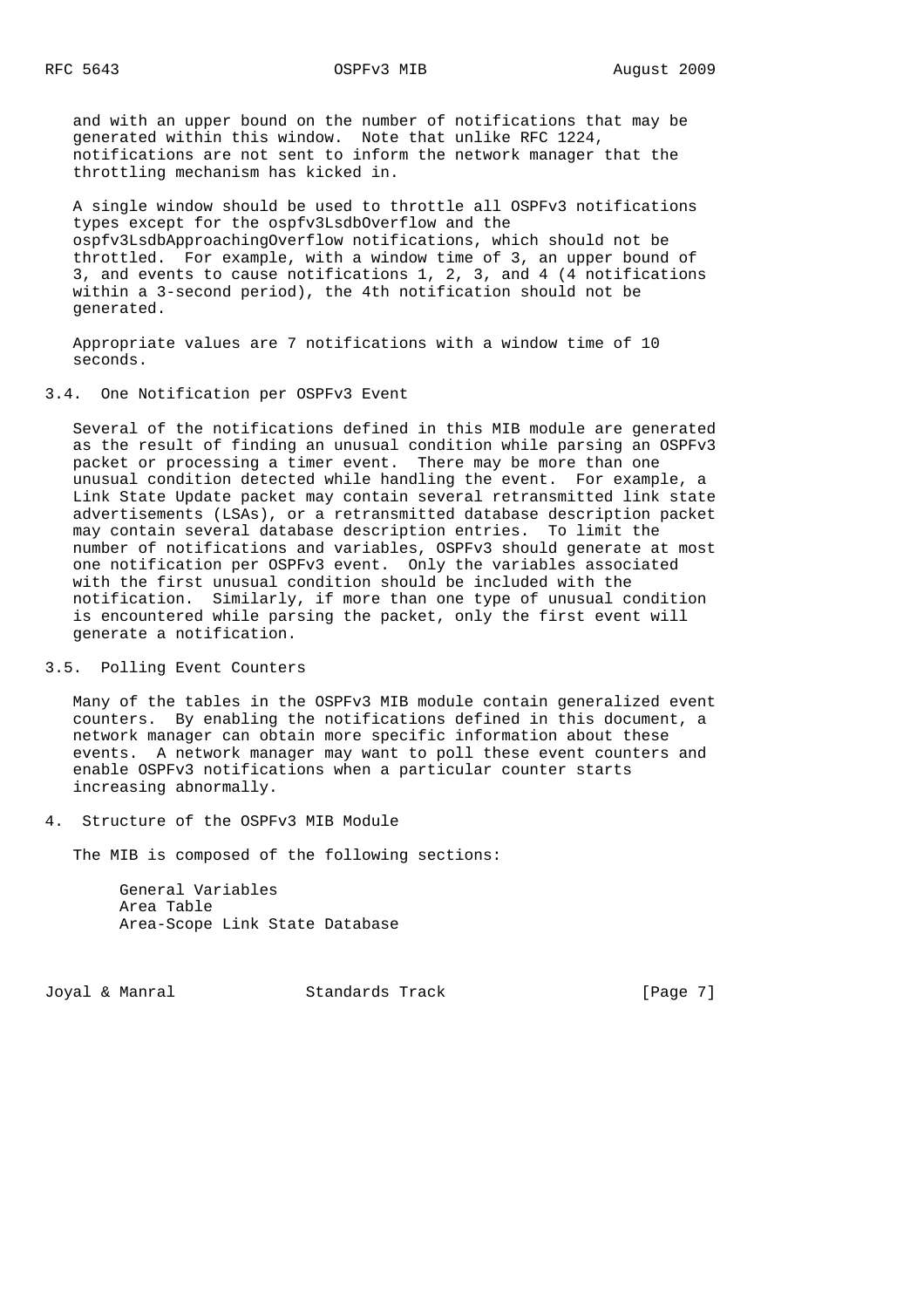and with an upper bound on the number of notifications that may be generated within this window. Note that unlike RFC 1224, notifications are not sent to inform the network manager that the throttling mechanism has kicked in.

A single window should be used to throttle all OSPFv3 notifications types except for the ospfv3LsdbOverflow and the ospfv3LsdbApproachingOverflow notifications, which should not be throttled. For example, with a window time of 3, an upper bound of 3, and events to cause notifications 1, 2, 3, and 4 (4 notifications within a 3-second period), the 4th notification should not be generated.

Appropriate values are 7 notifications with a window time of 10 seconds.

### 3.4. One Notification per OSPFv3 Event

Several of the notifications defined in this MIB module are generated as the result of finding an unusual condition while parsing an OSPFv3 packet or processing a timer event. There may be more than one unusual condition detected while handling the event. For example, a Link State Update packet may contain several retransmitted link state advertisements (LSAs), or a retransmitted database description packet may contain several database description entries. To limit the number of notifications and variables, OSPFv3 should generate at most one notification per OSPFv3 event. Only the variables associated with the first unusual condition should be included with the notification. Similarly, if more than one type of unusual condition is encountered while parsing the packet, only the first event will generate a notification.

### 3.5. Polling Event Counters

Many of the tables in the OSPFv3 MIB module contain generalized event counters. By enabling the notifications defined in this document, a network manager can obtain more specific information about these events. A network manager may want to poll these event counters and enable OSPFv3 notifications when a particular counter starts increasing abnormally.

## 4. Structure of the OSPFv3 MIB Module

The MIB is composed of the following sections:

General Variables
Area Table
Area-Scope Link State Database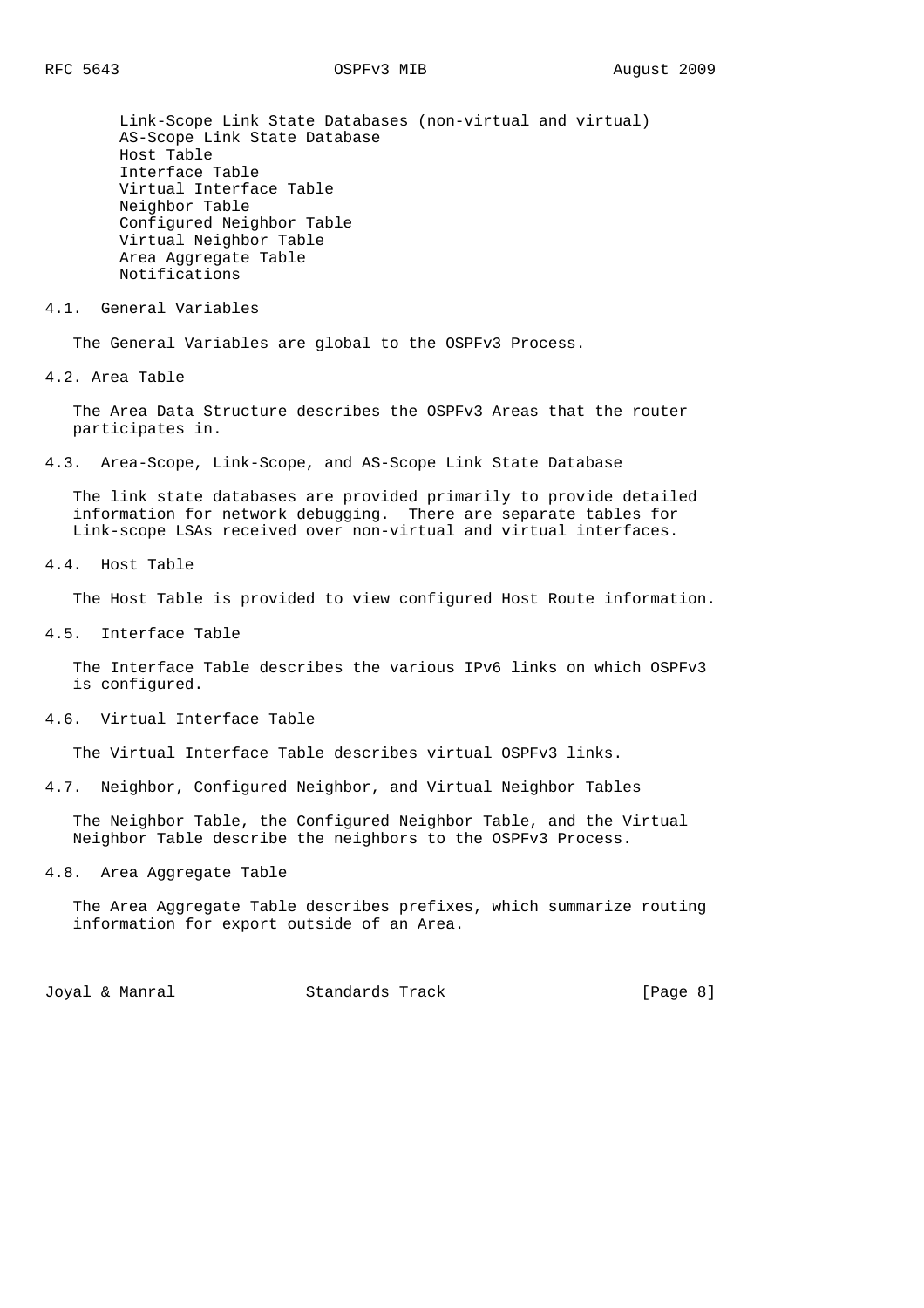- Link-Scope Link State Databases (non-virtual and virtual)
- AS-Scope Link State Database
- Host Table
- Interface Table
- Virtual Interface Table
- Neighbor Table
- Configured Neighbor Table
- Virtual Neighbor Table
- Area Aggregate Table
- Notifications

### 4.1. General Variables

The General Variables are global to the OSPFv3 Process.

### 4.2. Area Table

The Area Data Structure describes the OSPFv3 Areas that the router participates in.

### 4.3. Area-Scope, Link-Scope, and AS-Scope Link State Database

The link state databases are provided primarily to provide detailed information for network debugging. There are separate tables for Link-scope LSAs received over non-virtual and virtual interfaces.

### 4.4. Host Table

The Host Table is provided to view configured Host Route information.

### 4.5. Interface Table

The Interface Table describes the various IPv6 links on which OSPFv3 is configured.

### 4.6. Virtual Interface Table

The Virtual Interface Table describes virtual OSPFv3 links.

### 4.7. Neighbor, Configured Neighbor, and Virtual Neighbor Tables

The Neighbor Table, the Configured Neighbor Table, and the Virtual Neighbor Table describe the neighbors to the OSPFv3 Process.

### 4.8. Area Aggregate Table

The Area Aggregate Table describes prefixes, which summarize routing information for export outside of an Area.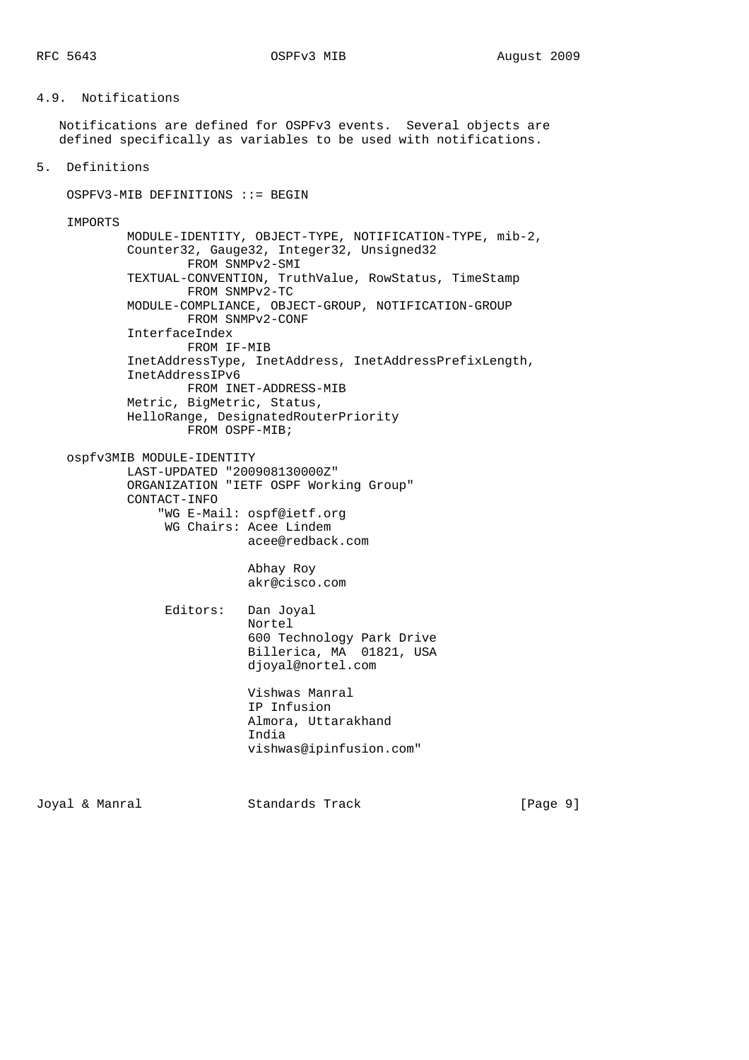### 4.9. Notifications

Notifications are defined for OSPFv3 events. Several objects are defined specifically as variables to be used with notifications.

## 5. Definitions

```
OSPFV3-MIB DEFINITIONS ::= BEGIN

IMPORTS
        MODULE-IDENTITY, OBJECT-TYPE, NOTIFICATION-TYPE, mib-2,
        Counter32, Gauge32, Integer32, Unsigned32
                FROM SNMPv2-SMI
        TEXTUAL-CONVENTION, TruthValue, RowStatus, TimeStamp
                FROM SNMPv2-TC
        MODULE-COMPLIANCE, OBJECT-GROUP, NOTIFICATION-GROUP
                FROM SNMPv2-CONF
        InterfaceIndex
                FROM IF-MIB
        InetAddressType, InetAddress, InetAddressPrefixLength,
        InetAddressIPv6
                FROM INET-ADDRESS-MIB
        Metric, BigMetric, Status,
        HelloRange, DesignatedRouterPriority
                FROM OSPF-MIB;

ospfv3MIB MODULE-IDENTITY
        LAST-UPDATED "200908130000Z"
        ORGANIZATION "IETF OSPF Working Group"
        CONTACT-INFO
            "WG E-Mail: ospf@ietf.org
             WG Chairs: Acee Lindem
                        acee@redback.com

                        Abhay Roy
                        akr@cisco.com

             Editors:   Dan Joyal
                        Nortel
                        600 Technology Park Drive
                        Billerica, MA  01821, USA
                        djoyal@nortel.com

                        Vishwas Manral
                        IP Infusion
                        Almora, Uttarakhand
                        India
                        vishwas@ipinfusion.com"
```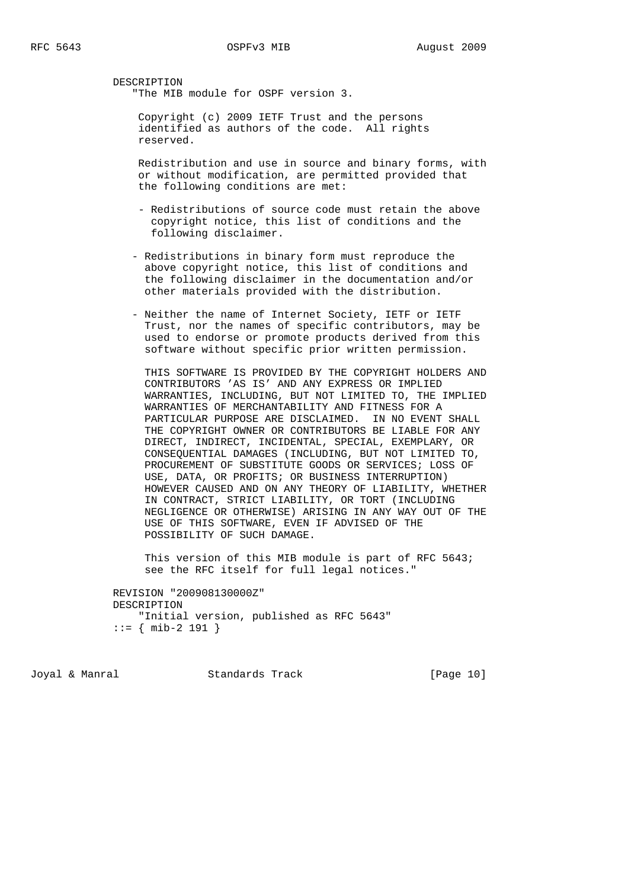```
        DESCRIPTION
           "The MIB module for OSPF version 3.

            Copyright (c) 2009 IETF Trust and the persons
            identified as authors of the code.  All rights
            reserved.

            Redistribution and use in source and binary forms, with
            or without modification, are permitted provided that
            the following conditions are met:

             - Redistributions of source code must retain the above
               copyright notice, this list of conditions and the
               following disclaimer.

           - Redistributions in binary form must reproduce the
             above copyright notice, this list of conditions and
             the following disclaimer in the documentation and/or
             other materials provided with the distribution.

           - Neither the name of Internet Society, IETF or IETF
             Trust, nor the names of specific contributors, may be
             used to endorse or promote products derived from this
             software without specific prior written permission.

             THIS SOFTWARE IS PROVIDED BY THE COPYRIGHT HOLDERS AND
             CONTRIBUTORS 'AS IS' AND ANY EXPRESS OR IMPLIED
             WARRANTIES, INCLUDING, BUT NOT LIMITED TO, THE IMPLIED
             WARRANTIES OF MERCHANTABILITY AND FITNESS FOR A
             PARTICULAR PURPOSE ARE DISCLAIMED.  IN NO EVENT SHALL
             THE COPYRIGHT OWNER OR CONTRIBUTORS BE LIABLE FOR ANY
             DIRECT, INDIRECT, INCIDENTAL, SPECIAL, EXEMPLARY, OR
             CONSEQUENTIAL DAMAGES (INCLUDING, BUT NOT LIMITED TO,
             PROCUREMENT OF SUBSTITUTE GOODS OR SERVICES; LOSS OF
             USE, DATA, OR PROFITS; OR BUSINESS INTERRUPTION)
             HOWEVER CAUSED AND ON ANY THEORY OF LIABILITY, WHETHER
             IN CONTRACT, STRICT LIABILITY, OR TORT (INCLUDING
             NEGLIGENCE OR OTHERWISE) ARISING IN ANY WAY OUT OF THE
             USE OF THIS SOFTWARE, EVEN IF ADVISED OF THE
             POSSIBILITY OF SUCH DAMAGE.

             This version of this MIB module is part of RFC 5643;
             see the RFC itself for full legal notices."

        REVISION "200908130000Z"
        DESCRIPTION
            "Initial version, published as RFC 5643"
        ::= { mib-2 191 }
```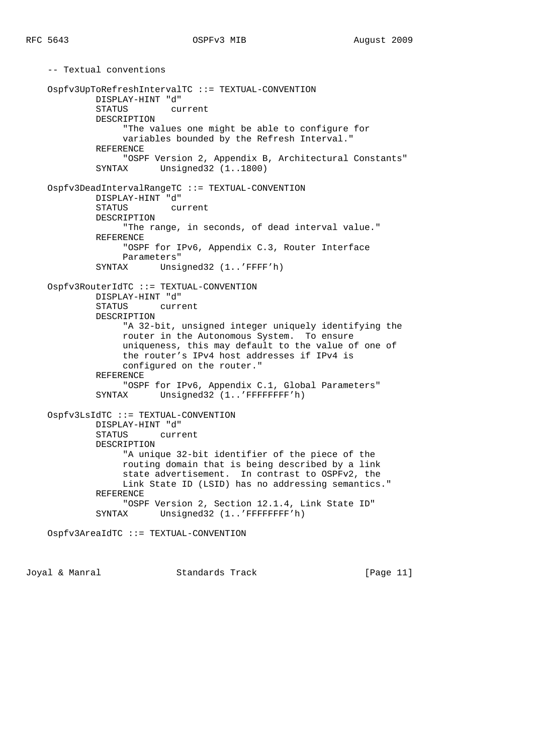```
-- Textual conventions

Ospfv3UpToRefreshIntervalTC ::= TEXTUAL-CONVENTION
        DISPLAY-HINT "d"
        STATUS        current
        DESCRIPTION
             "The values one might be able to configure for
             variables bounded by the Refresh Interval."
        REFERENCE
             "OSPF Version 2, Appendix B, Architectural Constants"
        SYNTAX      Unsigned32 (1..1800)

Ospfv3DeadIntervalRangeTC ::= TEXTUAL-CONVENTION
        DISPLAY-HINT "d"
        STATUS        current
        DESCRIPTION
             "The range, in seconds, of dead interval value."
        REFERENCE
             "OSPF for IPv6, Appendix C.3, Router Interface
             Parameters"
        SYNTAX      Unsigned32 (1..'FFFF'h)

Ospfv3RouterIdTC ::= TEXTUAL-CONVENTION
        DISPLAY-HINT "d"
        STATUS      current
        DESCRIPTION
             "A 32-bit, unsigned integer uniquely identifying the
             router in the Autonomous System.  To ensure
             uniqueness, this may default to the value of one of
             the router's IPv4 host addresses if IPv4 is
             configured on the router."
        REFERENCE
             "OSPF for IPv6, Appendix C.1, Global Parameters"
        SYNTAX      Unsigned32 (1..'FFFFFFFF'h)

Ospfv3LsIdTC ::= TEXTUAL-CONVENTION
        DISPLAY-HINT "d"
        STATUS      current
        DESCRIPTION
             "A unique 32-bit identifier of the piece of the
             routing domain that is being described by a link
             state advertisement.  In contrast to OSPFv2, the
             Link State ID (LSID) has no addressing semantics."
        REFERENCE
             "OSPF Version 2, Section 12.1.4, Link State ID"
        SYNTAX      Unsigned32 (1..'FFFFFFFF'h)

Ospfv3AreaIdTC ::= TEXTUAL-CONVENTION
```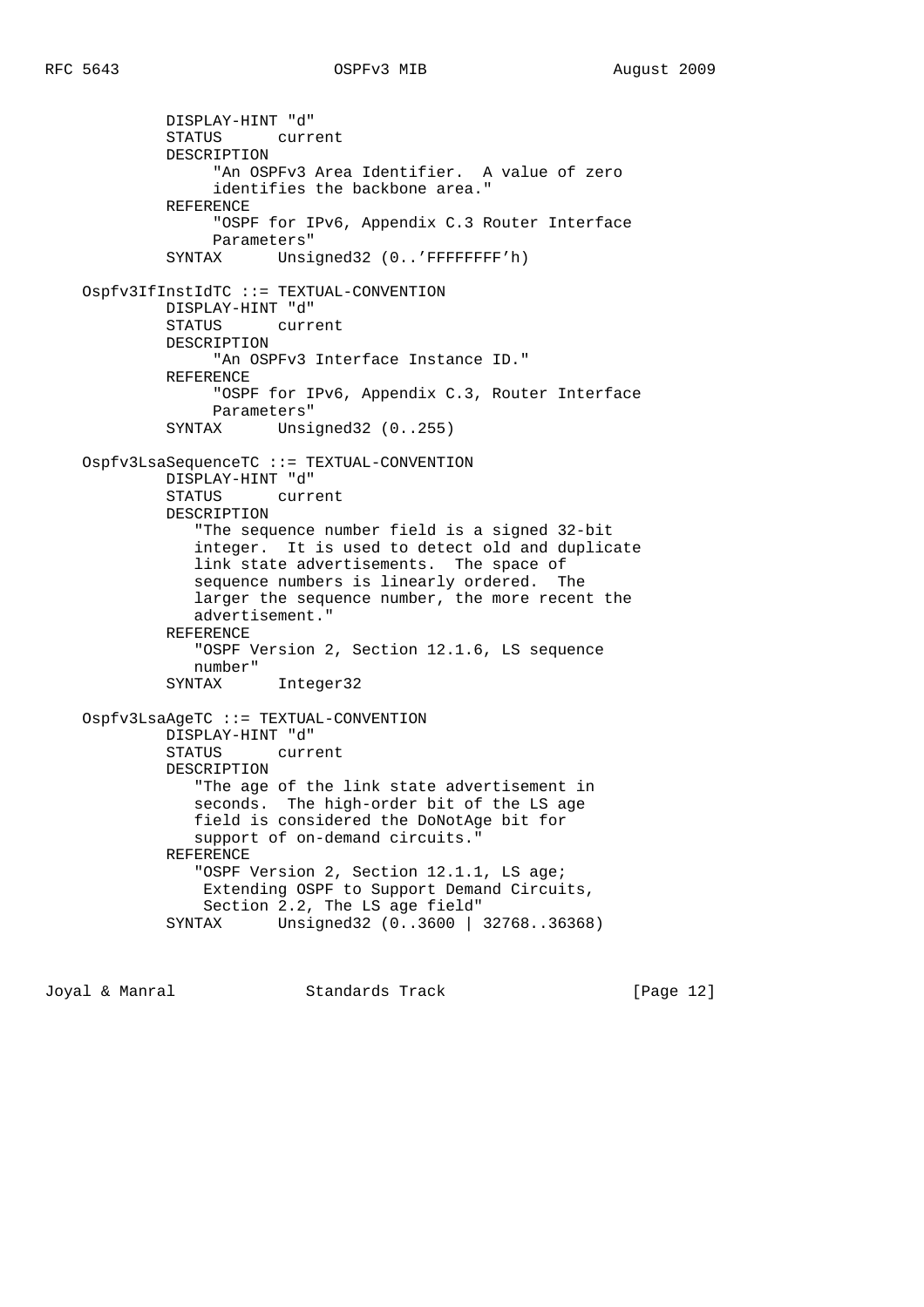```
           DISPLAY-HINT "d"
           STATUS      current
           DESCRIPTION
                "An OSPFv3 Area Identifier.  A value of zero
                identifies the backbone area."
           REFERENCE
                "OSPF for IPv6, Appendix C.3 Router Interface
                Parameters"
           SYNTAX      Unsigned32 (0..'FFFFFFFF'h)

   Ospfv3IfInstIdTC ::= TEXTUAL-CONVENTION
           DISPLAY-HINT "d"
           STATUS      current
           DESCRIPTION
                "An OSPFv3 Interface Instance ID."
           REFERENCE
                "OSPF for IPv6, Appendix C.3, Router Interface
                Parameters"
           SYNTAX      Unsigned32 (0..255)

   Ospfv3LsaSequenceTC ::= TEXTUAL-CONVENTION
           DISPLAY-HINT "d"
           STATUS      current
           DESCRIPTION
              "The sequence number field is a signed 32-bit
              integer.  It is used to detect old and duplicate
              link state advertisements.  The space of
              sequence numbers is linearly ordered.  The
              larger the sequence number, the more recent the
              advertisement."
           REFERENCE
              "OSPF Version 2, Section 12.1.6, LS sequence
              number"
           SYNTAX      Integer32

   Ospfv3LsaAgeTC ::= TEXTUAL-CONVENTION
           DISPLAY-HINT "d"
           STATUS      current
           DESCRIPTION
              "The age of the link state advertisement in
              seconds.  The high-order bit of the LS age
              field is considered the DoNotAge bit for
              support of on-demand circuits."
           REFERENCE
              "OSPF Version 2, Section 12.1.1, LS age;
               Extending OSPF to Support Demand Circuits,
               Section 2.2, The LS age field"
           SYNTAX      Unsigned32 (0..3600 | 32768..36368)
```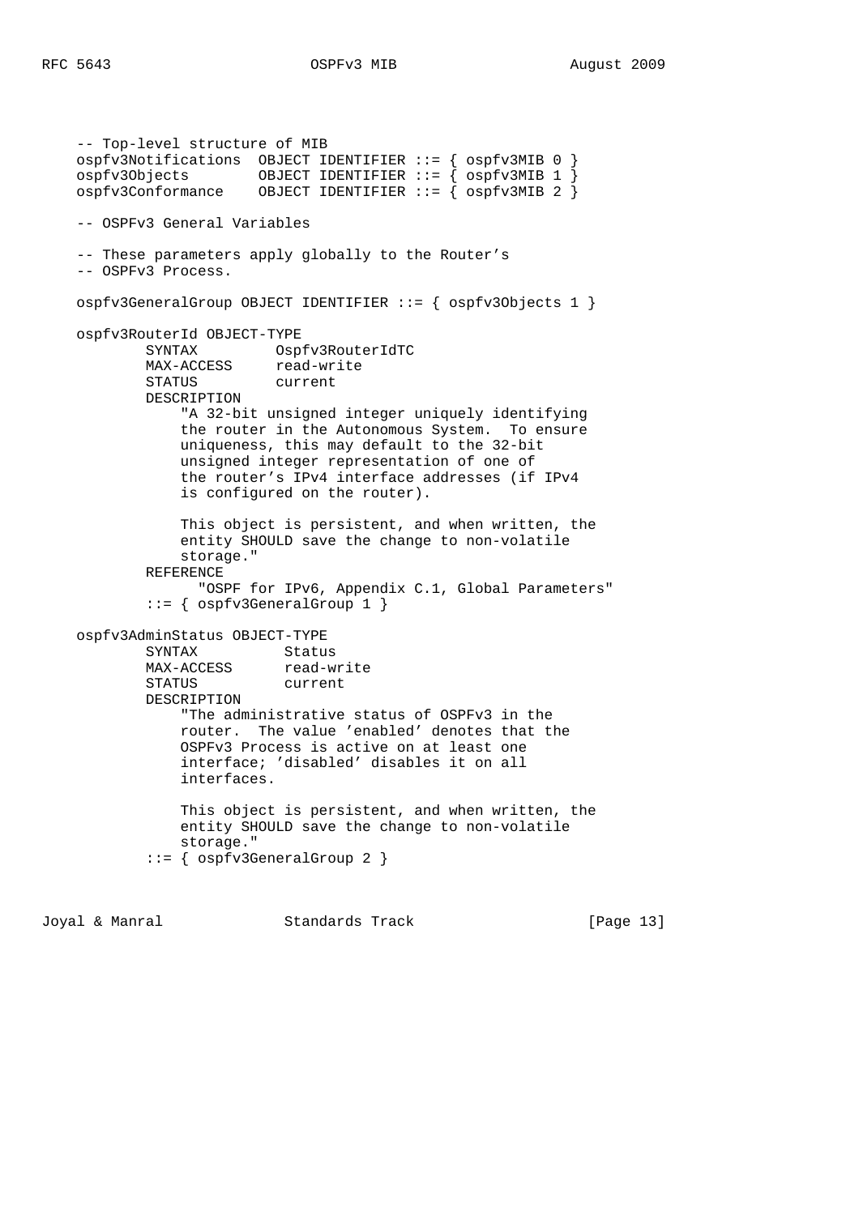```
-- Top-level structure of MIB
ospfv3Notifications  OBJECT IDENTIFIER ::= { ospfv3MIB 0 }
ospfv3Objects        OBJECT IDENTIFIER ::= { ospfv3MIB 1 }
ospfv3Conformance    OBJECT IDENTIFIER ::= { ospfv3MIB 2 }

-- OSPFv3 General Variables

-- These parameters apply globally to the Router's
-- OSPFv3 Process.

ospfv3GeneralGroup OBJECT IDENTIFIER ::= { ospfv3Objects 1 }

ospfv3RouterId OBJECT-TYPE
        SYNTAX         Ospfv3RouterIdTC
        MAX-ACCESS     read-write
        STATUS         current
        DESCRIPTION
            "A 32-bit unsigned integer uniquely identifying
            the router in the Autonomous System.  To ensure
            uniqueness, this may default to the 32-bit
            unsigned integer representation of one of
            the router's IPv4 interface addresses (if IPv4
            is configured on the router).

            This object is persistent, and when written, the
            entity SHOULD save the change to non-volatile
            storage."
        REFERENCE
              "OSPF for IPv6, Appendix C.1, Global Parameters"
        ::= { ospfv3GeneralGroup 1 }

ospfv3AdminStatus OBJECT-TYPE
        SYNTAX          Status
        MAX-ACCESS      read-write
        STATUS          current
        DESCRIPTION
            "The administrative status of OSPFv3 in the
            router.  The value 'enabled' denotes that the
            OSPFv3 Process is active on at least one
            interface; 'disabled' disables it on all
            interfaces.

            This object is persistent, and when written, the
            entity SHOULD save the change to non-volatile
            storage."
        ::= { ospfv3GeneralGroup 2 }
```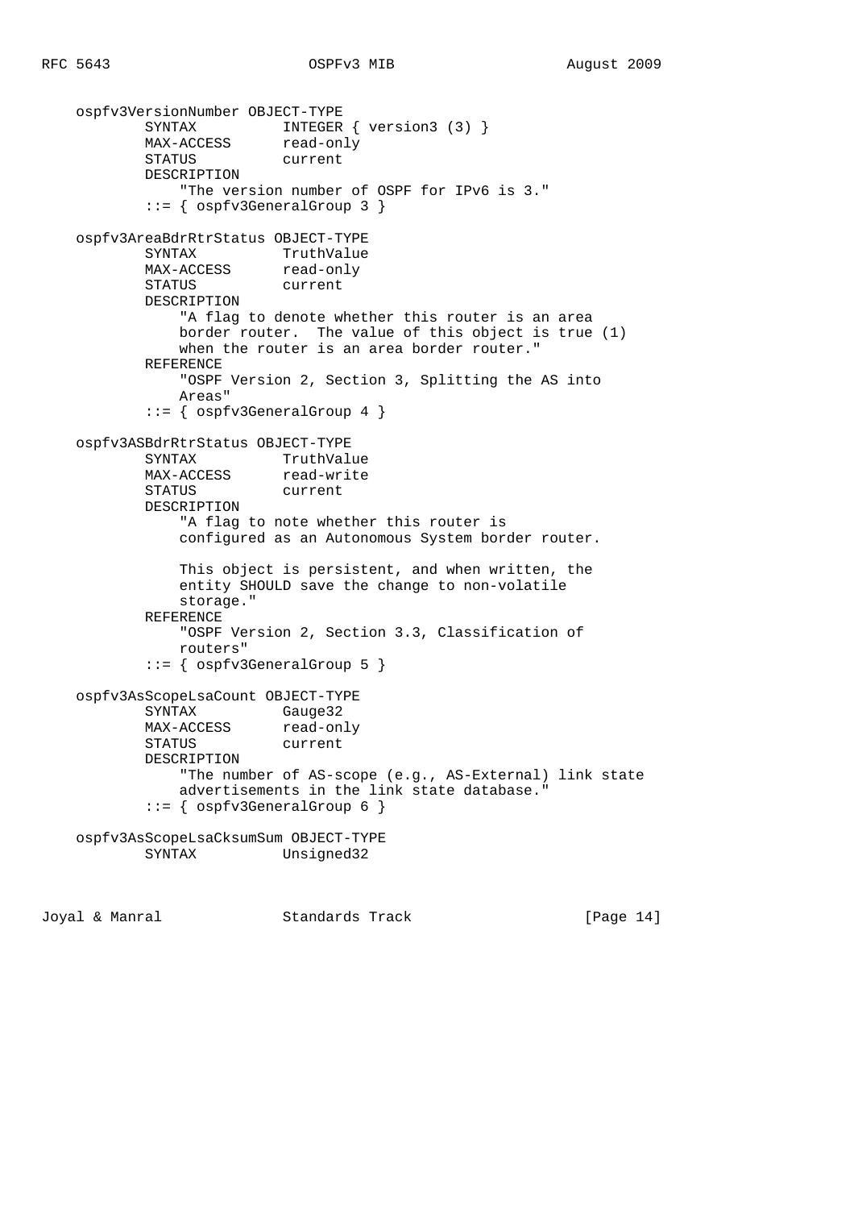```
    ospfv3VersionNumber OBJECT-TYPE
            SYNTAX          INTEGER { version3 (3) }
            MAX-ACCESS      read-only
            STATUS          current
            DESCRIPTION
                "The version number of OSPF for IPv6 is 3."
            ::= { ospfv3GeneralGroup 3 }

    ospfv3AreaBdrRtrStatus OBJECT-TYPE
            SYNTAX          TruthValue
            MAX-ACCESS      read-only
            STATUS          current
            DESCRIPTION
                "A flag to denote whether this router is an area
                border router.  The value of this object is true (1)
                when the router is an area border router."
            REFERENCE
                "OSPF Version 2, Section 3, Splitting the AS into
                Areas"
            ::= { ospfv3GeneralGroup 4 }

    ospfv3ASBdrRtrStatus OBJECT-TYPE
            SYNTAX          TruthValue
            MAX-ACCESS      read-write
            STATUS          current
            DESCRIPTION
                "A flag to note whether this router is
                configured as an Autonomous System border router.

                This object is persistent, and when written, the
                entity SHOULD save the change to non-volatile
                storage."
            REFERENCE
                "OSPF Version 2, Section 3.3, Classification of
                routers"
            ::= { ospfv3GeneralGroup 5 }

    ospfv3AsScopeLsaCount OBJECT-TYPE
            SYNTAX          Gauge32
            MAX-ACCESS      read-only
            STATUS          current
            DESCRIPTION
                "The number of AS-scope (e.g., AS-External) link state
                advertisements in the link state database."
            ::= { ospfv3GeneralGroup 6 }

    ospfv3AsScopeLsaCksumSum OBJECT-TYPE
            SYNTAX          Unsigned32
```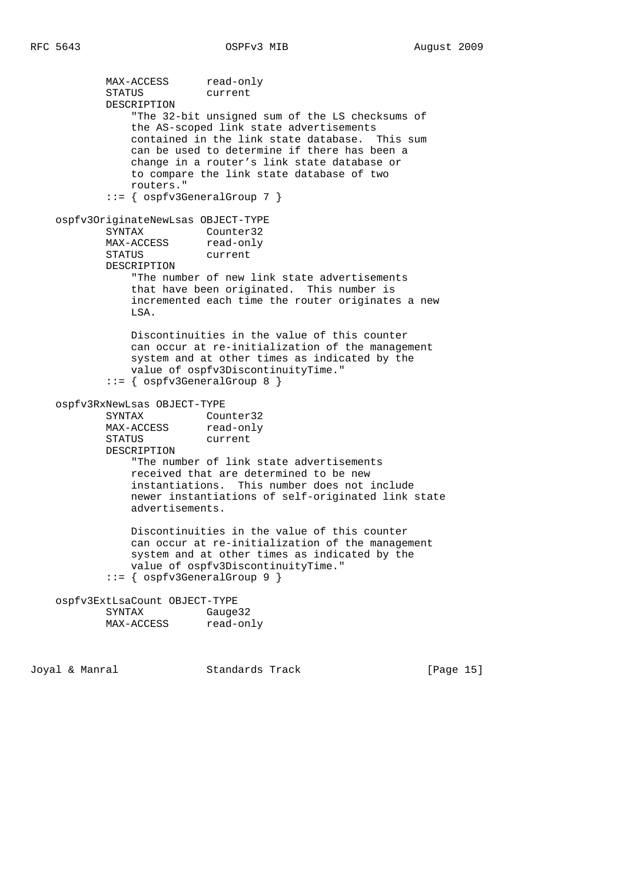```
          MAX-ACCESS      read-only
          STATUS          current
          DESCRIPTION
              "The 32-bit unsigned sum of the LS checksums of
              the AS-scoped link state advertisements
              contained in the link state database.  This sum
              can be used to determine if there has been a
              change in a router's link state database or
              to compare the link state database of two
              routers."
          ::= { ospfv3GeneralGroup 7 }

    ospfv3OriginateNewLsas OBJECT-TYPE
          SYNTAX          Counter32
          MAX-ACCESS      read-only
          STATUS          current
          DESCRIPTION
              "The number of new link state advertisements
              that have been originated.  This number is
              incremented each time the router originates a new
              LSA.

              Discontinuities in the value of this counter
              can occur at re-initialization of the management
              system and at other times as indicated by the
              value of ospfv3DiscontinuityTime."
          ::= { ospfv3GeneralGroup 8 }

    ospfv3RxNewLsas OBJECT-TYPE
          SYNTAX          Counter32
          MAX-ACCESS      read-only
          STATUS          current
          DESCRIPTION
              "The number of link state advertisements
              received that are determined to be new
              instantiations.  This number does not include
              newer instantiations of self-originated link state
              advertisements.

              Discontinuities in the value of this counter
              can occur at re-initialization of the management
              system and at other times as indicated by the
              value of ospfv3DiscontinuityTime."
          ::= { ospfv3GeneralGroup 9 }

    ospfv3ExtLsaCount OBJECT-TYPE
          SYNTAX          Gauge32
          MAX-ACCESS      read-only
```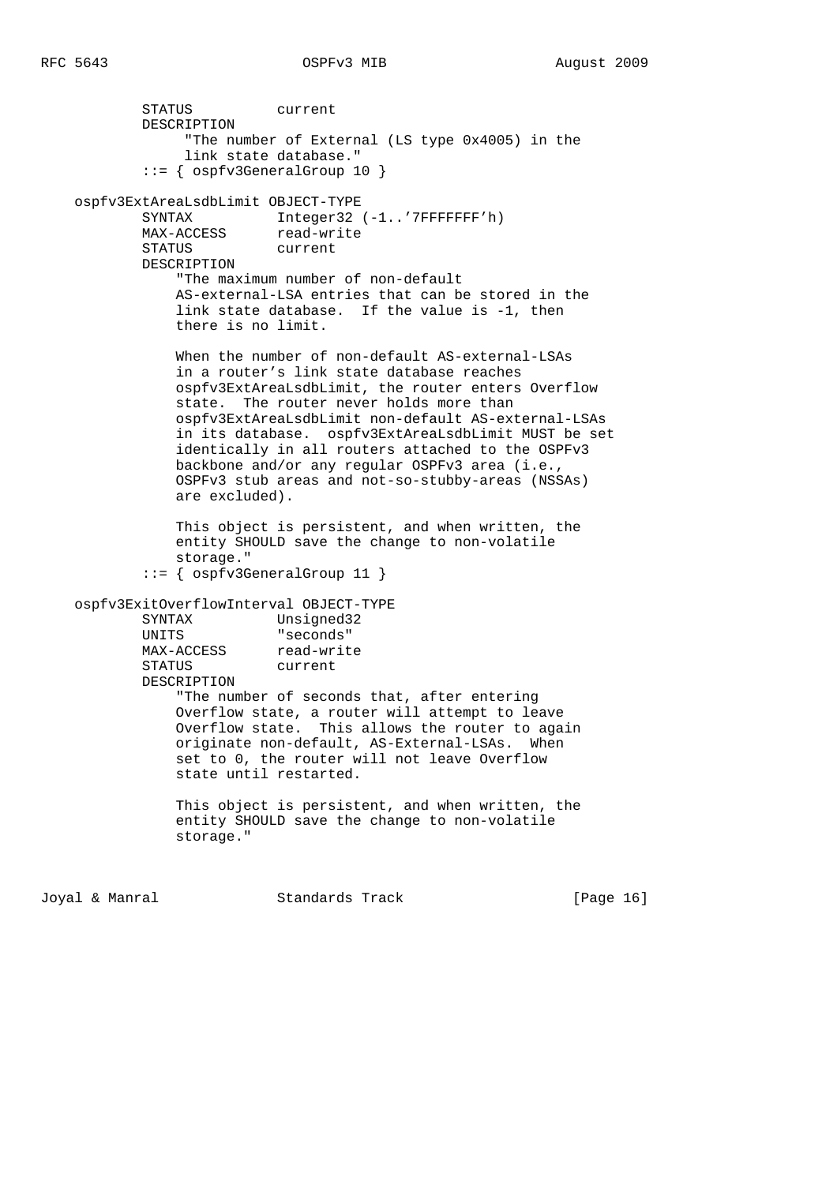```
           STATUS          current
           DESCRIPTION
                "The number of External (LS type 0x4005) in the
                link state database."
           ::= { ospfv3GeneralGroup 10 }

   ospfv3ExtAreaLsdbLimit OBJECT-TYPE
           SYNTAX          Integer32 (-1..'7FFFFFFF'h)
           MAX-ACCESS      read-write
           STATUS          current
           DESCRIPTION
               "The maximum number of non-default
               AS-external-LSA entries that can be stored in the
               link state database.  If the value is -1, then
               there is no limit.

               When the number of non-default AS-external-LSAs
               in a router's link state database reaches
               ospfv3ExtAreaLsdbLimit, the router enters Overflow
               state.  The router never holds more than
               ospfv3ExtAreaLsdbLimit non-default AS-external-LSAs
               in its database.  ospfv3ExtAreaLsdbLimit MUST be set
               identically in all routers attached to the OSPFv3
               backbone and/or any regular OSPFv3 area (i.e.,
               OSPFv3 stub areas and not-so-stubby-areas (NSSAs)
               are excluded).

               This object is persistent, and when written, the
               entity SHOULD save the change to non-volatile
               storage."
           ::= { ospfv3GeneralGroup 11 }

   ospfv3ExitOverflowInterval OBJECT-TYPE
           SYNTAX          Unsigned32
           UNITS           "seconds"
           MAX-ACCESS      read-write
           STATUS          current
           DESCRIPTION
               "The number of seconds that, after entering
               Overflow state, a router will attempt to leave
               Overflow state.  This allows the router to again
               originate non-default, AS-External-LSAs.  When
               set to 0, the router will not leave Overflow
               state until restarted.

               This object is persistent, and when written, the
               entity SHOULD save the change to non-volatile
               storage."
```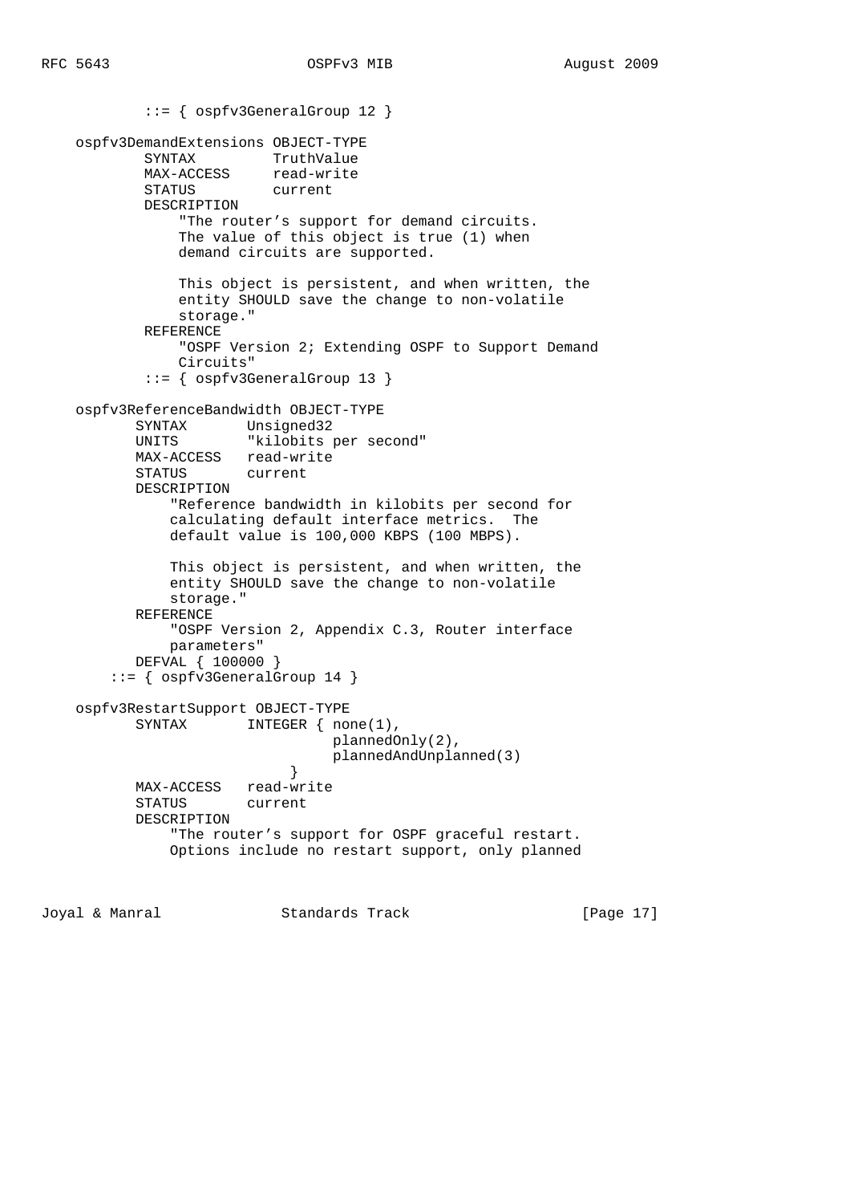```
           ::= { ospfv3GeneralGroup 12 }

   ospfv3DemandExtensions OBJECT-TYPE
           SYNTAX         TruthValue
           MAX-ACCESS     read-write
           STATUS         current
           DESCRIPTION
               "The router's support for demand circuits.
               The value of this object is true (1) when
               demand circuits are supported.

               This object is persistent, and when written, the
               entity SHOULD save the change to non-volatile
               storage."
           REFERENCE
               "OSPF Version 2; Extending OSPF to Support Demand
               Circuits"
           ::= { ospfv3GeneralGroup 13 }

   ospfv3ReferenceBandwidth OBJECT-TYPE
          SYNTAX       Unsigned32
          UNITS        "kilobits per second"
          MAX-ACCESS   read-write
          STATUS       current
          DESCRIPTION
              "Reference bandwidth in kilobits per second for
              calculating default interface metrics.  The
              default value is 100,000 KBPS (100 MBPS).

              This object is persistent, and when written, the
              entity SHOULD save the change to non-volatile
              storage."
          REFERENCE
              "OSPF Version 2, Appendix C.3, Router interface
              parameters"
          DEFVAL { 100000 }
       ::= { ospfv3GeneralGroup 14 }

   ospfv3RestartSupport OBJECT-TYPE
          SYNTAX       INTEGER { none(1),
                                 plannedOnly(2),
                                 plannedAndUnplanned(3)
                            }
          MAX-ACCESS   read-write
          STATUS       current
          DESCRIPTION
              "The router's support for OSPF graceful restart.
              Options include no restart support, only planned
```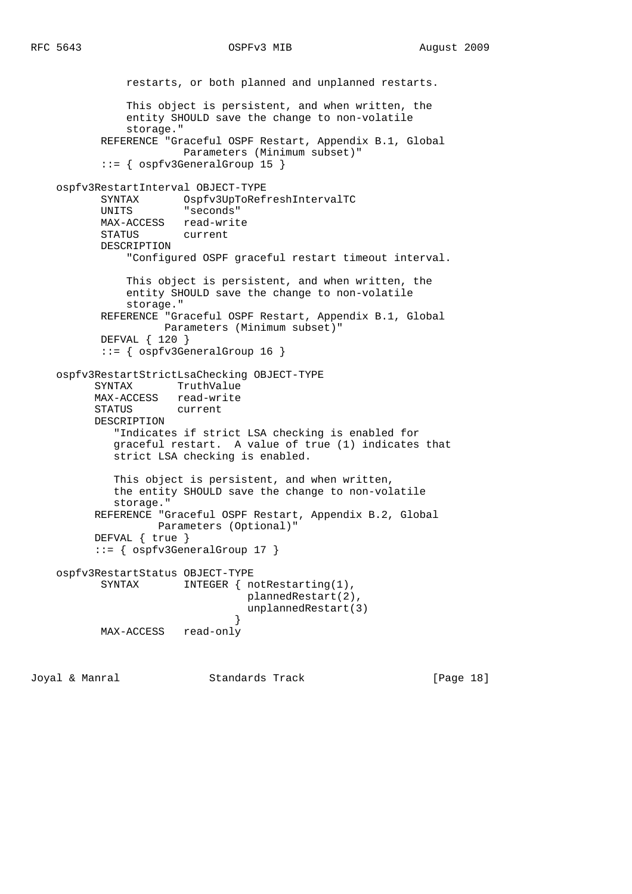```
               restarts, or both planned and unplanned restarts.

               This object is persistent, and when written, the
               entity SHOULD save the change to non-volatile
               storage."
           REFERENCE "Graceful OSPF Restart, Appendix B.1, Global
                         Parameters (Minimum subset)"
           ::= { ospfv3GeneralGroup 15 }

    ospfv3RestartInterval OBJECT-TYPE
           SYNTAX       Ospfv3UpToRefreshIntervalTC
           UNITS        "seconds"
           MAX-ACCESS   read-write
           STATUS       current
           DESCRIPTION
               "Configured OSPF graceful restart timeout interval.

               This object is persistent, and when written, the
               entity SHOULD save the change to non-volatile
               storage."
           REFERENCE "Graceful OSPF Restart, Appendix B.1, Global
                      Parameters (Minimum subset)"
           DEFVAL { 120 }
           ::= { ospfv3GeneralGroup 16 }

    ospfv3RestartStrictLsaChecking OBJECT-TYPE
          SYNTAX       TruthValue
          MAX-ACCESS   read-write
          STATUS       current
          DESCRIPTION
             "Indicates if strict LSA checking is enabled for
             graceful restart.  A value of true (1) indicates that
             strict LSA checking is enabled.

             This object is persistent, and when written,
             the entity SHOULD save the change to non-volatile
             storage."
          REFERENCE "Graceful OSPF Restart, Appendix B.2, Global
                     Parameters (Optional)"
          DEFVAL { true }
          ::= { ospfv3GeneralGroup 17 }

    ospfv3RestartStatus OBJECT-TYPE
           SYNTAX       INTEGER { notRestarting(1),
                                  plannedRestart(2),
                                  unplannedRestart(3)
                                }
           MAX-ACCESS   read-only
```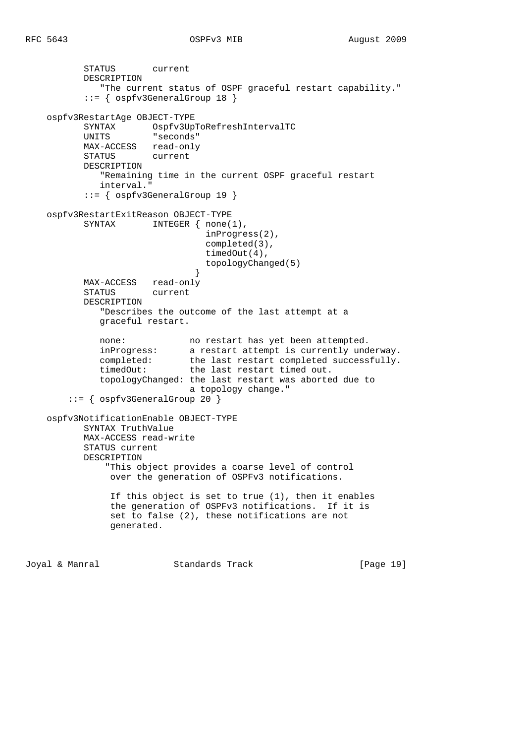```
          STATUS       current
          DESCRIPTION
             "The current status of OSPF graceful restart capability."
          ::= { ospfv3GeneralGroup 18 }

    ospfv3RestartAge OBJECT-TYPE
          SYNTAX       Ospfv3UpToRefreshIntervalTC
          UNITS        "seconds"
          MAX-ACCESS   read-only
          STATUS       current
          DESCRIPTION
             "Remaining time in the current OSPF graceful restart
             interval."
          ::= { ospfv3GeneralGroup 19 }

    ospfv3RestartExitReason OBJECT-TYPE
          SYNTAX       INTEGER { none(1),
                                 inProgress(2),
                                 completed(3),
                                 timedOut(4),
                                 topologyChanged(5)
                               }
          MAX-ACCESS   read-only
          STATUS       current
          DESCRIPTION
             "Describes the outcome of the last attempt at a
             graceful restart.

             none:            no restart has yet been attempted.
             inProgress:      a restart attempt is currently underway.
             completed:       the last restart completed successfully.
             timedOut:        the last restart timed out.
             topologyChanged: the last restart was aborted due to
                              a topology change."
       ::= { ospfv3GeneralGroup 20 }

    ospfv3NotificationEnable OBJECT-TYPE
          SYNTAX TruthValue
          MAX-ACCESS read-write
          STATUS current
          DESCRIPTION
              "This object provides a coarse level of control
               over the generation of OSPFv3 notifications.

               If this object is set to true (1), then it enables
               the generation of OSPFv3 notifications.  If it is
               set to false (2), these notifications are not
               generated.
```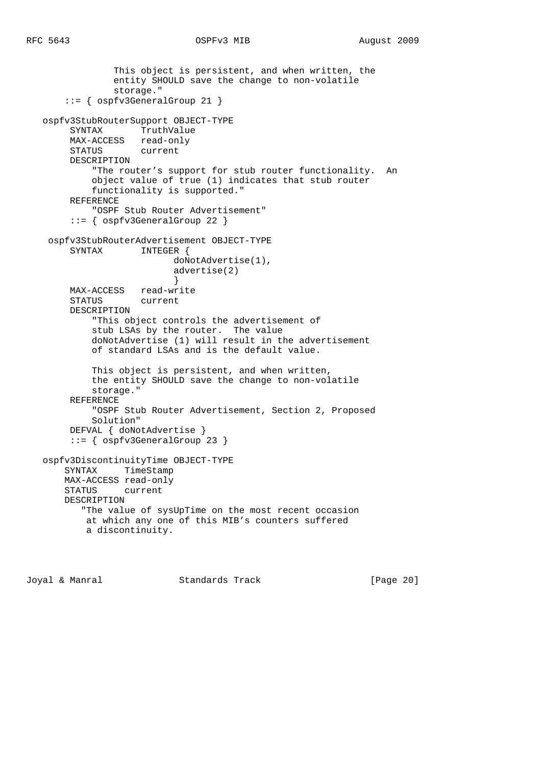```
                This object is persistent, and when written, the
                entity SHOULD save the change to non-volatile
                storage."
        ::= { ospfv3GeneralGroup 21 }

   ospfv3StubRouterSupport OBJECT-TYPE
        SYNTAX       TruthValue
        MAX-ACCESS   read-only
        STATUS       current
        DESCRIPTION
            "The router's support for stub router functionality.  An
            object value of true (1) indicates that stub router
            functionality is supported."
        REFERENCE
            "OSPF Stub Router Advertisement"
        ::= { ospfv3GeneralGroup 22 }

    ospfv3StubRouterAdvertisement OBJECT-TYPE
        SYNTAX       INTEGER {
                           doNotAdvertise(1),
                           advertise(2)
                           }
        MAX-ACCESS   read-write
        STATUS       current
        DESCRIPTION
            "This object controls the advertisement of
            stub LSAs by the router.  The value
            doNotAdvertise (1) will result in the advertisement
            of standard LSAs and is the default value.

            This object is persistent, and when written,
            the entity SHOULD save the change to non-volatile
            storage."
        REFERENCE
            "OSPF Stub Router Advertisement, Section 2, Proposed
            Solution"
        DEFVAL { doNotAdvertise }
        ::= { ospfv3GeneralGroup 23 }

   ospfv3DiscontinuityTime OBJECT-TYPE
       SYNTAX      TimeStamp
       MAX-ACCESS read-only
       STATUS      current
       DESCRIPTION
          "The value of sysUpTime on the most recent occasion
           at which any one of this MIB's counters suffered
           a discontinuity.
```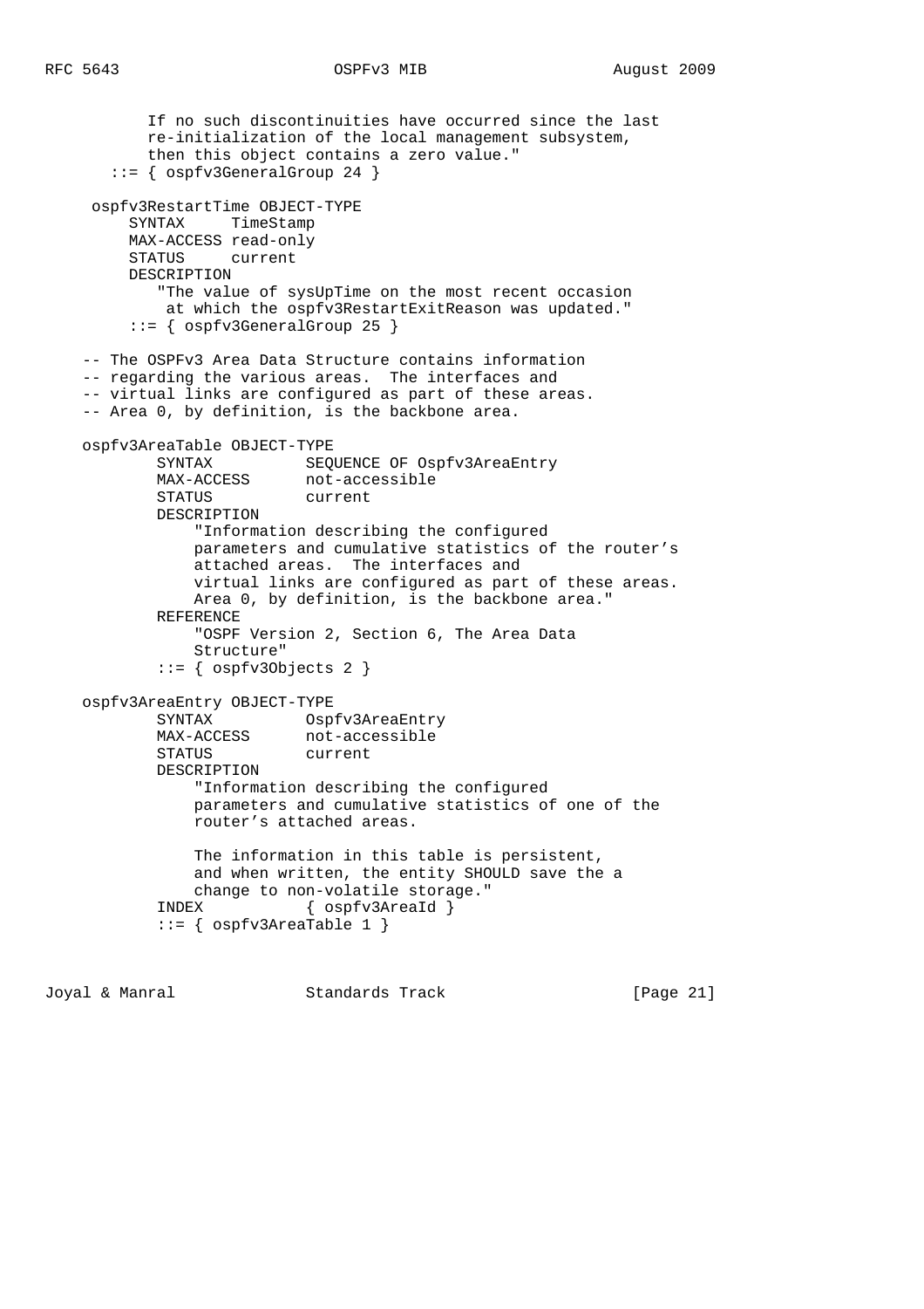```
          If no such discontinuities have occurred since the last
          re-initialization of the local management subsystem,
          then this object contains a zero value."
       ::= { ospfv3GeneralGroup 24 }

     ospfv3RestartTime OBJECT-TYPE
         SYNTAX     TimeStamp
         MAX-ACCESS read-only
         STATUS     current
         DESCRIPTION
            "The value of sysUpTime on the most recent occasion
             at which the ospfv3RestartExitReason was updated."
         ::= { ospfv3GeneralGroup 25 }

    -- The OSPFv3 Area Data Structure contains information
    -- regarding the various areas.  The interfaces and
    -- virtual links are configured as part of these areas.
    -- Area 0, by definition, is the backbone area.

    ospfv3AreaTable OBJECT-TYPE
            SYNTAX          SEQUENCE OF Ospfv3AreaEntry
            MAX-ACCESS      not-accessible
            STATUS          current
            DESCRIPTION
                "Information describing the configured
                parameters and cumulative statistics of the router's
                attached areas.  The interfaces and
                virtual links are configured as part of these areas.
                Area 0, by definition, is the backbone area."
            REFERENCE
                "OSPF Version 2, Section 6, The Area Data
                Structure"
            ::= { ospfv3Objects 2 }

    ospfv3AreaEntry OBJECT-TYPE
            SYNTAX          Ospfv3AreaEntry
            MAX-ACCESS      not-accessible
            STATUS          current
            DESCRIPTION
                "Information describing the configured
                parameters and cumulative statistics of one of the
                router's attached areas.

                The information in this table is persistent,
                and when written, the entity SHOULD save the a
                change to non-volatile storage."
            INDEX           { ospfv3AreaId }
            ::= { ospfv3AreaTable 1 }
```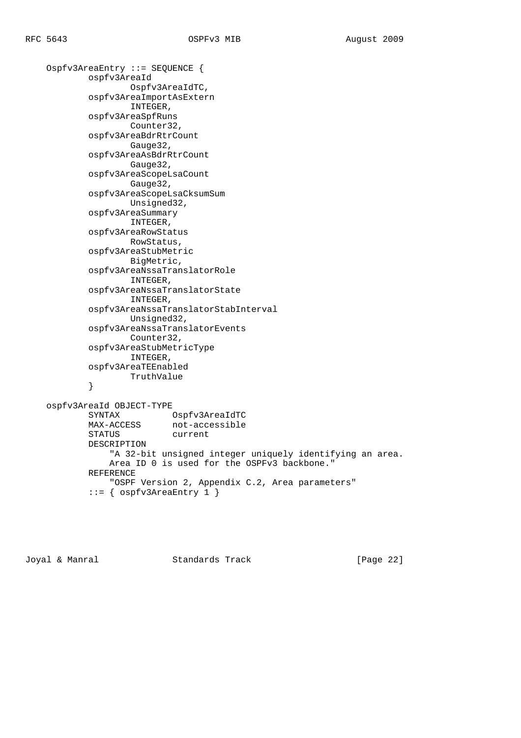```
    Ospfv3AreaEntry ::= SEQUENCE {
            ospfv3AreaId
                    Ospfv3AreaIdTC,
            ospfv3AreaImportAsExtern
                    INTEGER,
            ospfv3AreaSpfRuns
                    Counter32,
            ospfv3AreaBdrRtrCount
                    Gauge32,
            ospfv3AreaAsBdrRtrCount
                    Gauge32,
            ospfv3AreaScopeLsaCount
                    Gauge32,
            ospfv3AreaScopeLsaCksumSum
                    Unsigned32,
            ospfv3AreaSummary
                    INTEGER,
            ospfv3AreaRowStatus
                    RowStatus,
            ospfv3AreaStubMetric
                    BigMetric,
            ospfv3AreaNssaTranslatorRole
                    INTEGER,
            ospfv3AreaNssaTranslatorState
                    INTEGER,
            ospfv3AreaNssaTranslatorStabInterval
                    Unsigned32,
            ospfv3AreaNssaTranslatorEvents
                    Counter32,
            ospfv3AreaStubMetricType
                    INTEGER,
            ospfv3AreaTEEnabled
                    TruthValue
            }

    ospfv3AreaId OBJECT-TYPE
            SYNTAX          Ospfv3AreaIdTC
            MAX-ACCESS      not-accessible
            STATUS          current
            DESCRIPTION
                "A 32-bit unsigned integer uniquely identifying an area.
                Area ID 0 is used for the OSPFv3 backbone."
            REFERENCE
                "OSPF Version 2, Appendix C.2, Area parameters"
            ::= { ospfv3AreaEntry 1 }
```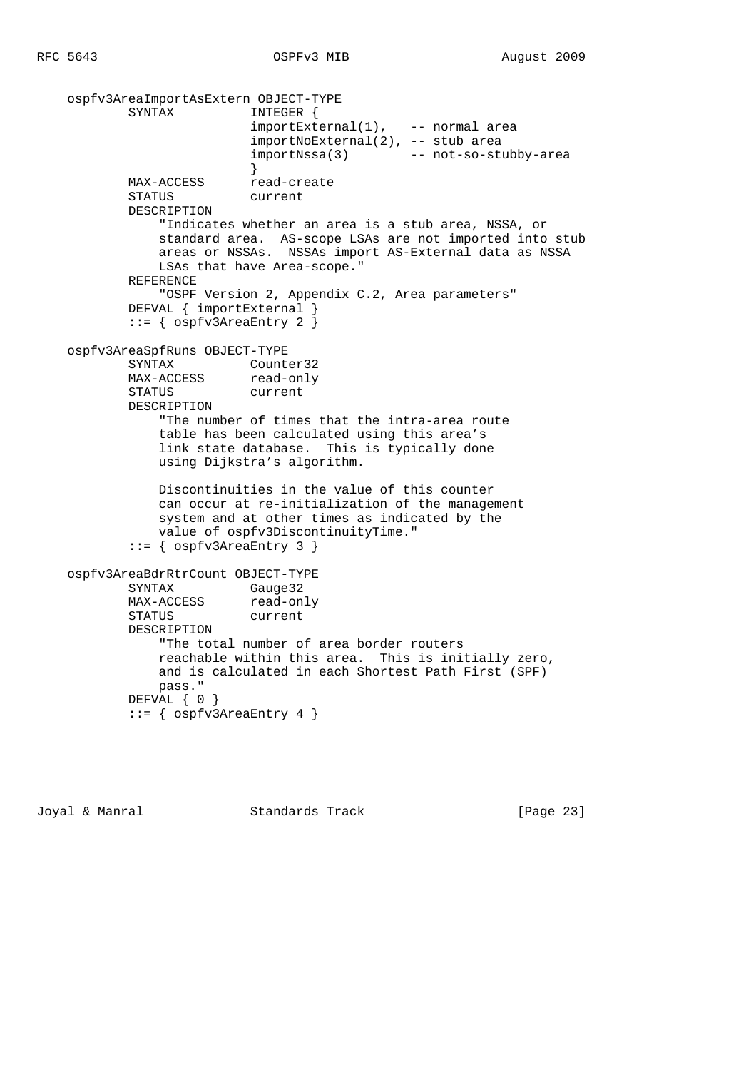```
    ospfv3AreaImportAsExtern OBJECT-TYPE
            SYNTAX          INTEGER {
                            importExternal(1),   -- normal area
                            importNoExternal(2), -- stub area
                            importNssa(3)        -- not-so-stubby-area
                            }
            MAX-ACCESS      read-create
            STATUS          current
            DESCRIPTION
                "Indicates whether an area is a stub area, NSSA, or
                standard area.  AS-scope LSAs are not imported into stub
                areas or NSSAs.  NSSAs import AS-External data as NSSA
                LSAs that have Area-scope."
            REFERENCE
                "OSPF Version 2, Appendix C.2, Area parameters"
            DEFVAL { importExternal }
            ::= { ospfv3AreaEntry 2 }

    ospfv3AreaSpfRuns OBJECT-TYPE
            SYNTAX          Counter32
            MAX-ACCESS      read-only
            STATUS          current
            DESCRIPTION
                "The number of times that the intra-area route
                table has been calculated using this area's
                link state database.  This is typically done
                using Dijkstra's algorithm.

                Discontinuities in the value of this counter
                can occur at re-initialization of the management
                system and at other times as indicated by the
                value of ospfv3DiscontinuityTime."
            ::= { ospfv3AreaEntry 3 }

    ospfv3AreaBdrRtrCount OBJECT-TYPE
            SYNTAX          Gauge32
            MAX-ACCESS      read-only
            STATUS          current
            DESCRIPTION
                "The total number of area border routers
                reachable within this area.  This is initially zero,
                and is calculated in each Shortest Path First (SPF)
                pass."
            DEFVAL { 0 }
            ::= { ospfv3AreaEntry 4 }
```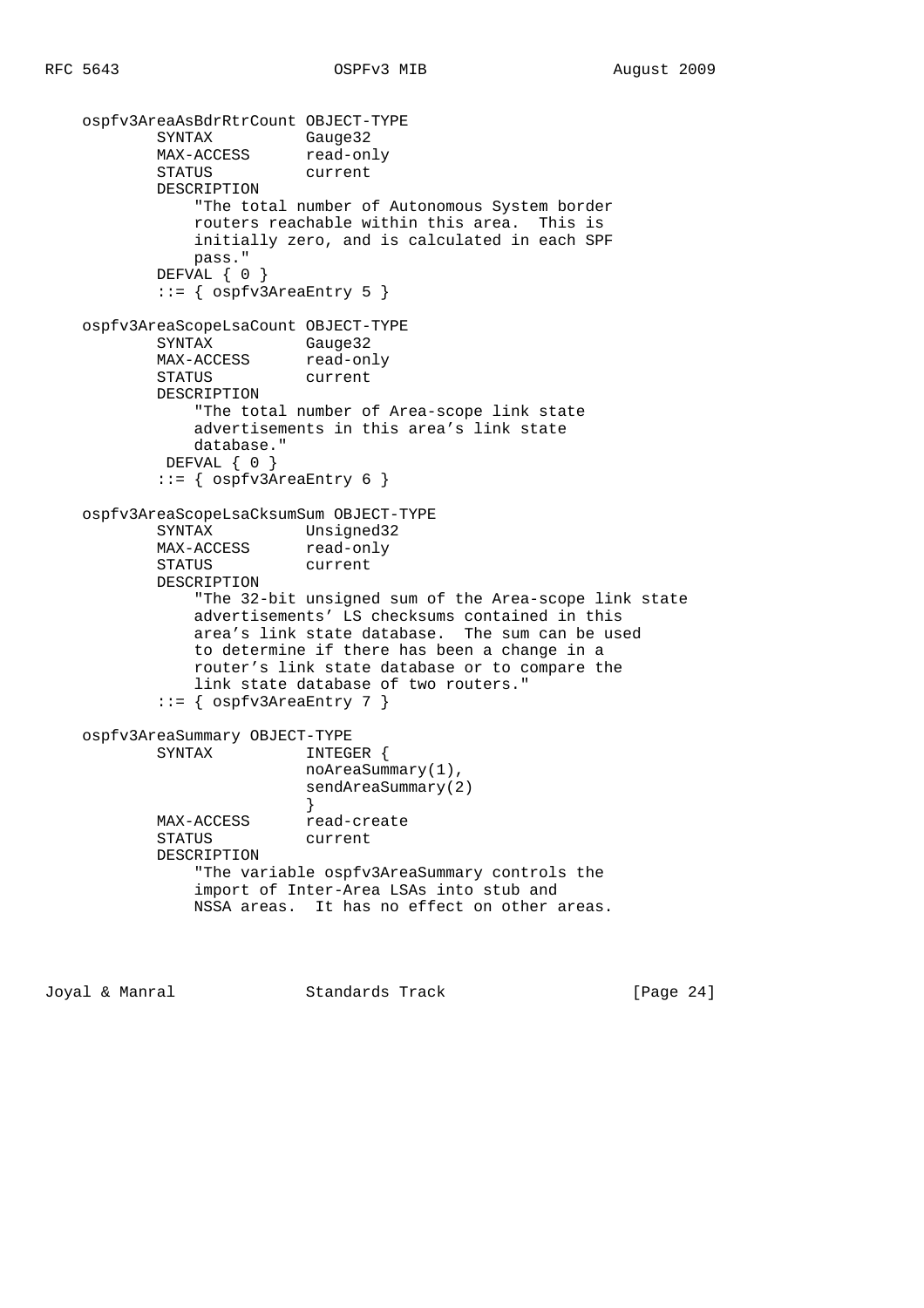```
   ospfv3AreaAsBdrRtrCount OBJECT-TYPE
           SYNTAX          Gauge32
           MAX-ACCESS      read-only
           STATUS          current
           DESCRIPTION
               "The total number of Autonomous System border
               routers reachable within this area.  This is
               initially zero, and is calculated in each SPF
               pass."
           DEFVAL { 0 }
           ::= { ospfv3AreaEntry 5 }

   ospfv3AreaScopeLsaCount OBJECT-TYPE
           SYNTAX          Gauge32
           MAX-ACCESS      read-only
           STATUS          current
           DESCRIPTION
               "The total number of Area-scope link state
               advertisements in this area's link state
               database."
            DEFVAL { 0 }
           ::= { ospfv3AreaEntry 6 }

   ospfv3AreaScopeLsaCksumSum OBJECT-TYPE
           SYNTAX          Unsigned32
           MAX-ACCESS      read-only
           STATUS          current
           DESCRIPTION
               "The 32-bit unsigned sum of the Area-scope link state
               advertisements' LS checksums contained in this
               area's link state database.  The sum can be used
               to determine if there has been a change in a
               router's link state database or to compare the
               link state database of two routers."
           ::= { ospfv3AreaEntry 7 }

   ospfv3AreaSummary OBJECT-TYPE
           SYNTAX          INTEGER {
                           noAreaSummary(1),
                           sendAreaSummary(2)
                           }
           MAX-ACCESS      read-create
           STATUS          current
           DESCRIPTION
               "The variable ospfv3AreaSummary controls the
               import of Inter-Area LSAs into stub and
               NSSA areas.  It has no effect on other areas.
```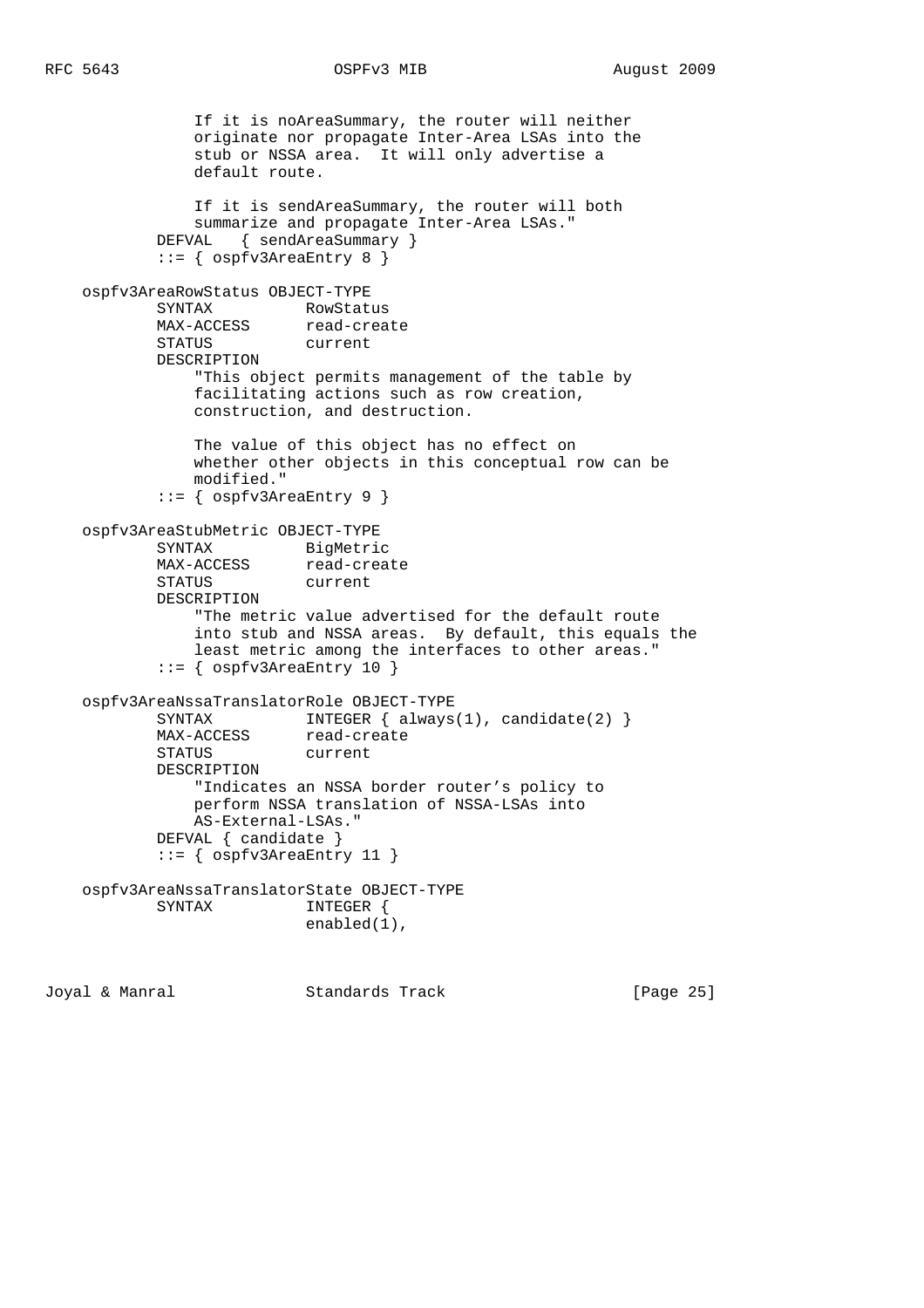```
               If it is noAreaSummary, the router will neither
               originate nor propagate Inter-Area LSAs into the
               stub or NSSA area.  It will only advertise a
               default route.

               If it is sendAreaSummary, the router will both
               summarize and propagate Inter-Area LSAs."
           DEFVAL   { sendAreaSummary }
           ::= { ospfv3AreaEntry 8 }

   ospfv3AreaRowStatus OBJECT-TYPE
           SYNTAX          RowStatus
           MAX-ACCESS      read-create
           STATUS          current
           DESCRIPTION
               "This object permits management of the table by
               facilitating actions such as row creation,
               construction, and destruction.

               The value of this object has no effect on
               whether other objects in this conceptual row can be
               modified."
           ::= { ospfv3AreaEntry 9 }

   ospfv3AreaStubMetric OBJECT-TYPE
           SYNTAX          BigMetric
           MAX-ACCESS      read-create
           STATUS          current
           DESCRIPTION
               "The metric value advertised for the default route
               into stub and NSSA areas.  By default, this equals the
               least metric among the interfaces to other areas."
           ::= { ospfv3AreaEntry 10 }

   ospfv3AreaNssaTranslatorRole OBJECT-TYPE
           SYNTAX          INTEGER { always(1), candidate(2) }
           MAX-ACCESS      read-create
           STATUS          current
           DESCRIPTION
               "Indicates an NSSA border router's policy to
               perform NSSA translation of NSSA-LSAs into
               AS-External-LSAs."
           DEFVAL { candidate }
           ::= { ospfv3AreaEntry 11 }

   ospfv3AreaNssaTranslatorState OBJECT-TYPE
           SYNTAX          INTEGER {
                           enabled(1),
```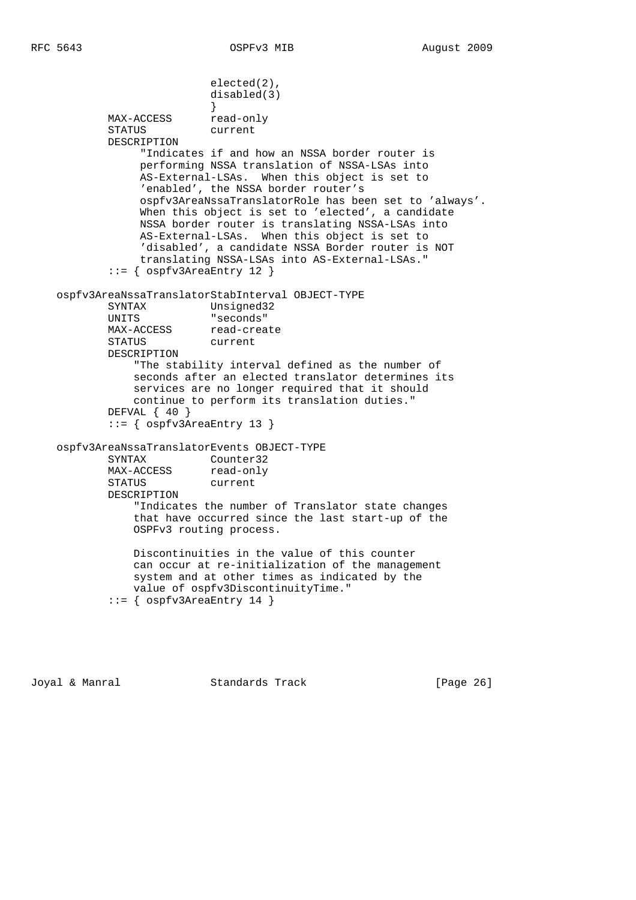```
                          elected(2),
                          disabled(3)
                          }
          MAX-ACCESS      read-only
          STATUS          current
          DESCRIPTION
               "Indicates if and how an NSSA border router is
               performing NSSA translation of NSSA-LSAs into
               AS-External-LSAs.  When this object is set to
               'enabled', the NSSA border router's
               ospfv3AreaNssaTranslatorRole has been set to 'always'.
               When this object is set to 'elected', a candidate
               NSSA border router is translating NSSA-LSAs into
               AS-External-LSAs.  When this object is set to
               'disabled', a candidate NSSA Border router is NOT
               translating NSSA-LSAs into AS-External-LSAs."
          ::= { ospfv3AreaEntry 12 }

    ospfv3AreaNssaTranslatorStabInterval OBJECT-TYPE
          SYNTAX          Unsigned32
          UNITS           "seconds"
          MAX-ACCESS      read-create
          STATUS          current
          DESCRIPTION
              "The stability interval defined as the number of
              seconds after an elected translator determines its
              services are no longer required that it should
              continue to perform its translation duties."
          DEFVAL { 40 }
          ::= { ospfv3AreaEntry 13 }

    ospfv3AreaNssaTranslatorEvents OBJECT-TYPE
          SYNTAX          Counter32
          MAX-ACCESS      read-only
          STATUS          current
          DESCRIPTION
              "Indicates the number of Translator state changes
              that have occurred since the last start-up of the
              OSPFv3 routing process.

              Discontinuities in the value of this counter
              can occur at re-initialization of the management
              system and at other times as indicated by the
              value of ospfv3DiscontinuityTime."
          ::= { ospfv3AreaEntry 14 }
```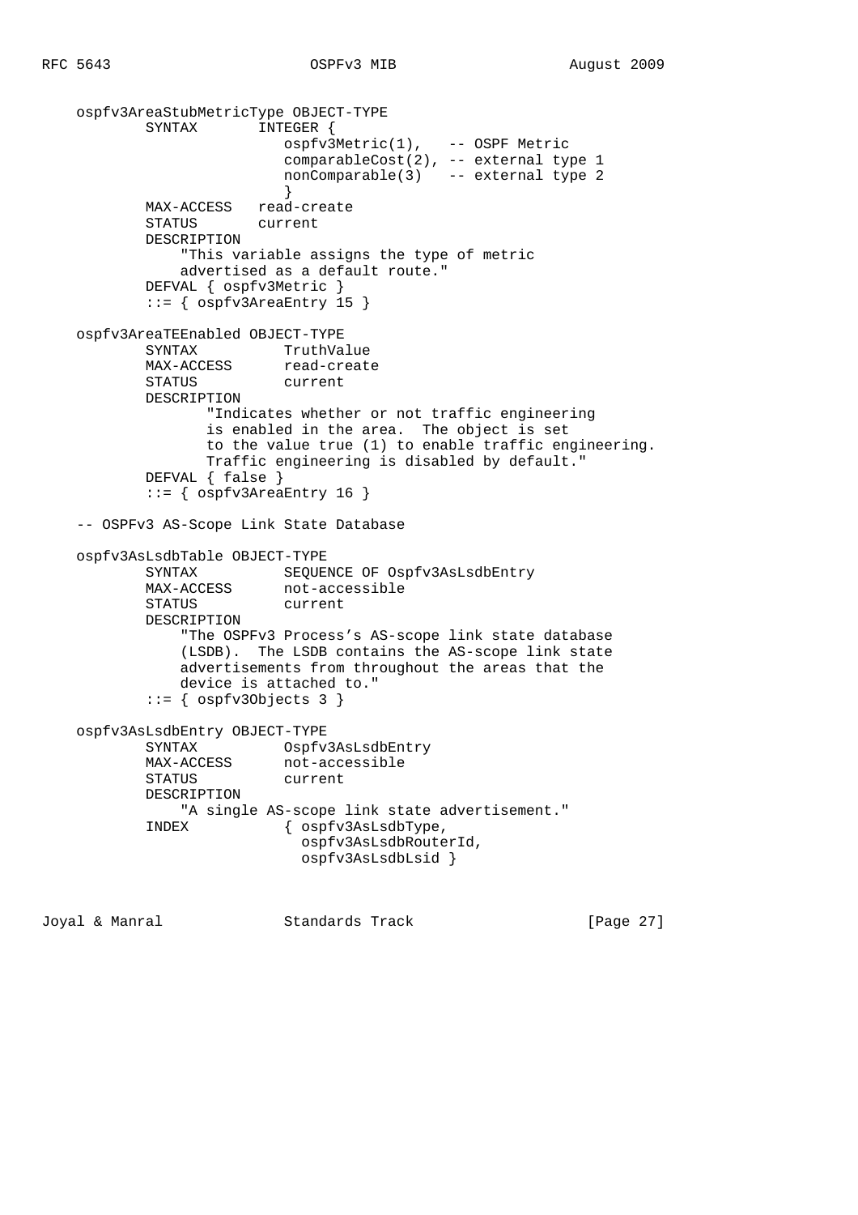```
    ospfv3AreaStubMetricType OBJECT-TYPE
            SYNTAX       INTEGER {
                            ospfv3Metric(1),   -- OSPF Metric
                            comparableCost(2), -- external type 1
                            nonComparable(3)   -- external type 2
                            }
            MAX-ACCESS   read-create
            STATUS       current
            DESCRIPTION
                "This variable assigns the type of metric
                advertised as a default route."
            DEFVAL { ospfv3Metric }
            ::= { ospfv3AreaEntry 15 }

    ospfv3AreaTEEnabled OBJECT-TYPE
            SYNTAX          TruthValue
            MAX-ACCESS      read-create
            STATUS          current
            DESCRIPTION
                   "Indicates whether or not traffic engineering
                   is enabled in the area.  The object is set
                   to the value true (1) to enable traffic engineering.
                   Traffic engineering is disabled by default."
            DEFVAL { false }
            ::= { ospfv3AreaEntry 16 }

    -- OSPFv3 AS-Scope Link State Database

    ospfv3AsLsdbTable OBJECT-TYPE
            SYNTAX          SEQUENCE OF Ospfv3AsLsdbEntry
            MAX-ACCESS      not-accessible
            STATUS          current
            DESCRIPTION
                "The OSPFv3 Process's AS-scope link state database
                (LSDB).  The LSDB contains the AS-scope link state
                advertisements from throughout the areas that the
                device is attached to."
            ::= { ospfv3Objects 3 }

    ospfv3AsLsdbEntry OBJECT-TYPE
            SYNTAX          Ospfv3AsLsdbEntry
            MAX-ACCESS      not-accessible
            STATUS          current
            DESCRIPTION
                "A single AS-scope link state advertisement."
            INDEX           { ospfv3AsLsdbType,
                              ospfv3AsLsdbRouterId,
                              ospfv3AsLsdbLsid }
```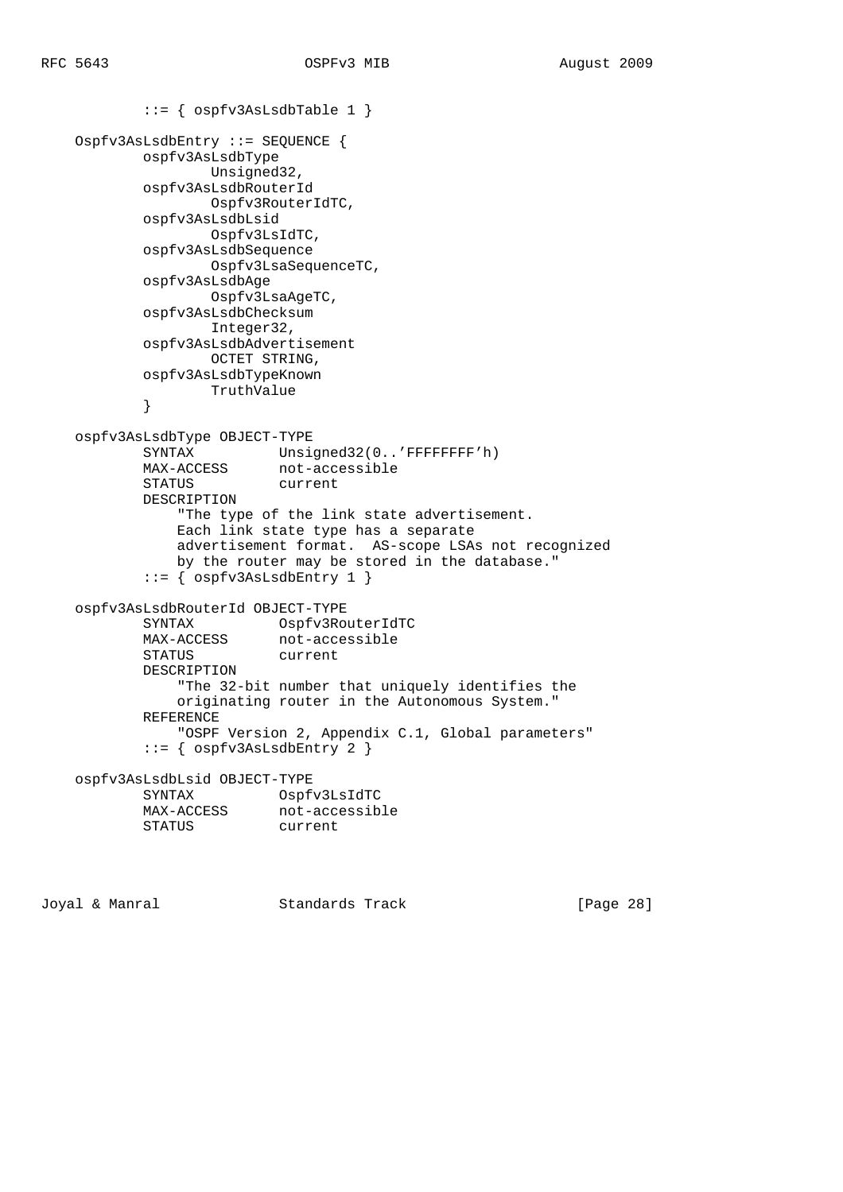```
           ::= { ospfv3AsLsdbTable 1 }

   Ospfv3AsLsdbEntry ::= SEQUENCE {
           ospfv3AsLsdbType
                   Unsigned32,
           ospfv3AsLsdbRouterId
                   Ospfv3RouterIdTC,
           ospfv3AsLsdbLsid
                   Ospfv3LsIdTC,
           ospfv3AsLsdbSequence
                   Ospfv3LsaSequenceTC,
           ospfv3AsLsdbAge
                   Ospfv3LsaAgeTC,
           ospfv3AsLsdbChecksum
                   Integer32,
           ospfv3AsLsdbAdvertisement
                   OCTET STRING,
           ospfv3AsLsdbTypeKnown
                   TruthValue
           }

   ospfv3AsLsdbType OBJECT-TYPE
           SYNTAX          Unsigned32(0..'FFFFFFFF'h)
           MAX-ACCESS      not-accessible
           STATUS          current
           DESCRIPTION
               "The type of the link state advertisement.
               Each link state type has a separate
               advertisement format.  AS-scope LSAs not recognized
               by the router may be stored in the database."
           ::= { ospfv3AsLsdbEntry 1 }

   ospfv3AsLsdbRouterId OBJECT-TYPE
           SYNTAX          Ospfv3RouterIdTC
           MAX-ACCESS      not-accessible
           STATUS          current
           DESCRIPTION
               "The 32-bit number that uniquely identifies the
               originating router in the Autonomous System."
           REFERENCE
               "OSPF Version 2, Appendix C.1, Global parameters"
           ::= { ospfv3AsLsdbEntry 2 }

   ospfv3AsLsdbLsid OBJECT-TYPE
           SYNTAX          Ospfv3LsIdTC
           MAX-ACCESS      not-accessible
           STATUS          current
```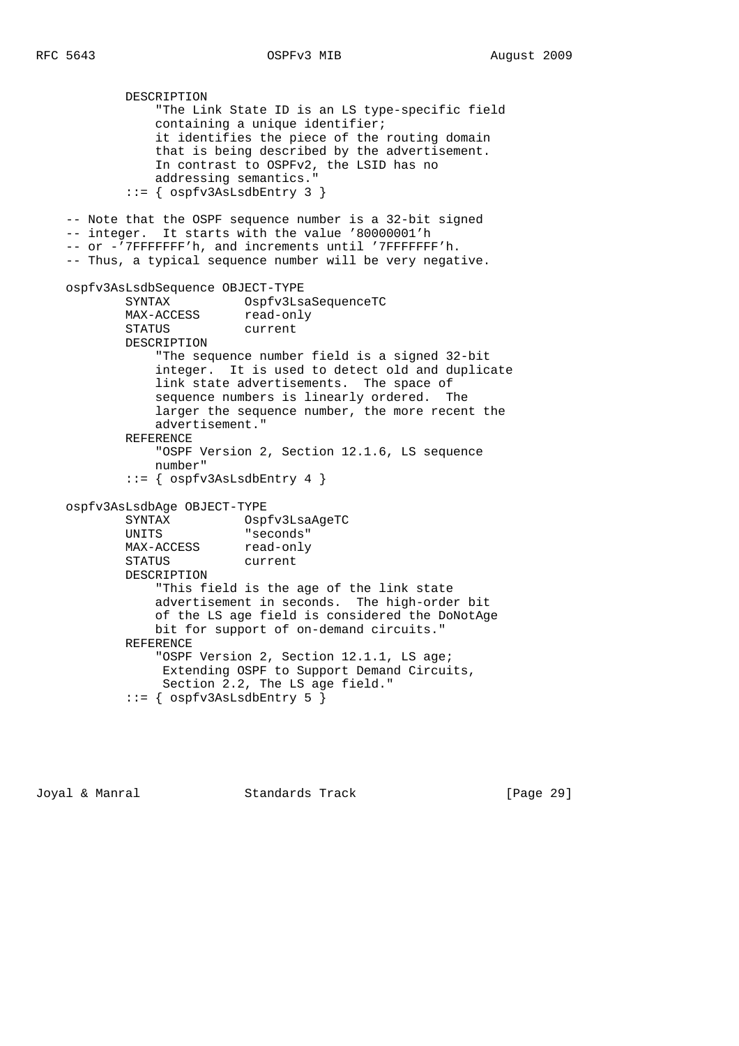```
          DESCRIPTION
              "The Link State ID is an LS type-specific field
              containing a unique identifier;
              it identifies the piece of the routing domain
              that is being described by the advertisement.
              In contrast to OSPFv2, the LSID has no
              addressing semantics."
          ::= { ospfv3AsLsdbEntry 3 }

  -- Note that the OSPF sequence number is a 32-bit signed
  -- integer.  It starts with the value '80000001'h
  -- or -'7FFFFFFF'h, and increments until '7FFFFFFF'h.
  -- Thus, a typical sequence number will be very negative.

  ospfv3AsLsdbSequence OBJECT-TYPE
          SYNTAX          Ospfv3LsaSequenceTC
          MAX-ACCESS      read-only
          STATUS          current
          DESCRIPTION
              "The sequence number field is a signed 32-bit
              integer.  It is used to detect old and duplicate
              link state advertisements.  The space of
              sequence numbers is linearly ordered.  The
              larger the sequence number, the more recent the
              advertisement."
          REFERENCE
              "OSPF Version 2, Section 12.1.6, LS sequence
              number"
          ::= { ospfv3AsLsdbEntry 4 }

  ospfv3AsLsdbAge OBJECT-TYPE
          SYNTAX          Ospfv3LsaAgeTC
          UNITS           "seconds"
          MAX-ACCESS      read-only
          STATUS          current
          DESCRIPTION
              "This field is the age of the link state
              advertisement in seconds.  The high-order bit
              of the LS age field is considered the DoNotAge
              bit for support of on-demand circuits."
          REFERENCE
              "OSPF Version 2, Section 12.1.1, LS age;
               Extending OSPF to Support Demand Circuits,
               Section 2.2, The LS age field."
          ::= { ospfv3AsLsdbEntry 5 }
```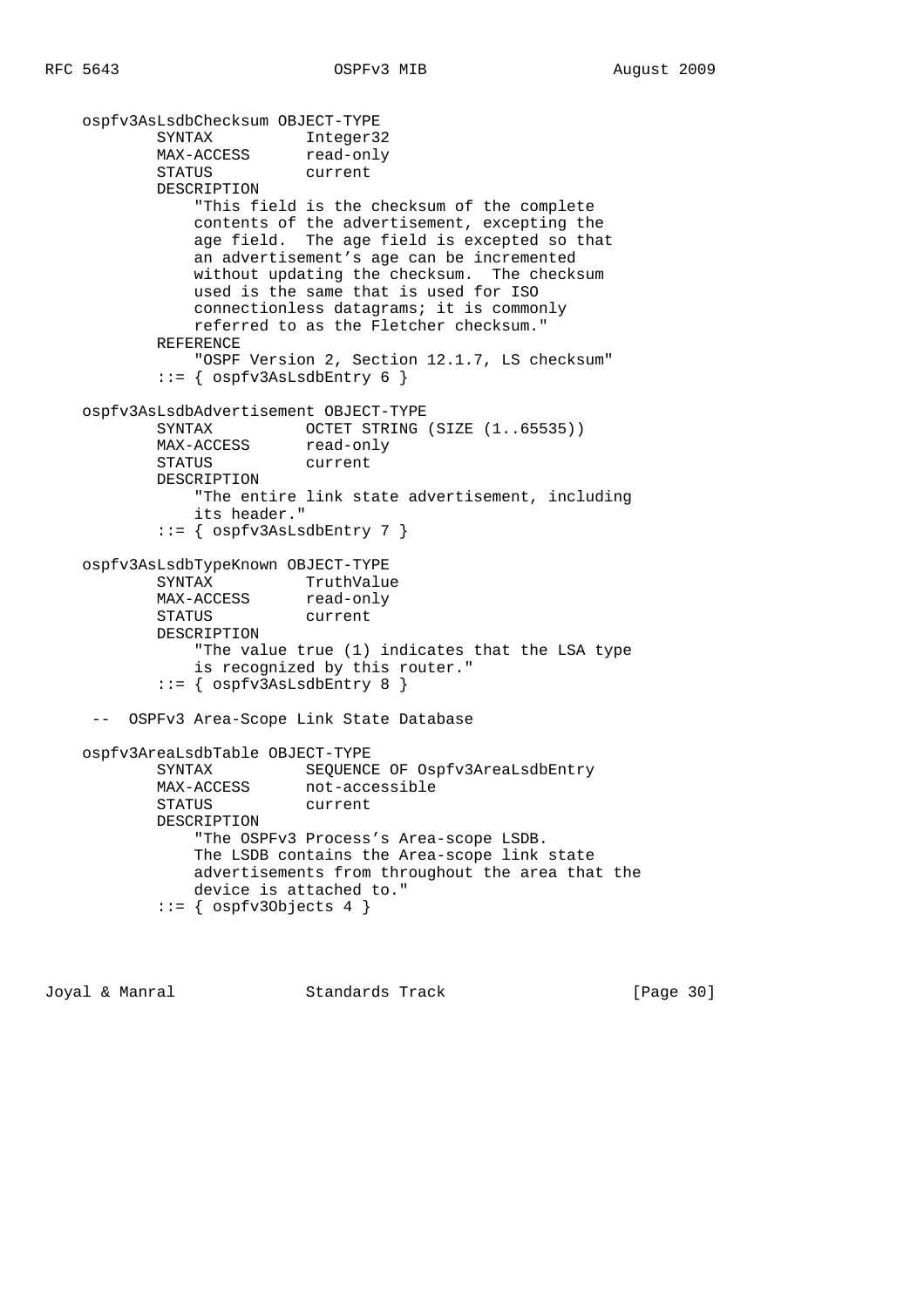```
    ospfv3AsLsdbChecksum OBJECT-TYPE
            SYNTAX          Integer32
            MAX-ACCESS      read-only
            STATUS          current
            DESCRIPTION
                "This field is the checksum of the complete
                contents of the advertisement, excepting the
                age field.  The age field is excepted so that
                an advertisement's age can be incremented
                without updating the checksum.  The checksum
                used is the same that is used for ISO
                connectionless datagrams; it is commonly
                referred to as the Fletcher checksum."
            REFERENCE
                "OSPF Version 2, Section 12.1.7, LS checksum"
            ::= { ospfv3AsLsdbEntry 6 }

    ospfv3AsLsdbAdvertisement OBJECT-TYPE
            SYNTAX          OCTET STRING (SIZE (1..65535))
            MAX-ACCESS      read-only
            STATUS          current
            DESCRIPTION
                "The entire link state advertisement, including
                its header."
            ::= { ospfv3AsLsdbEntry 7 }

    ospfv3AsLsdbTypeKnown OBJECT-TYPE
            SYNTAX          TruthValue
            MAX-ACCESS      read-only
            STATUS          current
            DESCRIPTION
                "The value true (1) indicates that the LSA type
                is recognized by this router."
            ::= { ospfv3AsLsdbEntry 8 }

     --  OSPFv3 Area-Scope Link State Database

    ospfv3AreaLsdbTable OBJECT-TYPE
            SYNTAX          SEQUENCE OF Ospfv3AreaLsdbEntry
            MAX-ACCESS      not-accessible
            STATUS          current
            DESCRIPTION
                "The OSPFv3 Process's Area-scope LSDB.
                The LSDB contains the Area-scope link state
                advertisements from throughout the area that the
                device is attached to."
            ::= { ospfv3Objects 4 }
```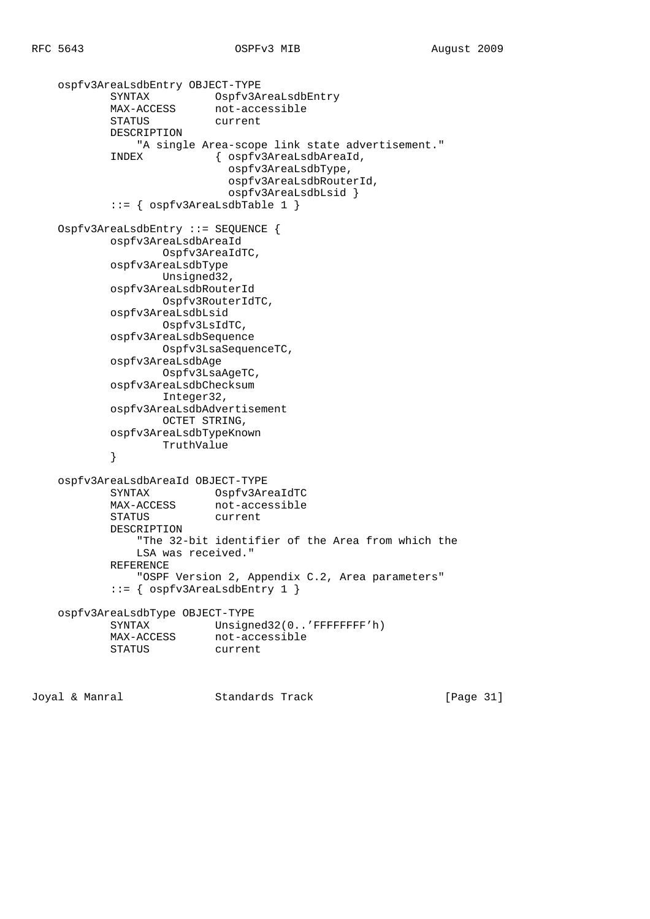```
    ospfv3AreaLsdbEntry OBJECT-TYPE
            SYNTAX          Ospfv3AreaLsdbEntry
            MAX-ACCESS      not-accessible
            STATUS          current
            DESCRIPTION
                "A single Area-scope link state advertisement."
            INDEX           { ospfv3AreaLsdbAreaId,
                              ospfv3AreaLsdbType,
                              ospfv3AreaLsdbRouterId,
                              ospfv3AreaLsdbLsid }
            ::= { ospfv3AreaLsdbTable 1 }

    Ospfv3AreaLsdbEntry ::= SEQUENCE {
            ospfv3AreaLsdbAreaId
                    Ospfv3AreaIdTC,
            ospfv3AreaLsdbType
                    Unsigned32,
            ospfv3AreaLsdbRouterId
                    Ospfv3RouterIdTC,
            ospfv3AreaLsdbLsid
                    Ospfv3LsIdTC,
            ospfv3AreaLsdbSequence
                    Ospfv3LsaSequenceTC,
            ospfv3AreaLsdbAge
                    Ospfv3LsaAgeTC,
            ospfv3AreaLsdbChecksum
                    Integer32,
            ospfv3AreaLsdbAdvertisement
                    OCTET STRING,
            ospfv3AreaLsdbTypeKnown
                    TruthValue
            }

    ospfv3AreaLsdbAreaId OBJECT-TYPE
            SYNTAX          Ospfv3AreaIdTC
            MAX-ACCESS      not-accessible
            STATUS          current
            DESCRIPTION
                "The 32-bit identifier of the Area from which the
                LSA was received."
            REFERENCE
                "OSPF Version 2, Appendix C.2, Area parameters"
            ::= { ospfv3AreaLsdbEntry 1 }

    ospfv3AreaLsdbType OBJECT-TYPE
            SYNTAX          Unsigned32(0..'FFFFFFFF'h)
            MAX-ACCESS      not-accessible
            STATUS          current
```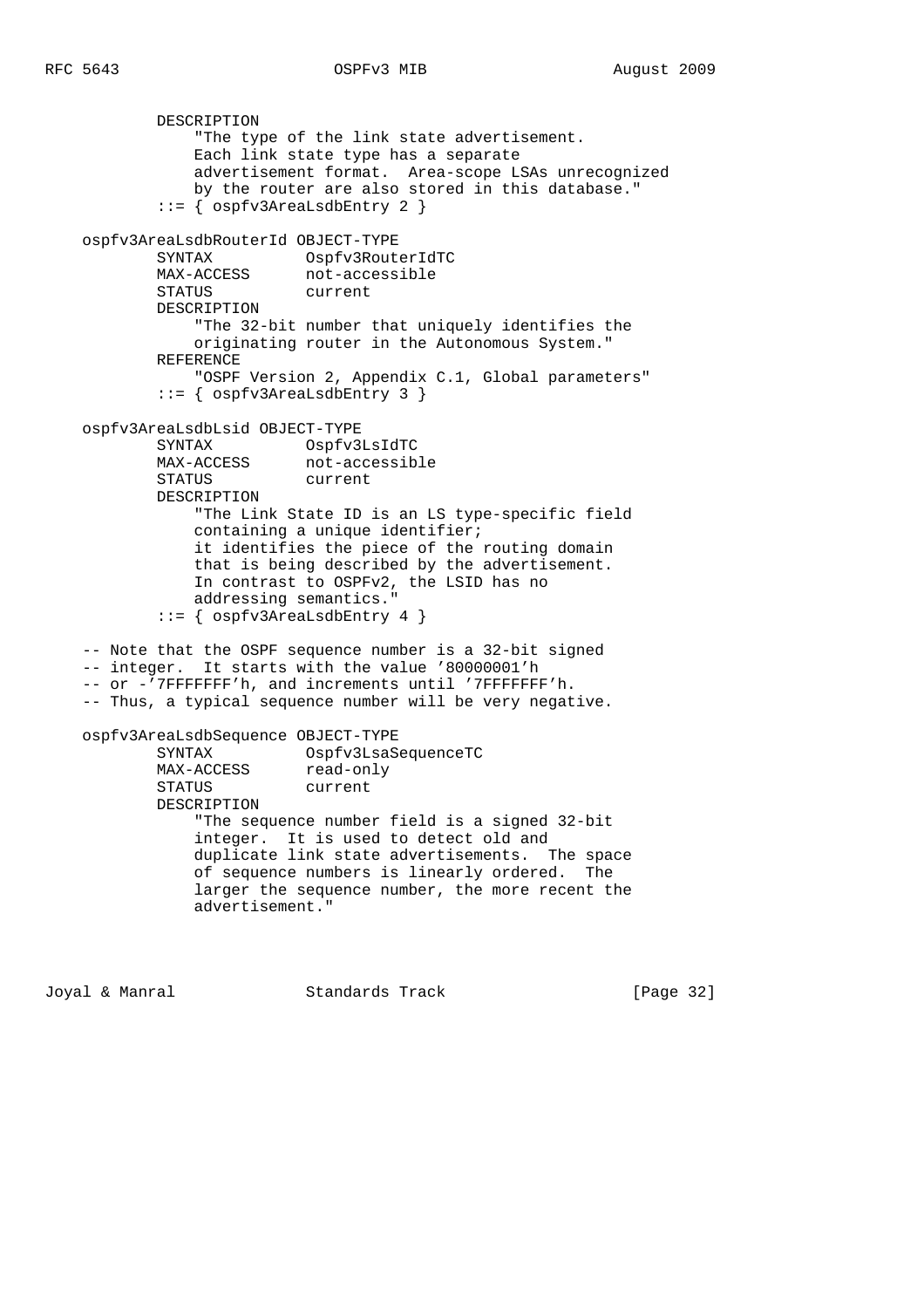```
           DESCRIPTION
               "The type of the link state advertisement.
               Each link state type has a separate
               advertisement format.  Area-scope LSAs unrecognized
               by the router are also stored in this database."
           ::= { ospfv3AreaLsdbEntry 2 }

    ospfv3AreaLsdbRouterId OBJECT-TYPE
           SYNTAX          Ospfv3RouterIdTC
           MAX-ACCESS      not-accessible
           STATUS          current
           DESCRIPTION
               "The 32-bit number that uniquely identifies the
               originating router in the Autonomous System."
           REFERENCE
               "OSPF Version 2, Appendix C.1, Global parameters"
           ::= { ospfv3AreaLsdbEntry 3 }

    ospfv3AreaLsdbLsid OBJECT-TYPE
           SYNTAX          Ospfv3LsIdTC
           MAX-ACCESS      not-accessible
           STATUS          current
           DESCRIPTION
               "The Link State ID is an LS type-specific field
               containing a unique identifier;
               it identifies the piece of the routing domain
               that is being described by the advertisement.
               In contrast to OSPFv2, the LSID has no
               addressing semantics."
           ::= { ospfv3AreaLsdbEntry 4 }

    -- Note that the OSPF sequence number is a 32-bit signed
    -- integer.  It starts with the value '80000001'h
    -- or -'7FFFFFFF'h, and increments until '7FFFFFFF'h.
    -- Thus, a typical sequence number will be very negative.

    ospfv3AreaLsdbSequence OBJECT-TYPE
           SYNTAX          Ospfv3LsaSequenceTC
           MAX-ACCESS      read-only
           STATUS          current
           DESCRIPTION
               "The sequence number field is a signed 32-bit
               integer.  It is used to detect old and
               duplicate link state advertisements.  The space
               of sequence numbers is linearly ordered.  The
               larger the sequence number, the more recent the
               advertisement."
```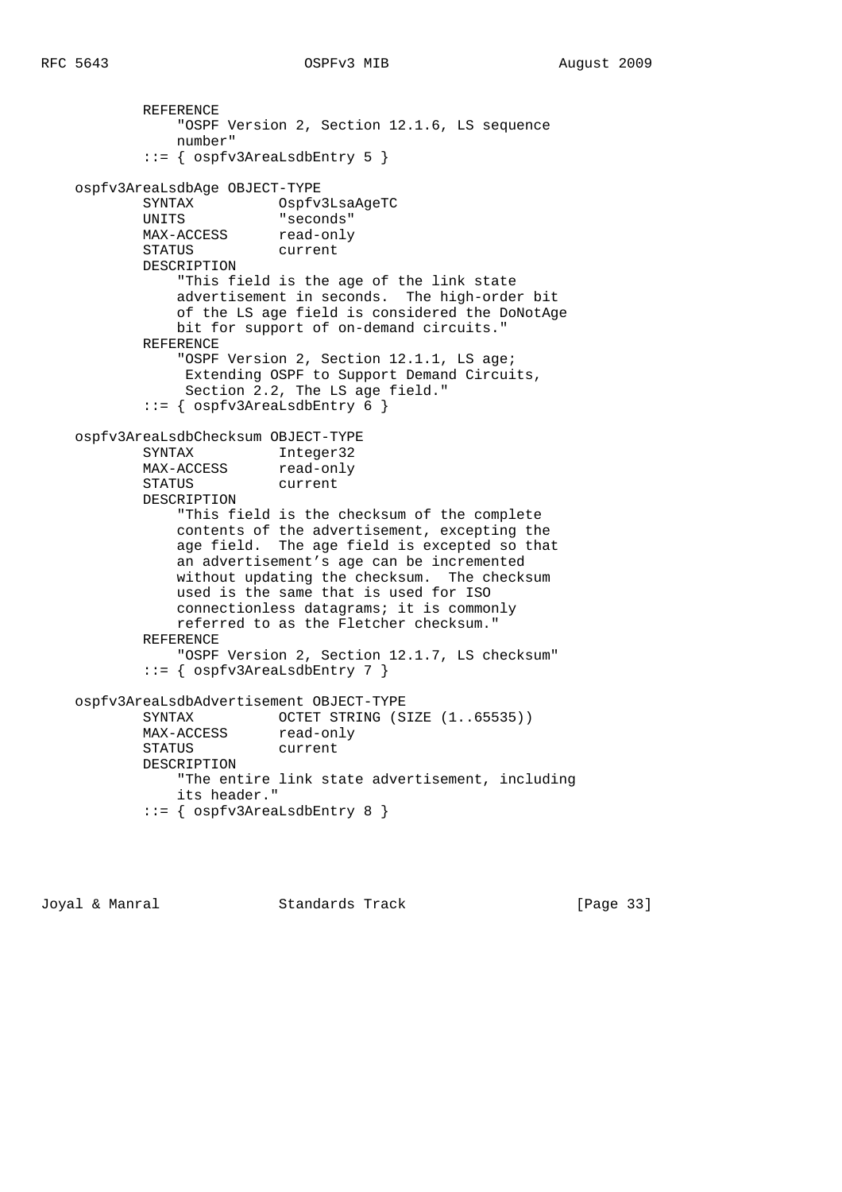```
            REFERENCE
                "OSPF Version 2, Section 12.1.6, LS sequence
                number"
            ::= { ospfv3AreaLsdbEntry 5 }

    ospfv3AreaLsdbAge OBJECT-TYPE
            SYNTAX          Ospfv3LsaAgeTC
            UNITS           "seconds"
            MAX-ACCESS      read-only
            STATUS          current
            DESCRIPTION
                "This field is the age of the link state
                advertisement in seconds.  The high-order bit
                of the LS age field is considered the DoNotAge
                bit for support of on-demand circuits."
            REFERENCE
                "OSPF Version 2, Section 12.1.1, LS age;
                 Extending OSPF to Support Demand Circuits,
                 Section 2.2, The LS age field."
            ::= { ospfv3AreaLsdbEntry 6 }

    ospfv3AreaLsdbChecksum OBJECT-TYPE
            SYNTAX          Integer32
            MAX-ACCESS      read-only
            STATUS          current
            DESCRIPTION
                "This field is the checksum of the complete
                contents of the advertisement, excepting the
                age field.  The age field is excepted so that
                an advertisement's age can be incremented
                without updating the checksum.  The checksum
                used is the same that is used for ISO
                connectionless datagrams; it is commonly
                referred to as the Fletcher checksum."
            REFERENCE
                "OSPF Version 2, Section 12.1.7, LS checksum"
            ::= { ospfv3AreaLsdbEntry 7 }

    ospfv3AreaLsdbAdvertisement OBJECT-TYPE
            SYNTAX          OCTET STRING (SIZE (1..65535))
            MAX-ACCESS      read-only
            STATUS          current
            DESCRIPTION
                "The entire link state advertisement, including
                its header."
            ::= { ospfv3AreaLsdbEntry 8 }
```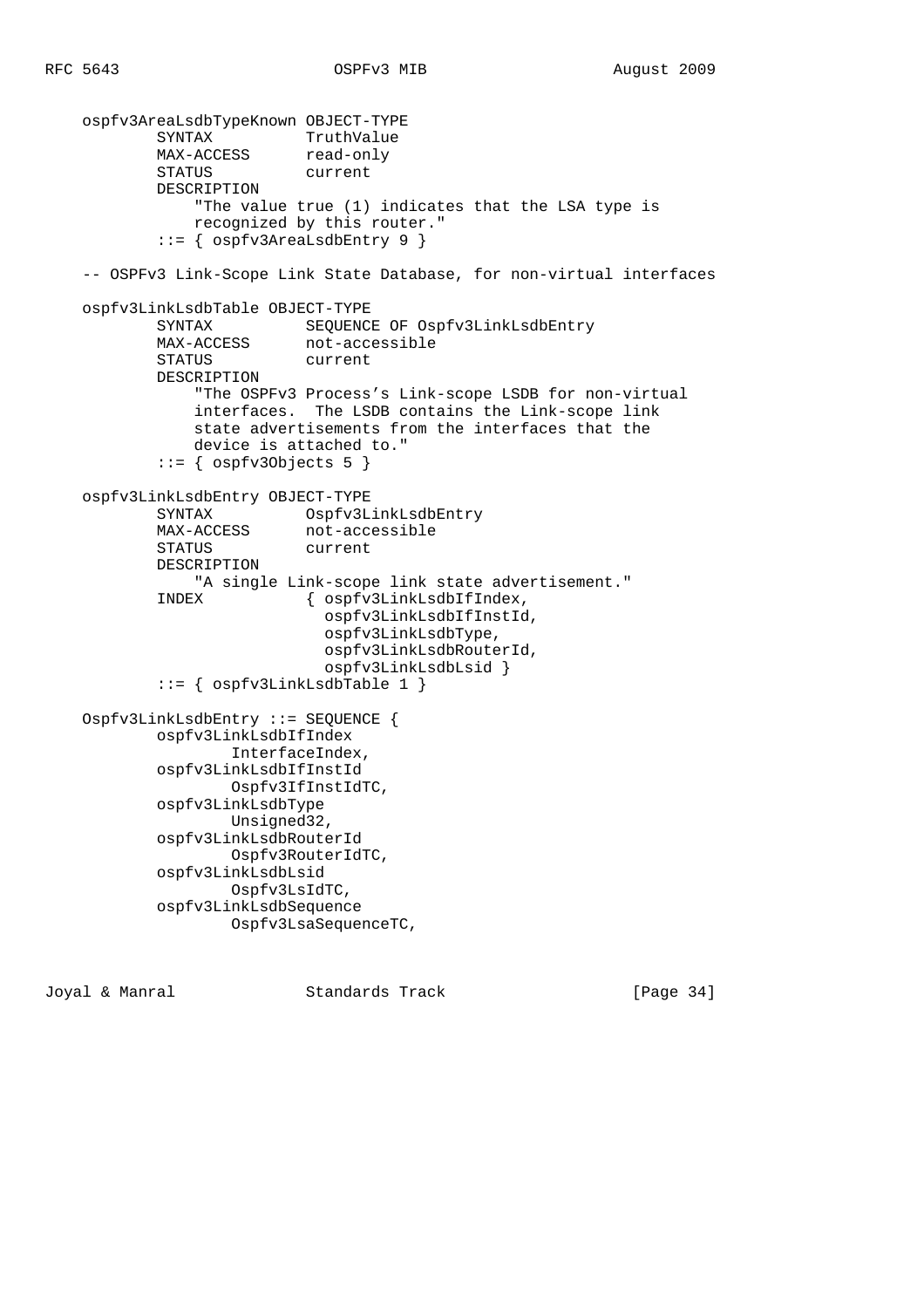```
    ospfv3AreaLsdbTypeKnown OBJECT-TYPE
            SYNTAX          TruthValue
            MAX-ACCESS      read-only
            STATUS          current
            DESCRIPTION
                "The value true (1) indicates that the LSA type is
                recognized by this router."
            ::= { ospfv3AreaLsdbEntry 9 }

    -- OSPFv3 Link-Scope Link State Database, for non-virtual interfaces

    ospfv3LinkLsdbTable OBJECT-TYPE
            SYNTAX          SEQUENCE OF Ospfv3LinkLsdbEntry
            MAX-ACCESS      not-accessible
            STATUS          current
            DESCRIPTION
                "The OSPFv3 Process's Link-scope LSDB for non-virtual
                interfaces.  The LSDB contains the Link-scope link
                state advertisements from the interfaces that the
                device is attached to."
            ::= { ospfv3Objects 5 }

    ospfv3LinkLsdbEntry OBJECT-TYPE
            SYNTAX          Ospfv3LinkLsdbEntry
            MAX-ACCESS      not-accessible
            STATUS          current
            DESCRIPTION
                "A single Link-scope link state advertisement."
            INDEX           { ospfv3LinkLsdbIfIndex,
                              ospfv3LinkLsdbIfInstId,
                              ospfv3LinkLsdbType,
                              ospfv3LinkLsdbRouterId,
                              ospfv3LinkLsdbLsid }
            ::= { ospfv3LinkLsdbTable 1 }

    Ospfv3LinkLsdbEntry ::= SEQUENCE {
            ospfv3LinkLsdbIfIndex
                    InterfaceIndex,
            ospfv3LinkLsdbIfInstId
                    Ospfv3IfInstIdTC,
            ospfv3LinkLsdbType
                    Unsigned32,
            ospfv3LinkLsdbRouterId
                    Ospfv3RouterIdTC,
            ospfv3LinkLsdbLsid
                    Ospfv3LsIdTC,
            ospfv3LinkLsdbSequence
                    Ospfv3LsaSequenceTC,
```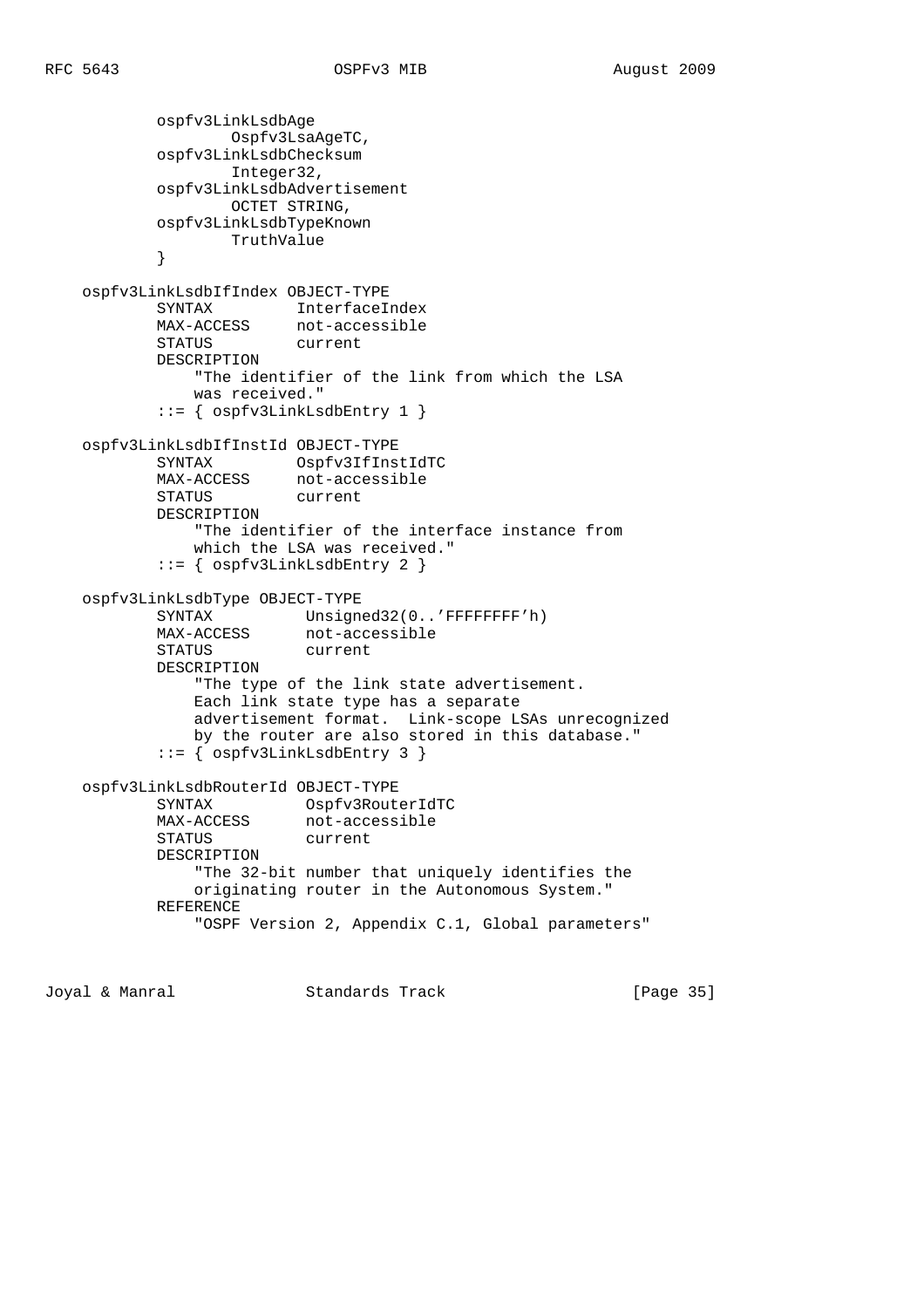```
           ospfv3LinkLsdbAge
                   Ospfv3LsaAgeTC,
           ospfv3LinkLsdbChecksum
                   Integer32,
           ospfv3LinkLsdbAdvertisement
                   OCTET STRING,
           ospfv3LinkLsdbTypeKnown
                   TruthValue
           }

   ospfv3LinkLsdbIfIndex OBJECT-TYPE
           SYNTAX         InterfaceIndex
           MAX-ACCESS     not-accessible
           STATUS         current
           DESCRIPTION
               "The identifier of the link from which the LSA
               was received."
           ::= { ospfv3LinkLsdbEntry 1 }

   ospfv3LinkLsdbIfInstId OBJECT-TYPE
           SYNTAX         Ospfv3IfInstIdTC
           MAX-ACCESS     not-accessible
           STATUS         current
           DESCRIPTION
               "The identifier of the interface instance from
               which the LSA was received."
           ::= { ospfv3LinkLsdbEntry 2 }

   ospfv3LinkLsdbType OBJECT-TYPE
           SYNTAX          Unsigned32(0..'FFFFFFFF'h)
           MAX-ACCESS      not-accessible
           STATUS          current
           DESCRIPTION
               "The type of the link state advertisement.
               Each link state type has a separate
               advertisement format.  Link-scope LSAs unrecognized
               by the router are also stored in this database."
           ::= { ospfv3LinkLsdbEntry 3 }

   ospfv3LinkLsdbRouterId OBJECT-TYPE
           SYNTAX          Ospfv3RouterIdTC
           MAX-ACCESS      not-accessible
           STATUS          current
           DESCRIPTION
               "The 32-bit number that uniquely identifies the
               originating router in the Autonomous System."
           REFERENCE
               "OSPF Version 2, Appendix C.1, Global parameters"
```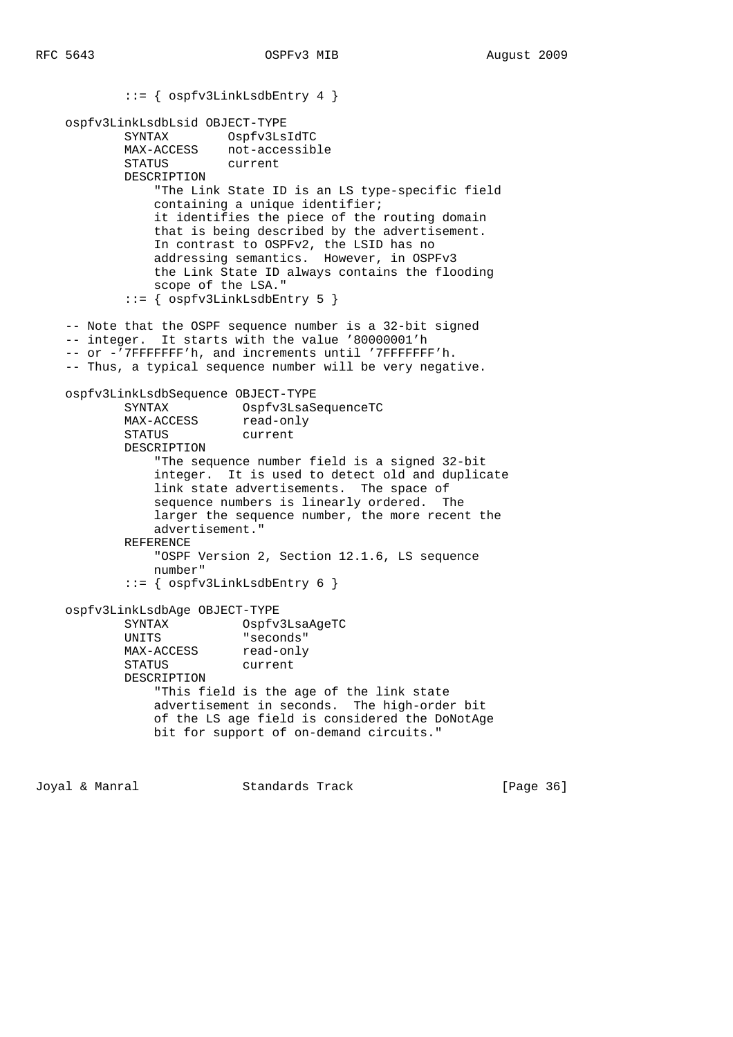```
           ::= { ospfv3LinkLsdbEntry 4 }

   ospfv3LinkLsdbLsid OBJECT-TYPE
           SYNTAX        Ospfv3LsIdTC
           MAX-ACCESS    not-accessible
           STATUS        current
           DESCRIPTION
               "The Link State ID is an LS type-specific field
               containing a unique identifier;
               it identifies the piece of the routing domain
               that is being described by the advertisement.
               In contrast to OSPFv2, the LSID has no
               addressing semantics.  However, in OSPFv3
               the Link State ID always contains the flooding
               scope of the LSA."
           ::= { ospfv3LinkLsdbEntry 5 }

   -- Note that the OSPF sequence number is a 32-bit signed
   -- integer.  It starts with the value '80000001'h
   -- or -'7FFFFFFF'h, and increments until '7FFFFFFF'h.
   -- Thus, a typical sequence number will be very negative.

   ospfv3LinkLsdbSequence OBJECT-TYPE
           SYNTAX          Ospfv3LsaSequenceTC
           MAX-ACCESS      read-only
           STATUS          current
           DESCRIPTION
               "The sequence number field is a signed 32-bit
               integer.  It is used to detect old and duplicate
               link state advertisements.  The space of
               sequence numbers is linearly ordered.  The
               larger the sequence number, the more recent the
               advertisement."
           REFERENCE
               "OSPF Version 2, Section 12.1.6, LS sequence
               number"
           ::= { ospfv3LinkLsdbEntry 6 }

   ospfv3LinkLsdbAge OBJECT-TYPE
           SYNTAX          Ospfv3LsaAgeTC
           UNITS           "seconds"
           MAX-ACCESS      read-only
           STATUS          current
           DESCRIPTION
               "This field is the age of the link state
               advertisement in seconds.  The high-order bit
               of the LS age field is considered the DoNotAge
               bit for support of on-demand circuits."
```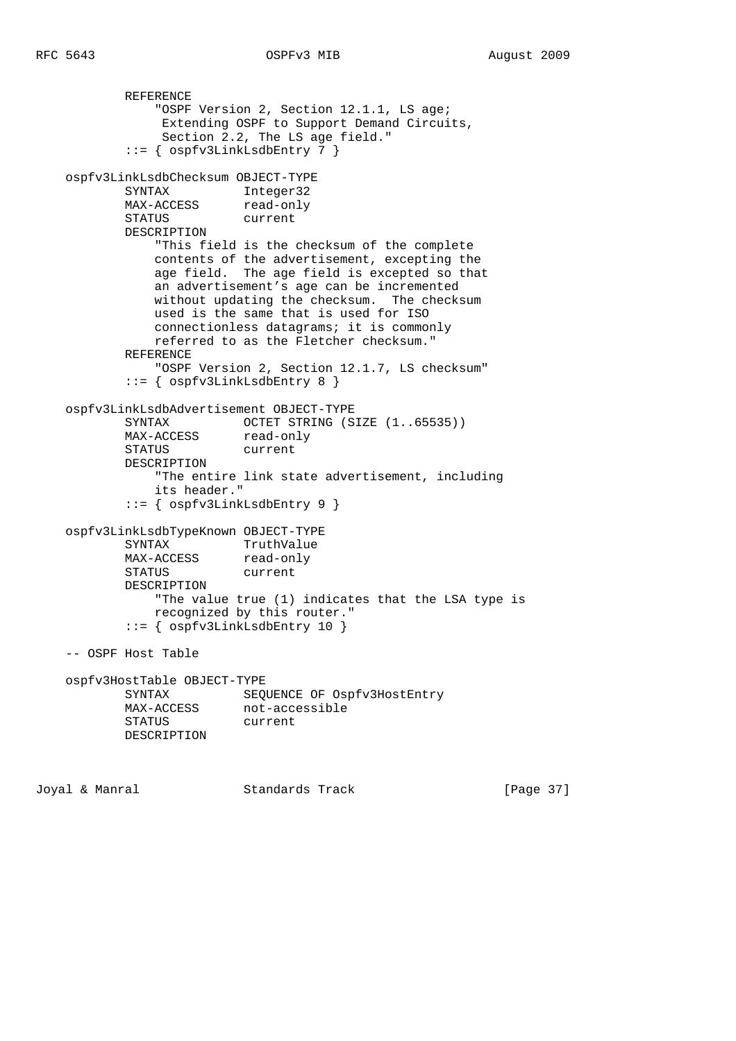```
           REFERENCE
               "OSPF Version 2, Section 12.1.1, LS age;
                Extending OSPF to Support Demand Circuits,
                Section 2.2, The LS age field."
           ::= { ospfv3LinkLsdbEntry 7 }

   ospfv3LinkLsdbChecksum OBJECT-TYPE
           SYNTAX          Integer32
           MAX-ACCESS      read-only
           STATUS          current
           DESCRIPTION
               "This field is the checksum of the complete
               contents of the advertisement, excepting the
               age field.  The age field is excepted so that
               an advertisement's age can be incremented
               without updating the checksum.  The checksum
               used is the same that is used for ISO
               connectionless datagrams; it is commonly
               referred to as the Fletcher checksum."
           REFERENCE
               "OSPF Version 2, Section 12.1.7, LS checksum"
           ::= { ospfv3LinkLsdbEntry 8 }

   ospfv3LinkLsdbAdvertisement OBJECT-TYPE
           SYNTAX          OCTET STRING (SIZE (1..65535))
           MAX-ACCESS      read-only
           STATUS          current
           DESCRIPTION
               "The entire link state advertisement, including
               its header."
           ::= { ospfv3LinkLsdbEntry 9 }

   ospfv3LinkLsdbTypeKnown OBJECT-TYPE
           SYNTAX          TruthValue
           MAX-ACCESS      read-only
           STATUS          current
           DESCRIPTION
               "The value true (1) indicates that the LSA type is
               recognized by this router."
           ::= { ospfv3LinkLsdbEntry 10 }

   -- OSPF Host Table

   ospfv3HostTable OBJECT-TYPE
           SYNTAX          SEQUENCE OF Ospfv3HostEntry
           MAX-ACCESS      not-accessible
           STATUS          current
           DESCRIPTION
```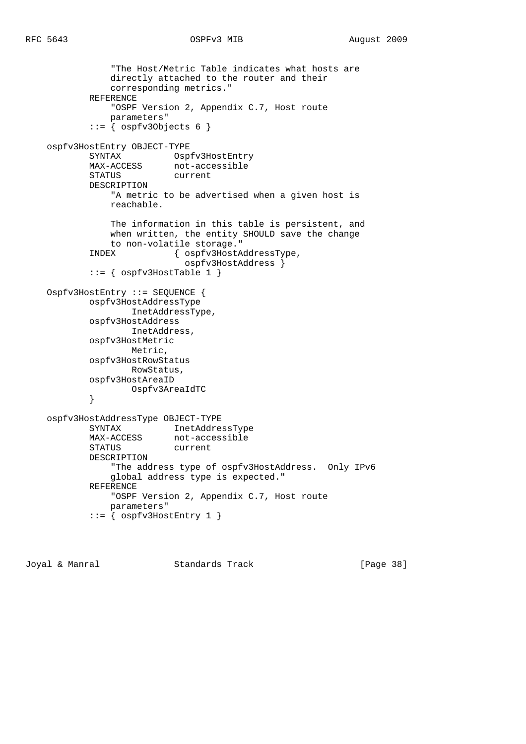```
               "The Host/Metric Table indicates what hosts are
               directly attached to the router and their
               corresponding metrics."
           REFERENCE
               "OSPF Version 2, Appendix C.7, Host route
               parameters"
           ::= { ospfv3Objects 6 }

   ospfv3HostEntry OBJECT-TYPE
           SYNTAX          Ospfv3HostEntry
           MAX-ACCESS      not-accessible
           STATUS          current
           DESCRIPTION
               "A metric to be advertised when a given host is
               reachable.

               The information in this table is persistent, and
               when written, the entity SHOULD save the change
               to non-volatile storage."
           INDEX           { ospfv3HostAddressType,
                             ospfv3HostAddress }
           ::= { ospfv3HostTable 1 }

   Ospfv3HostEntry ::= SEQUENCE {
           ospfv3HostAddressType
                   InetAddressType,
           ospfv3HostAddress
                   InetAddress,
           ospfv3HostMetric
                   Metric,
           ospfv3HostRowStatus
                   RowStatus,
           ospfv3HostAreaID
                   Ospfv3AreaIdTC
           }

   ospfv3HostAddressType OBJECT-TYPE
           SYNTAX          InetAddressType
           MAX-ACCESS      not-accessible
           STATUS          current
           DESCRIPTION
               "The address type of ospfv3HostAddress.  Only IPv6
               global address type is expected."
           REFERENCE
               "OSPF Version 2, Appendix C.7, Host route
               parameters"
           ::= { ospfv3HostEntry 1 }
```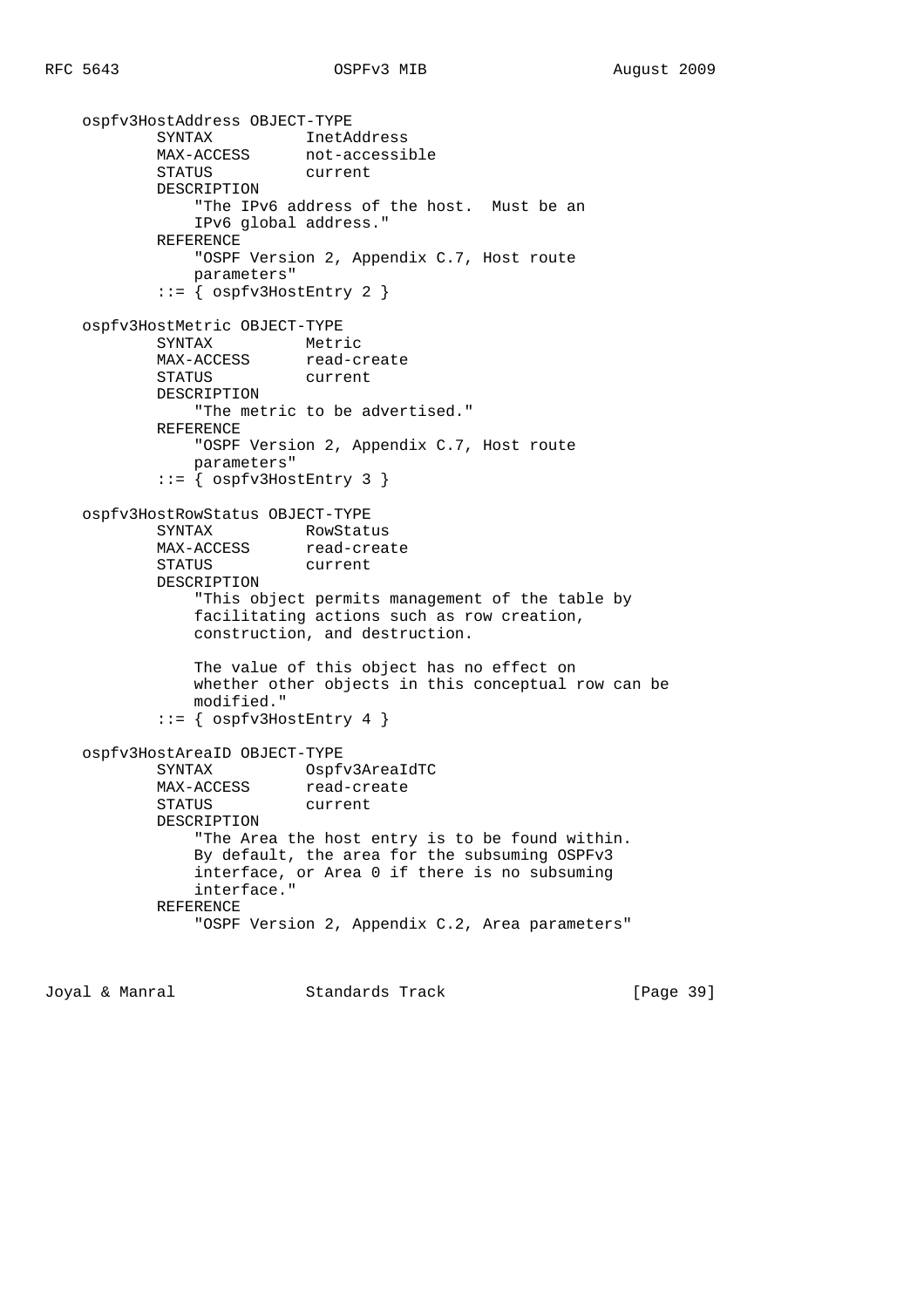```
   ospfv3HostAddress OBJECT-TYPE
           SYNTAX          InetAddress
           MAX-ACCESS      not-accessible
           STATUS          current
           DESCRIPTION
               "The IPv6 address of the host.  Must be an
               IPv6 global address."
           REFERENCE
               "OSPF Version 2, Appendix C.7, Host route
               parameters"
           ::= { ospfv3HostEntry 2 }

   ospfv3HostMetric OBJECT-TYPE
           SYNTAX          Metric
           MAX-ACCESS      read-create
           STATUS          current
           DESCRIPTION
               "The metric to be advertised."
           REFERENCE
               "OSPF Version 2, Appendix C.7, Host route
               parameters"
           ::= { ospfv3HostEntry 3 }

   ospfv3HostRowStatus OBJECT-TYPE
           SYNTAX          RowStatus
           MAX-ACCESS      read-create
           STATUS          current
           DESCRIPTION
               "This object permits management of the table by
               facilitating actions such as row creation,
               construction, and destruction.

               The value of this object has no effect on
               whether other objects in this conceptual row can be
               modified."
           ::= { ospfv3HostEntry 4 }

   ospfv3HostAreaID OBJECT-TYPE
           SYNTAX          Ospfv3AreaIdTC
           MAX-ACCESS      read-create
           STATUS          current
           DESCRIPTION
               "The Area the host entry is to be found within.
               By default, the area for the subsuming OSPFv3
               interface, or Area 0 if there is no subsuming
               interface."
           REFERENCE
               "OSPF Version 2, Appendix C.2, Area parameters"
```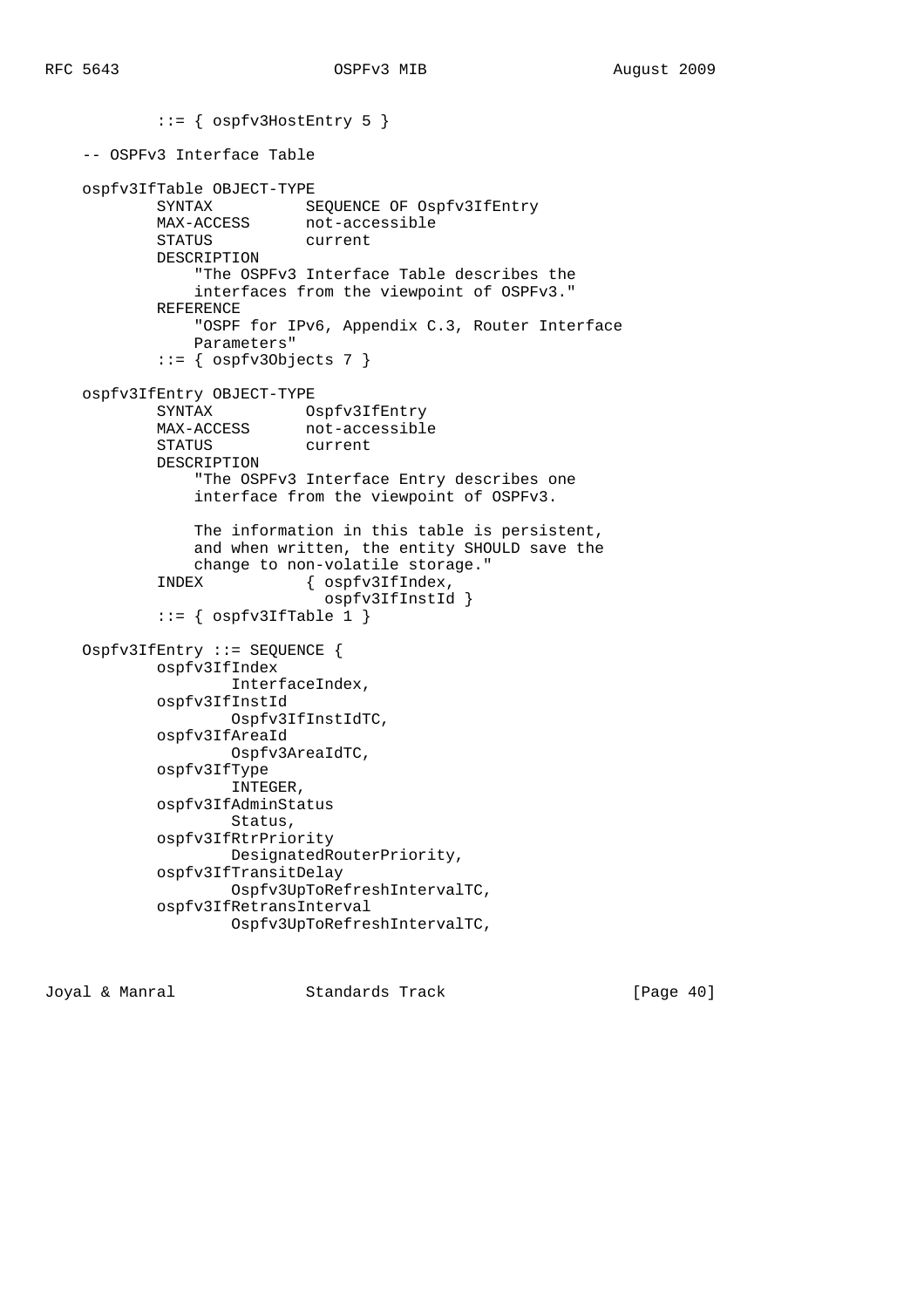```
            ::= { ospfv3HostEntry 5 }

    -- OSPFv3 Interface Table

    ospfv3IfTable OBJECT-TYPE
            SYNTAX          SEQUENCE OF Ospfv3IfEntry
            MAX-ACCESS      not-accessible
            STATUS          current
            DESCRIPTION
                "The OSPFv3 Interface Table describes the
                interfaces from the viewpoint of OSPFv3."
            REFERENCE
                "OSPF for IPv6, Appendix C.3, Router Interface
                Parameters"
            ::= { ospfv3Objects 7 }

    ospfv3IfEntry OBJECT-TYPE
            SYNTAX          Ospfv3IfEntry
            MAX-ACCESS      not-accessible
            STATUS          current
            DESCRIPTION
                "The OSPFv3 Interface Entry describes one
                interface from the viewpoint of OSPFv3.

                The information in this table is persistent,
                and when written, the entity SHOULD save the
                change to non-volatile storage."
            INDEX           { ospfv3IfIndex,
                              ospfv3IfInstId }
            ::= { ospfv3IfTable 1 }

    Ospfv3IfEntry ::= SEQUENCE {
            ospfv3IfIndex
                    InterfaceIndex,
            ospfv3IfInstId
                    Ospfv3IfInstIdTC,
            ospfv3IfAreaId
                    Ospfv3AreaIdTC,
            ospfv3IfType
                    INTEGER,
            ospfv3IfAdminStatus
                    Status,
            ospfv3IfRtrPriority
                    DesignatedRouterPriority,
            ospfv3IfTransitDelay
                    Ospfv3UpToRefreshIntervalTC,
            ospfv3IfRetransInterval
                    Ospfv3UpToRefreshIntervalTC,
```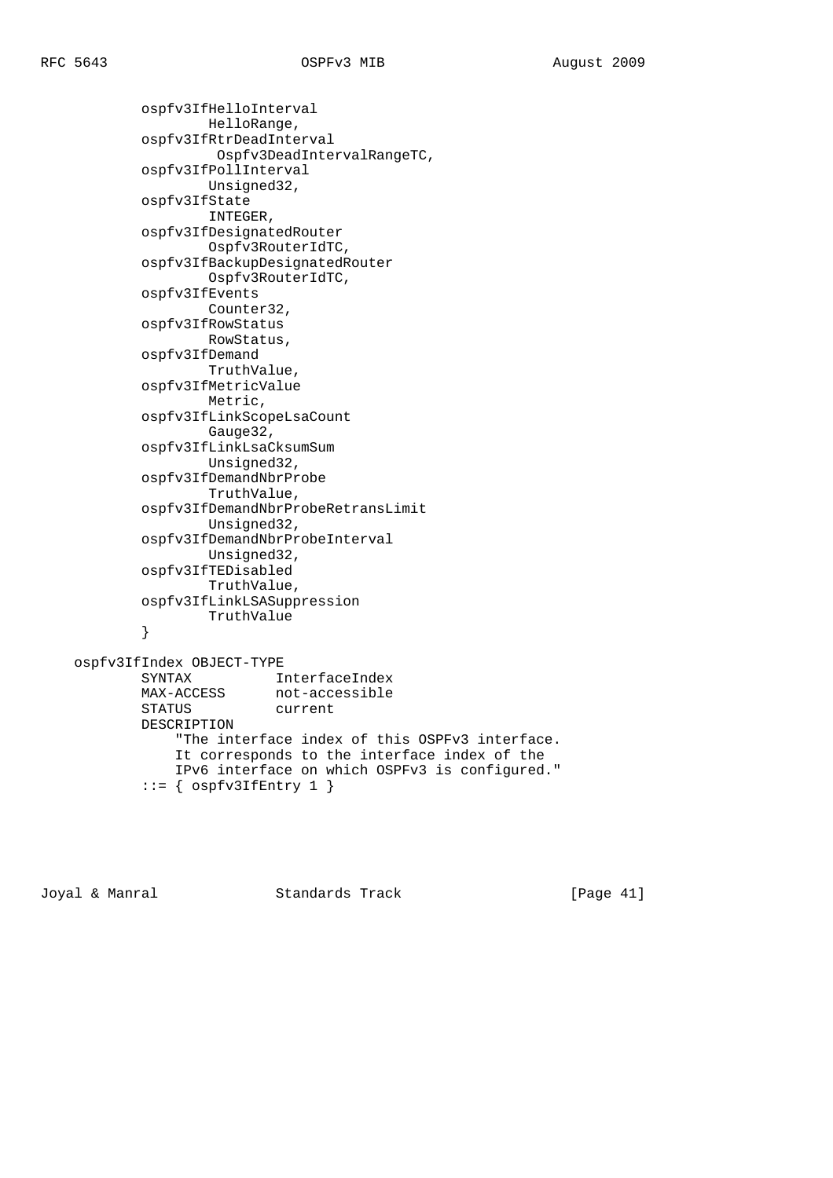```
          ospfv3IfHelloInterval
                  HelloRange,
          ospfv3IfRtrDeadInterval
                   Ospfv3DeadIntervalRangeTC,
          ospfv3IfPollInterval
                  Unsigned32,
          ospfv3IfState
                  INTEGER,
          ospfv3IfDesignatedRouter
                  Ospfv3RouterIdTC,
          ospfv3IfBackupDesignatedRouter
                  Ospfv3RouterIdTC,
          ospfv3IfEvents
                  Counter32,
          ospfv3IfRowStatus
                  RowStatus,
          ospfv3IfDemand
                  TruthValue,
          ospfv3IfMetricValue
                  Metric,
          ospfv3IfLinkScopeLsaCount
                  Gauge32,
          ospfv3IfLinkLsaCksumSum
                  Unsigned32,
          ospfv3IfDemandNbrProbe
                  TruthValue,
          ospfv3IfDemandNbrProbeRetransLimit
                  Unsigned32,
          ospfv3IfDemandNbrProbeInterval
                  Unsigned32,
          ospfv3IfTEDisabled
                  TruthValue,
          ospfv3IfLinkLSASuppression
                  TruthValue
          }

  ospfv3IfIndex OBJECT-TYPE
          SYNTAX          InterfaceIndex
          MAX-ACCESS      not-accessible
          STATUS          current
          DESCRIPTION
              "The interface index of this OSPFv3 interface.
              It corresponds to the interface index of the
              IPv6 interface on which OSPFv3 is configured."
          ::= { ospfv3IfEntry 1 }
```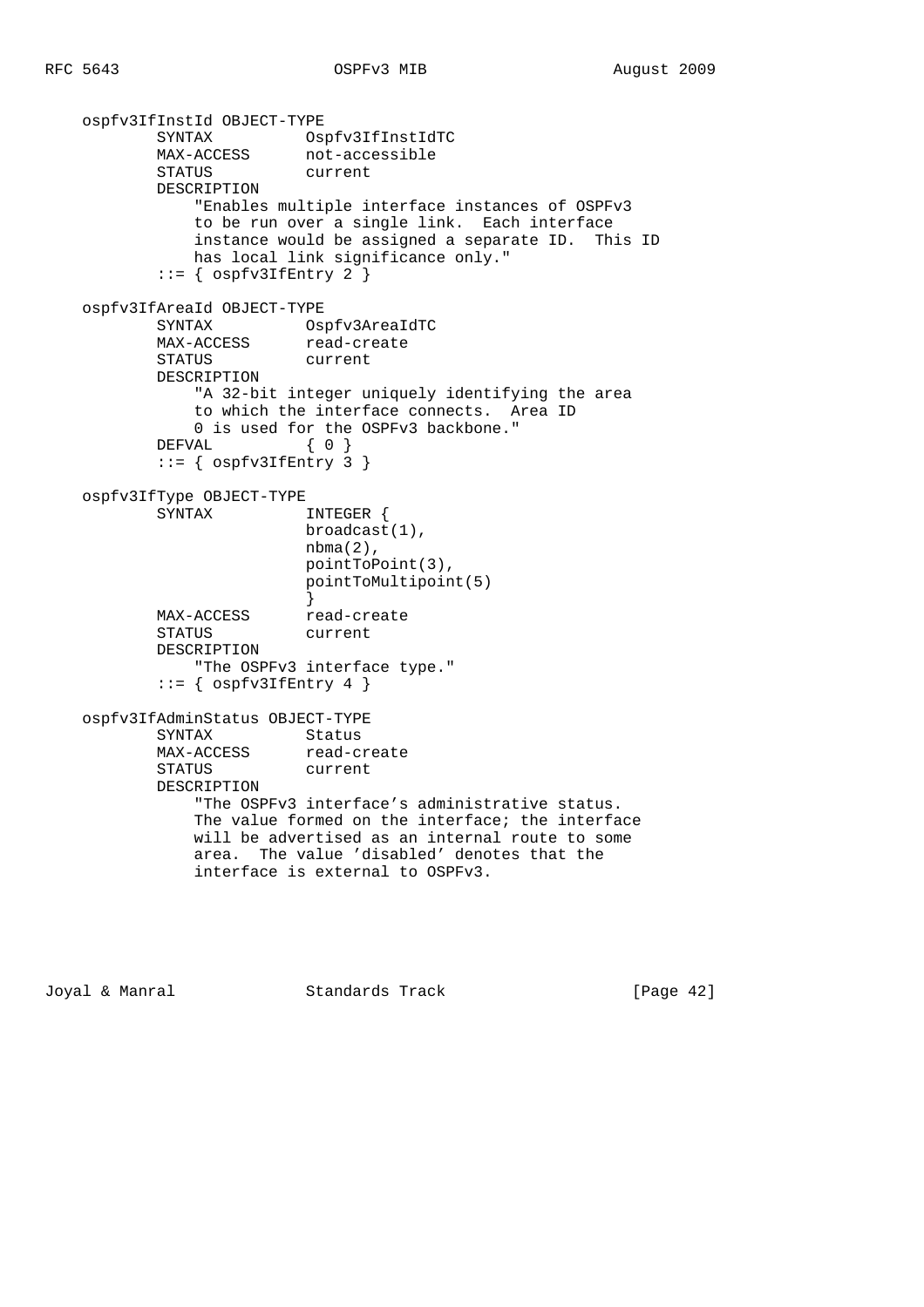```
    ospfv3IfInstId OBJECT-TYPE
            SYNTAX          Ospfv3IfInstIdTC
            MAX-ACCESS      not-accessible
            STATUS          current
            DESCRIPTION
                "Enables multiple interface instances of OSPFv3
                to be run over a single link.  Each interface
                instance would be assigned a separate ID.  This ID
                has local link significance only."
            ::= { ospfv3IfEntry 2 }

    ospfv3IfAreaId OBJECT-TYPE
            SYNTAX          Ospfv3AreaIdTC
            MAX-ACCESS      read-create
            STATUS          current
            DESCRIPTION
                "A 32-bit integer uniquely identifying the area
                to which the interface connects.  Area ID
                0 is used for the OSPFv3 backbone."
            DEFVAL          { 0 }
            ::= { ospfv3IfEntry 3 }

    ospfv3IfType OBJECT-TYPE
            SYNTAX          INTEGER {
                            broadcast(1),
                            nbma(2),
                            pointToPoint(3),
                            pointToMultipoint(5)
                            }
            MAX-ACCESS      read-create
            STATUS          current
            DESCRIPTION
                "The OSPFv3 interface type."
            ::= { ospfv3IfEntry 4 }

    ospfv3IfAdminStatus OBJECT-TYPE
            SYNTAX          Status
            MAX-ACCESS      read-create
            STATUS          current
            DESCRIPTION
                "The OSPFv3 interface's administrative status.
                The value formed on the interface; the interface
                will be advertised as an internal route to some
                area.  The value 'disabled' denotes that the
                interface is external to OSPFv3.
```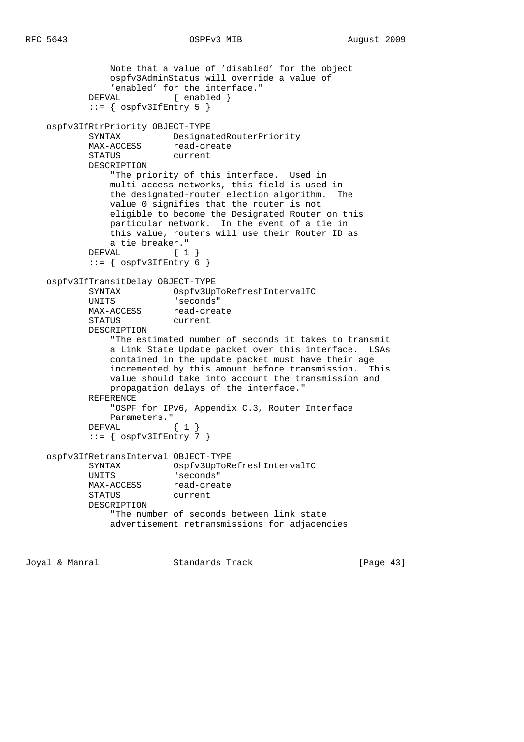```
                Note that a value of 'disabled' for the object
                ospfv3AdminStatus will override a value of
                'enabled' for the interface."
            DEFVAL          { enabled }
            ::= { ospfv3IfEntry 5 }

    ospfv3IfRtrPriority OBJECT-TYPE
            SYNTAX          DesignatedRouterPriority
            MAX-ACCESS      read-create
            STATUS          current
            DESCRIPTION
                "The priority of this interface.  Used in
                multi-access networks, this field is used in
                the designated-router election algorithm.  The
                value 0 signifies that the router is not
                eligible to become the Designated Router on this
                particular network.  In the event of a tie in
                this value, routers will use their Router ID as
                a tie breaker."
            DEFVAL          { 1 }
            ::= { ospfv3IfEntry 6 }

    ospfv3IfTransitDelay OBJECT-TYPE
            SYNTAX          Ospfv3UpToRefreshIntervalTC
            UNITS           "seconds"
            MAX-ACCESS      read-create
            STATUS          current
            DESCRIPTION
                "The estimated number of seconds it takes to transmit
                a Link State Update packet over this interface.  LSAs
                contained in the update packet must have their age
                incremented by this amount before transmission.  This
                value should take into account the transmission and
                propagation delays of the interface."
            REFERENCE
                "OSPF for IPv6, Appendix C.3, Router Interface
                Parameters."
            DEFVAL          { 1 }
            ::= { ospfv3IfEntry 7 }

    ospfv3IfRetransInterval OBJECT-TYPE
            SYNTAX          Ospfv3UpToRefreshIntervalTC
            UNITS           "seconds"
            MAX-ACCESS      read-create
            STATUS          current
            DESCRIPTION
                "The number of seconds between link state
                advertisement retransmissions for adjacencies
```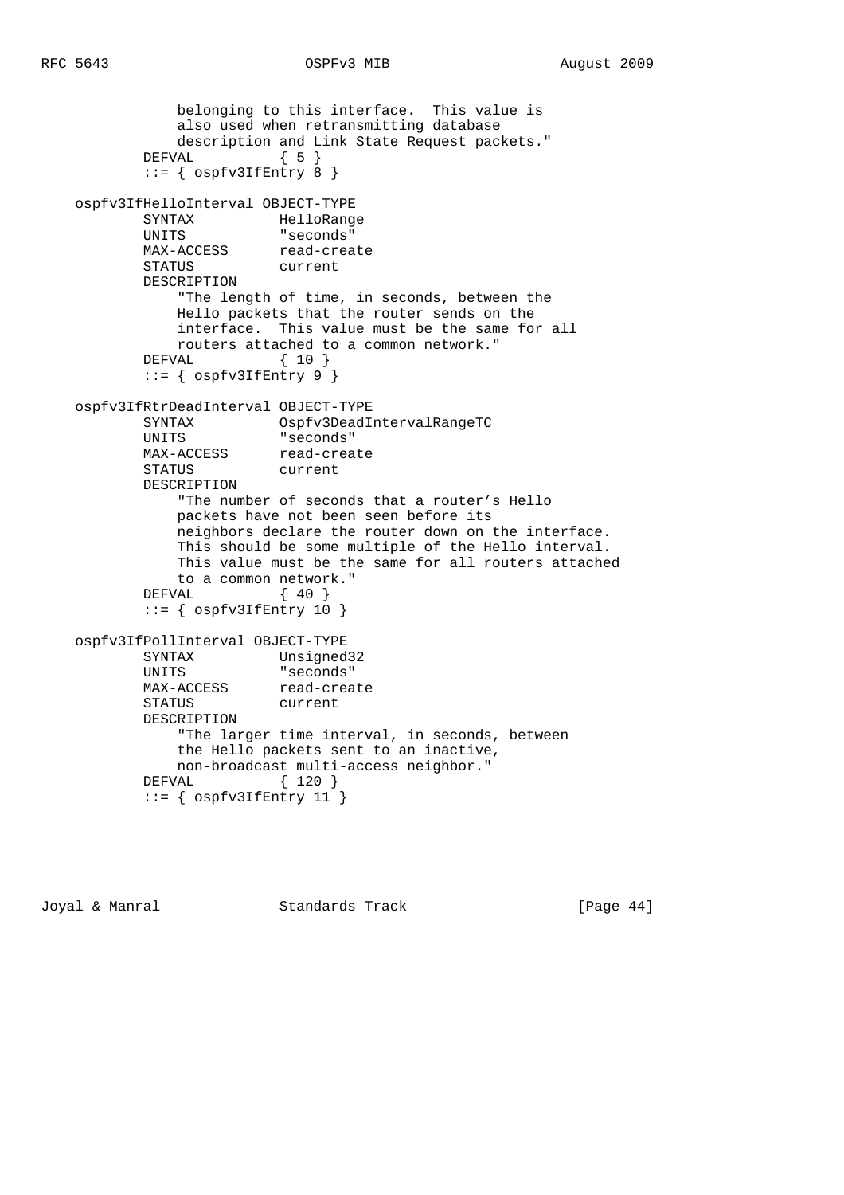```
                belonging to this interface.  This value is
                also used when retransmitting database
                description and Link State Request packets."
            DEFVAL          { 5 }
            ::= { ospfv3IfEntry 8 }

    ospfv3IfHelloInterval OBJECT-TYPE
            SYNTAX          HelloRange
            UNITS           "seconds"
            MAX-ACCESS      read-create
            STATUS          current
            DESCRIPTION
                "The length of time, in seconds, between the
                Hello packets that the router sends on the
                interface.  This value must be the same for all
                routers attached to a common network."
            DEFVAL          { 10 }
            ::= { ospfv3IfEntry 9 }

    ospfv3IfRtrDeadInterval OBJECT-TYPE
            SYNTAX          Ospfv3DeadIntervalRangeTC
            UNITS           "seconds"
            MAX-ACCESS      read-create
            STATUS          current
            DESCRIPTION
                "The number of seconds that a router's Hello
                packets have not been seen before its
                neighbors declare the router down on the interface.
                This should be some multiple of the Hello interval.
                This value must be the same for all routers attached
                to a common network."
            DEFVAL          { 40 }
            ::= { ospfv3IfEntry 10 }

    ospfv3IfPollInterval OBJECT-TYPE
            SYNTAX          Unsigned32
            UNITS           "seconds"
            MAX-ACCESS      read-create
            STATUS          current
            DESCRIPTION
                "The larger time interval, in seconds, between
                the Hello packets sent to an inactive,
                non-broadcast multi-access neighbor."
            DEFVAL          { 120 }
            ::= { ospfv3IfEntry 11 }
```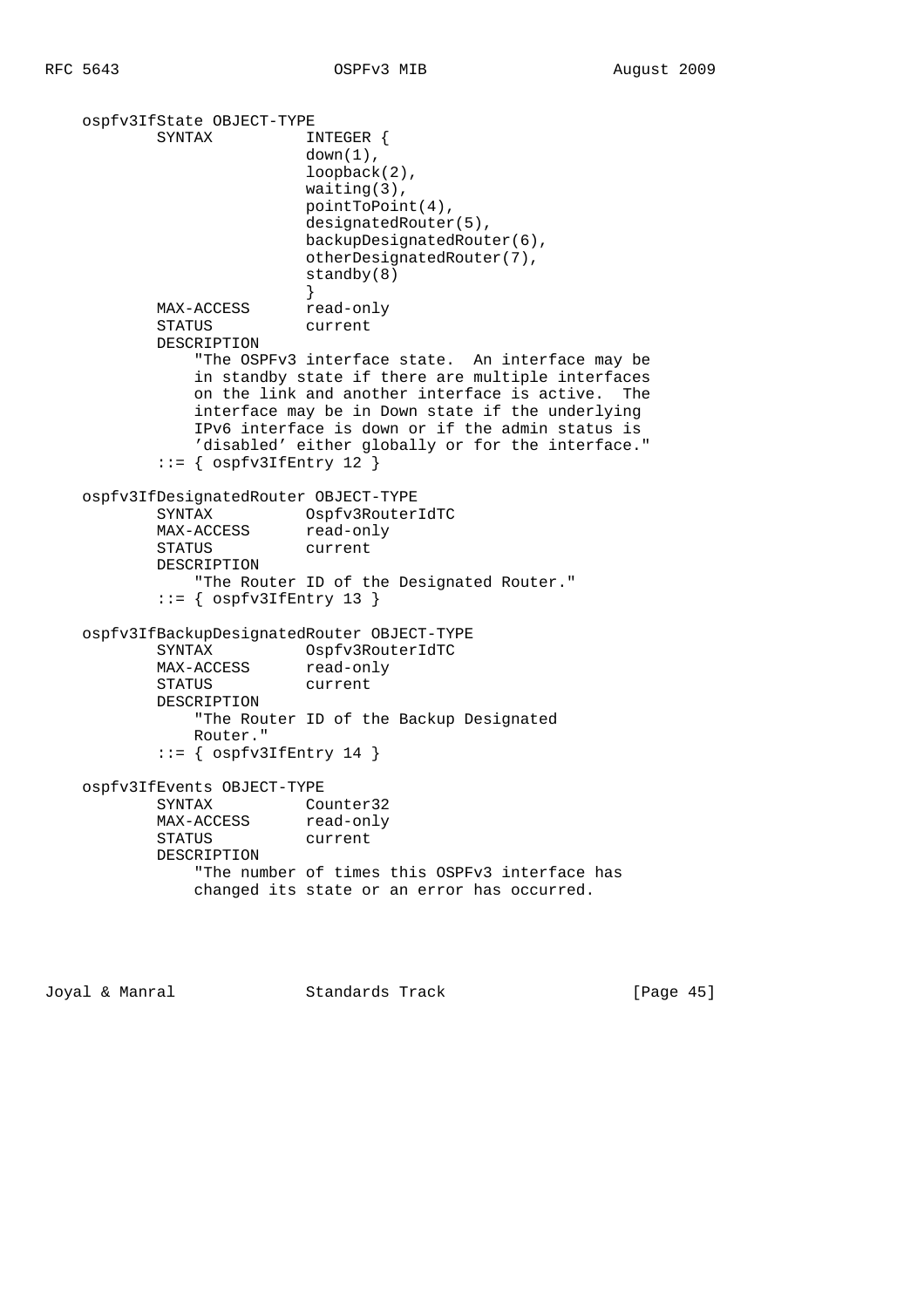```
    ospfv3IfState OBJECT-TYPE
            SYNTAX          INTEGER {
                            down(1),
                            loopback(2),
                            waiting(3),
                            pointToPoint(4),
                            designatedRouter(5),
                            backupDesignatedRouter(6),
                            otherDesignatedRouter(7),
                            standby(8)
                            }
            MAX-ACCESS      read-only
            STATUS          current
            DESCRIPTION
                "The OSPFv3 interface state.  An interface may be
                in standby state if there are multiple interfaces
                on the link and another interface is active.  The
                interface may be in Down state if the underlying
                IPv6 interface is down or if the admin status is
                'disabled' either globally or for the interface."
            ::= { ospfv3IfEntry 12 }

    ospfv3IfDesignatedRouter OBJECT-TYPE
            SYNTAX          Ospfv3RouterIdTC
            MAX-ACCESS      read-only
            STATUS          current
            DESCRIPTION
                "The Router ID of the Designated Router."
            ::= { ospfv3IfEntry 13 }

    ospfv3IfBackupDesignatedRouter OBJECT-TYPE
            SYNTAX          Ospfv3RouterIdTC
            MAX-ACCESS      read-only
            STATUS          current
            DESCRIPTION
                "The Router ID of the Backup Designated
                Router."
            ::= { ospfv3IfEntry 14 }

    ospfv3IfEvents OBJECT-TYPE
            SYNTAX          Counter32
            MAX-ACCESS      read-only
            STATUS          current
            DESCRIPTION
                "The number of times this OSPFv3 interface has
                changed its state or an error has occurred.
```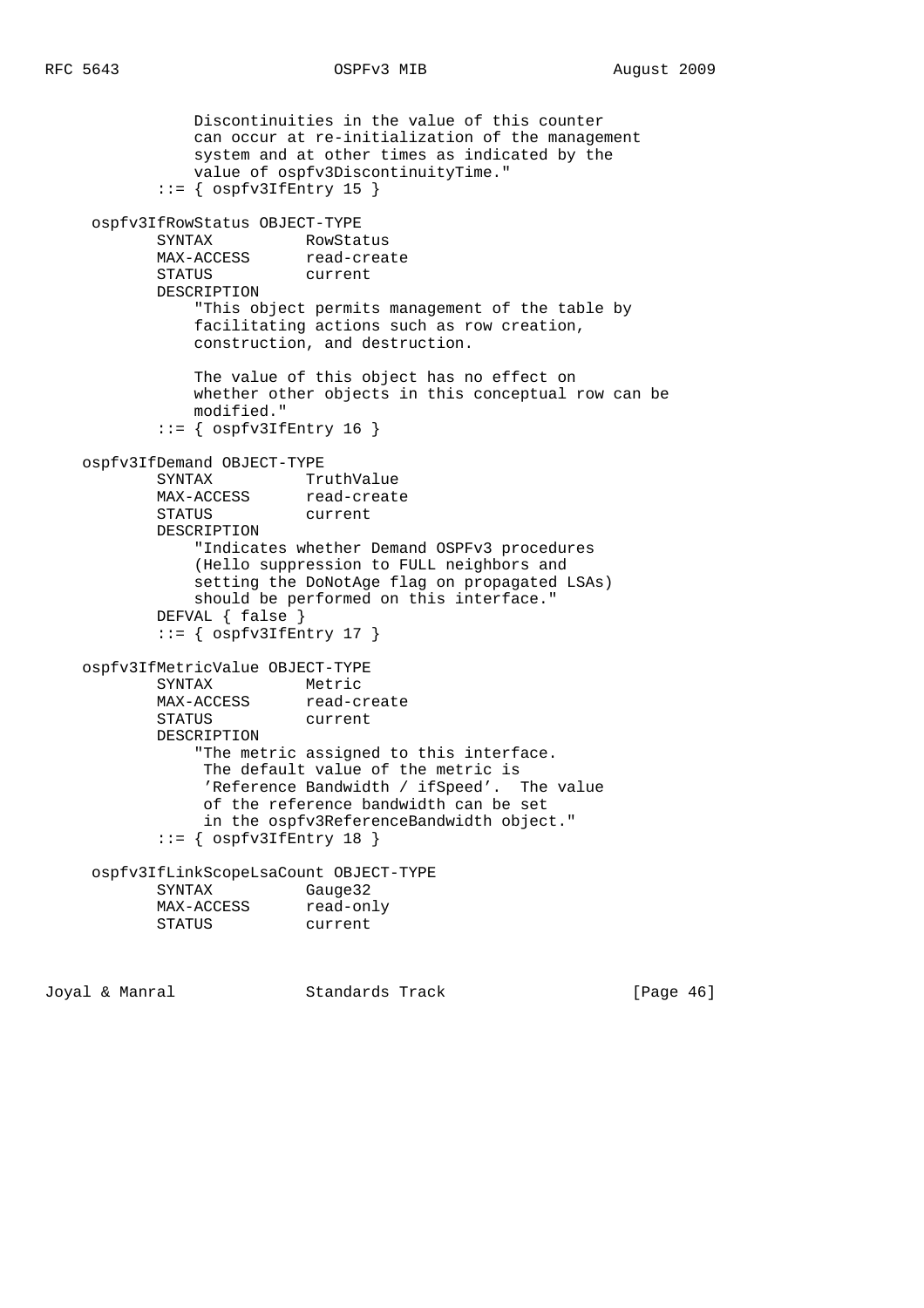```
               Discontinuities in the value of this counter
               can occur at re-initialization of the management
               system and at other times as indicated by the
               value of ospfv3DiscontinuityTime."
           ::= { ospfv3IfEntry 15 }

     ospfv3IfRowStatus OBJECT-TYPE
           SYNTAX          RowStatus
           MAX-ACCESS      read-create
           STATUS          current
           DESCRIPTION
               "This object permits management of the table by
               facilitating actions such as row creation,
               construction, and destruction.

               The value of this object has no effect on
               whether other objects in this conceptual row can be
               modified."
           ::= { ospfv3IfEntry 16 }

    ospfv3IfDemand OBJECT-TYPE
           SYNTAX          TruthValue
           MAX-ACCESS      read-create
           STATUS          current
           DESCRIPTION
               "Indicates whether Demand OSPFv3 procedures
               (Hello suppression to FULL neighbors and
               setting the DoNotAge flag on propagated LSAs)
               should be performed on this interface."
           DEFVAL { false }
           ::= { ospfv3IfEntry 17 }

    ospfv3IfMetricValue OBJECT-TYPE
           SYNTAX          Metric
           MAX-ACCESS      read-create
           STATUS          current
           DESCRIPTION
               "The metric assigned to this interface.
                The default value of the metric is
                'Reference Bandwidth / ifSpeed'.  The value
                of the reference bandwidth can be set
                in the ospfv3ReferenceBandwidth object."
           ::= { ospfv3IfEntry 18 }

     ospfv3IfLinkScopeLsaCount OBJECT-TYPE
           SYNTAX          Gauge32
           MAX-ACCESS      read-only
           STATUS          current
```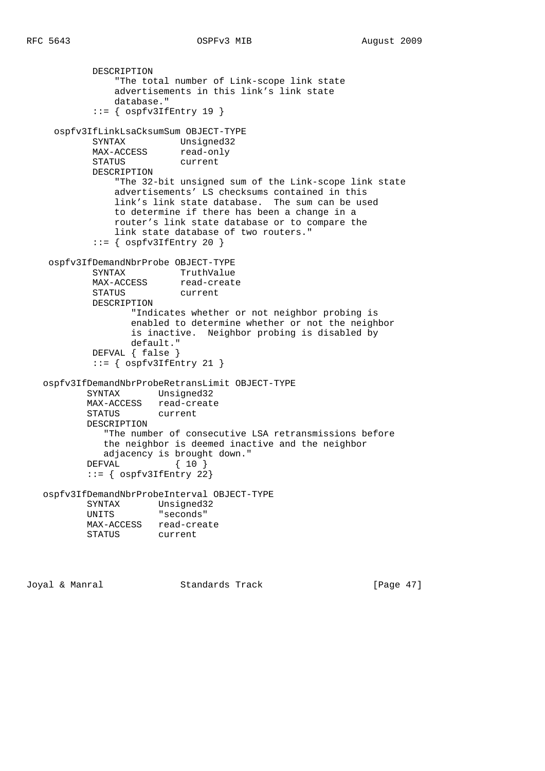```
            DESCRIPTION
                "The total number of Link-scope link state
                advertisements in this link's link state
                database."
            ::= { ospfv3IfEntry 19 }

     ospfv3IfLinkLsaCksumSum OBJECT-TYPE
            SYNTAX          Unsigned32
            MAX-ACCESS      read-only
            STATUS          current
            DESCRIPTION
                "The 32-bit unsigned sum of the Link-scope link state
                advertisements' LS checksums contained in this
                link's link state database.  The sum can be used
                to determine if there has been a change in a
                router's link state database or to compare the
                link state database of two routers."
            ::= { ospfv3IfEntry 20 }

    ospfv3IfDemandNbrProbe OBJECT-TYPE
            SYNTAX          TruthValue
            MAX-ACCESS      read-create
            STATUS          current
            DESCRIPTION
                   "Indicates whether or not neighbor probing is
                   enabled to determine whether or not the neighbor
                   is inactive.  Neighbor probing is disabled by
                   default."
            DEFVAL { false }
            ::= { ospfv3IfEntry 21 }

   ospfv3IfDemandNbrProbeRetransLimit OBJECT-TYPE
           SYNTAX       Unsigned32
           MAX-ACCESS   read-create
           STATUS       current
           DESCRIPTION
              "The number of consecutive LSA retransmissions before
              the neighbor is deemed inactive and the neighbor
              adjacency is brought down."
           DEFVAL          { 10 }
           ::= { ospfv3IfEntry 22}

   ospfv3IfDemandNbrProbeInterval OBJECT-TYPE
           SYNTAX       Unsigned32
           UNITS        "seconds"
           MAX-ACCESS   read-create
           STATUS       current
```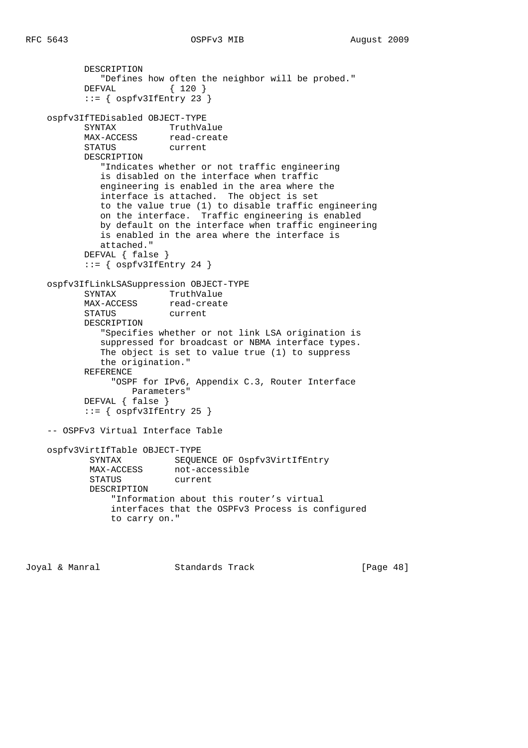```
           DESCRIPTION
              "Defines how often the neighbor will be probed."
           DEFVAL           { 120 }
           ::= { ospfv3IfEntry 23 }

    ospfv3IfTEDisabled OBJECT-TYPE
           SYNTAX           TruthValue
           MAX-ACCESS       read-create
           STATUS           current
           DESCRIPTION
              "Indicates whether or not traffic engineering
              is disabled on the interface when traffic
              engineering is enabled in the area where the
              interface is attached.  The object is set
              to the value true (1) to disable traffic engineering
              on the interface.  Traffic engineering is enabled
              by default on the interface when traffic engineering
              is enabled in the area where the interface is
              attached."
           DEFVAL { false }
           ::= { ospfv3IfEntry 24 }

    ospfv3IfLinkLSASuppression OBJECT-TYPE
           SYNTAX           TruthValue
           MAX-ACCESS       read-create
           STATUS           current
           DESCRIPTION
              "Specifies whether or not link LSA origination is
              suppressed for broadcast or NBMA interface types.
              The object is set to value true (1) to suppress
              the origination."
           REFERENCE
                "OSPF for IPv6, Appendix C.3, Router Interface
                    Parameters"
           DEFVAL { false }
           ::= { ospfv3IfEntry 25 }

    -- OSPFv3 Virtual Interface Table

    ospfv3VirtIfTable OBJECT-TYPE
            SYNTAX           SEQUENCE OF Ospfv3VirtIfEntry
            MAX-ACCESS       not-accessible
            STATUS           current
            DESCRIPTION
                "Information about this router's virtual
                interfaces that the OSPFv3 Process is configured
                to carry on."
```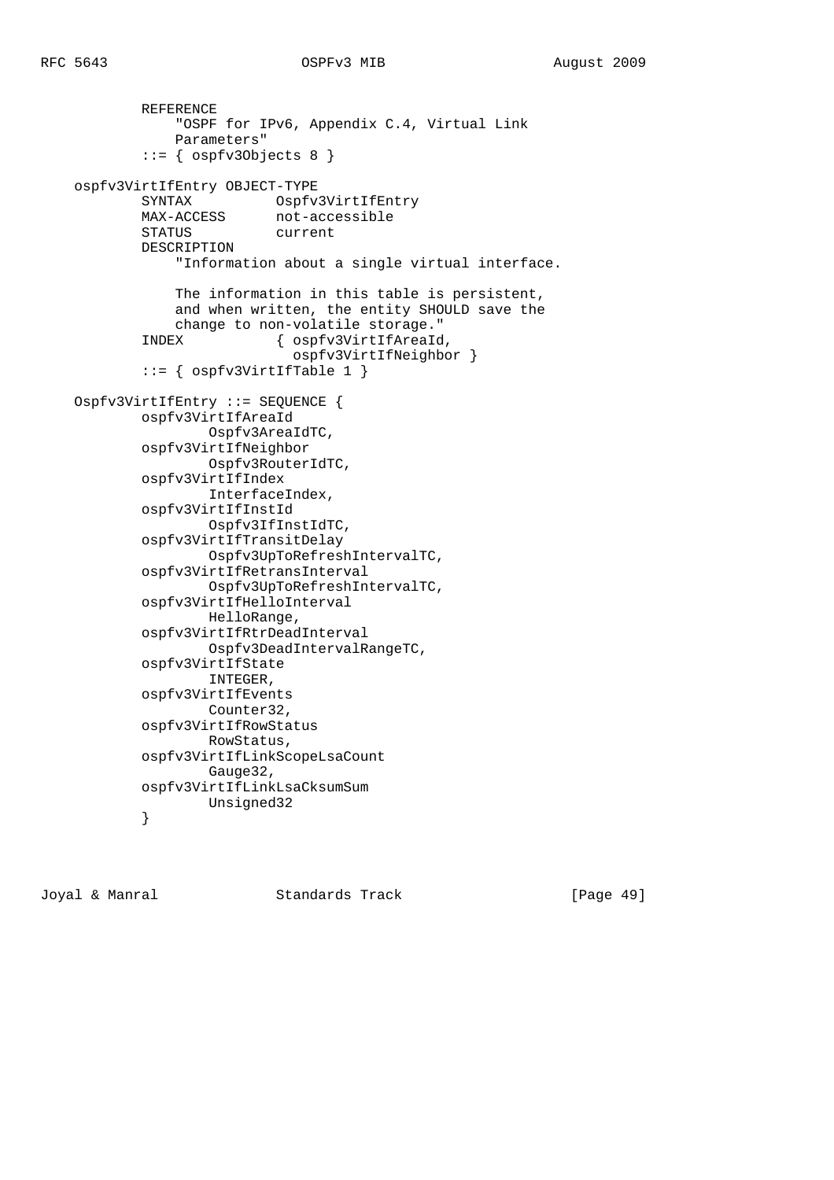```
           REFERENCE
               "OSPF for IPv6, Appendix C.4, Virtual Link
               Parameters"
           ::= { ospfv3Objects 8 }

   ospfv3VirtIfEntry OBJECT-TYPE
           SYNTAX          Ospfv3VirtIfEntry
           MAX-ACCESS      not-accessible
           STATUS          current
           DESCRIPTION
               "Information about a single virtual interface.

               The information in this table is persistent,
               and when written, the entity SHOULD save the
               change to non-volatile storage."
           INDEX           { ospfv3VirtIfAreaId,
                             ospfv3VirtIfNeighbor }
           ::= { ospfv3VirtIfTable 1 }

   Ospfv3VirtIfEntry ::= SEQUENCE {
           ospfv3VirtIfAreaId
                   Ospfv3AreaIdTC,
           ospfv3VirtIfNeighbor
                   Ospfv3RouterIdTC,
           ospfv3VirtIfIndex
                   InterfaceIndex,
           ospfv3VirtIfInstId
                   Ospfv3IfInstIdTC,
           ospfv3VirtIfTransitDelay
                   Ospfv3UpToRefreshIntervalTC,
           ospfv3VirtIfRetransInterval
                   Ospfv3UpToRefreshIntervalTC,
           ospfv3VirtIfHelloInterval
                   HelloRange,
           ospfv3VirtIfRtrDeadInterval
                   Ospfv3DeadIntervalRangeTC,
           ospfv3VirtIfState
                   INTEGER,
           ospfv3VirtIfEvents
                   Counter32,
           ospfv3VirtIfRowStatus
                   RowStatus,
           ospfv3VirtIfLinkScopeLsaCount
                   Gauge32,
           ospfv3VirtIfLinkLsaCksumSum
                   Unsigned32
           }
```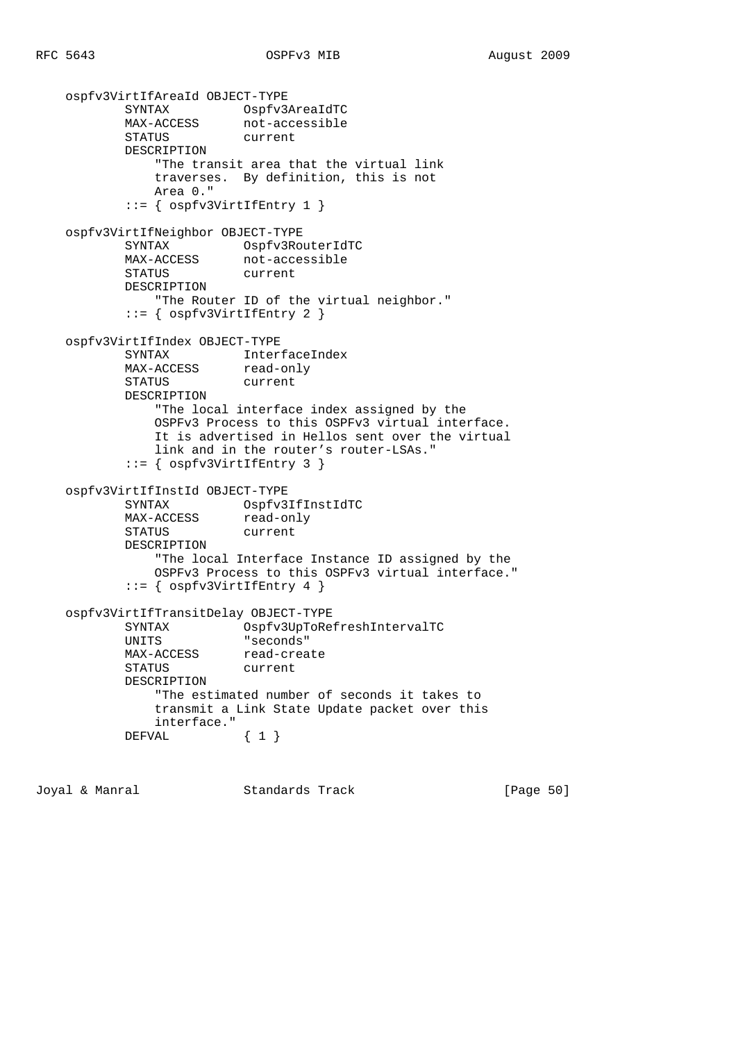```
   ospfv3VirtIfAreaId OBJECT-TYPE
           SYNTAX          Ospfv3AreaIdTC
           MAX-ACCESS      not-accessible
           STATUS          current
           DESCRIPTION
               "The transit area that the virtual link
               traverses.  By definition, this is not
               Area 0."
           ::= { ospfv3VirtIfEntry 1 }

   ospfv3VirtIfNeighbor OBJECT-TYPE
           SYNTAX          Ospfv3RouterIdTC
           MAX-ACCESS      not-accessible
           STATUS          current
           DESCRIPTION
               "The Router ID of the virtual neighbor."
           ::= { ospfv3VirtIfEntry 2 }

   ospfv3VirtIfIndex OBJECT-TYPE
           SYNTAX          InterfaceIndex
           MAX-ACCESS      read-only
           STATUS          current
           DESCRIPTION
               "The local interface index assigned by the
               OSPFv3 Process to this OSPFv3 virtual interface.
               It is advertised in Hellos sent over the virtual
               link and in the router's router-LSAs."
           ::= { ospfv3VirtIfEntry 3 }

   ospfv3VirtIfInstId OBJECT-TYPE
           SYNTAX          Ospfv3IfInstIdTC
           MAX-ACCESS      read-only
           STATUS          current
           DESCRIPTION
               "The local Interface Instance ID assigned by the
               OSPFv3 Process to this OSPFv3 virtual interface."
           ::= { ospfv3VirtIfEntry 4 }

   ospfv3VirtIfTransitDelay OBJECT-TYPE
           SYNTAX          Ospfv3UpToRefreshIntervalTC
           UNITS           "seconds"
           MAX-ACCESS      read-create
           STATUS          current
           DESCRIPTION
               "The estimated number of seconds it takes to
               transmit a Link State Update packet over this
               interface."
           DEFVAL          { 1 }
```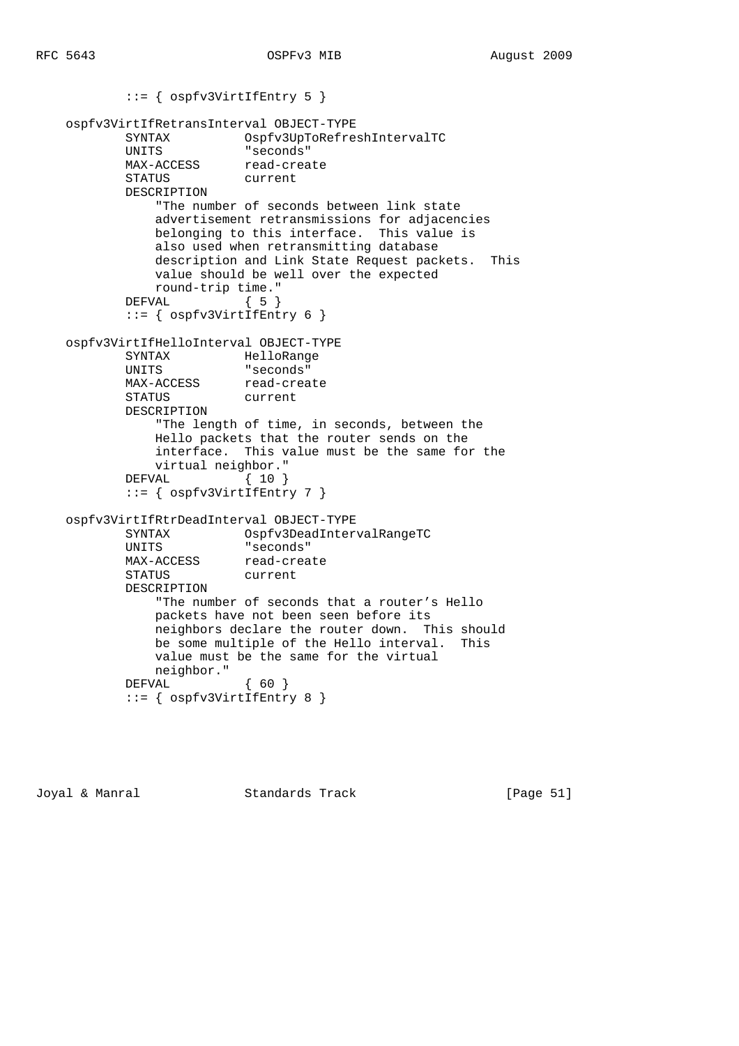```
            ::= { ospfv3VirtIfEntry 5 }

    ospfv3VirtIfRetransInterval OBJECT-TYPE
            SYNTAX          Ospfv3UpToRefreshIntervalTC
            UNITS           "seconds"
            MAX-ACCESS      read-create
            STATUS          current
            DESCRIPTION
                "The number of seconds between link state
                advertisement retransmissions for adjacencies
                belonging to this interface.  This value is
                also used when retransmitting database
                description and Link State Request packets.  This
                value should be well over the expected
                round-trip time."
            DEFVAL          { 5 }
            ::= { ospfv3VirtIfEntry 6 }

    ospfv3VirtIfHelloInterval OBJECT-TYPE
            SYNTAX          HelloRange
            UNITS           "seconds"
            MAX-ACCESS      read-create
            STATUS          current
            DESCRIPTION
                "The length of time, in seconds, between the
                Hello packets that the router sends on the
                interface.  This value must be the same for the
                virtual neighbor."
            DEFVAL          { 10 }
            ::= { ospfv3VirtIfEntry 7 }

    ospfv3VirtIfRtrDeadInterval OBJECT-TYPE
            SYNTAX          Ospfv3DeadIntervalRangeTC
            UNITS           "seconds"
            MAX-ACCESS      read-create
            STATUS          current
            DESCRIPTION
                "The number of seconds that a router's Hello
                packets have not been seen before its
                neighbors declare the router down.  This should
                be some multiple of the Hello interval.  This
                value must be the same for the virtual
                neighbor."
            DEFVAL          { 60 }
            ::= { ospfv3VirtIfEntry 8 }
```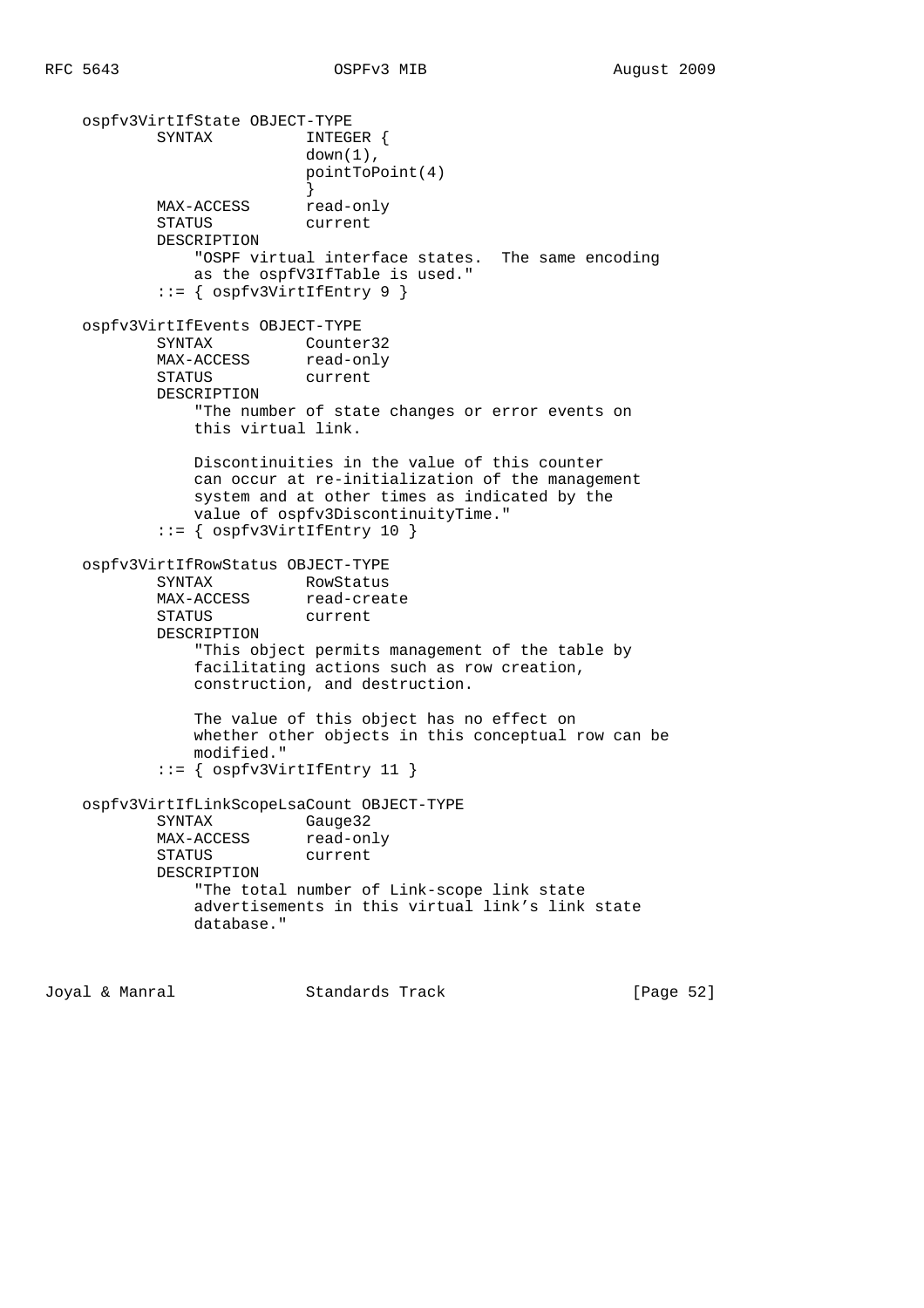```
    ospfv3VirtIfState OBJECT-TYPE
            SYNTAX          INTEGER {
                            down(1),
                            pointToPoint(4)
                            }
            MAX-ACCESS      read-only
            STATUS          current
            DESCRIPTION
                "OSPF virtual interface states.  The same encoding
                as the ospfV3IfTable is used."
            ::= { ospfv3VirtIfEntry 9 }

    ospfv3VirtIfEvents OBJECT-TYPE
            SYNTAX          Counter32
            MAX-ACCESS      read-only
            STATUS          current
            DESCRIPTION
                "The number of state changes or error events on
                this virtual link.

                Discontinuities in the value of this counter
                can occur at re-initialization of the management
                system and at other times as indicated by the
                value of ospfv3DiscontinuityTime."
            ::= { ospfv3VirtIfEntry 10 }

    ospfv3VirtIfRowStatus OBJECT-TYPE
            SYNTAX          RowStatus
            MAX-ACCESS      read-create
            STATUS          current
            DESCRIPTION
                "This object permits management of the table by
                facilitating actions such as row creation,
                construction, and destruction.

                The value of this object has no effect on
                whether other objects in this conceptual row can be
                modified."
            ::= { ospfv3VirtIfEntry 11 }

    ospfv3VirtIfLinkScopeLsaCount OBJECT-TYPE
            SYNTAX          Gauge32
            MAX-ACCESS      read-only
            STATUS          current
            DESCRIPTION
                "The total number of Link-scope link state
                advertisements in this virtual link's link state
                database."
```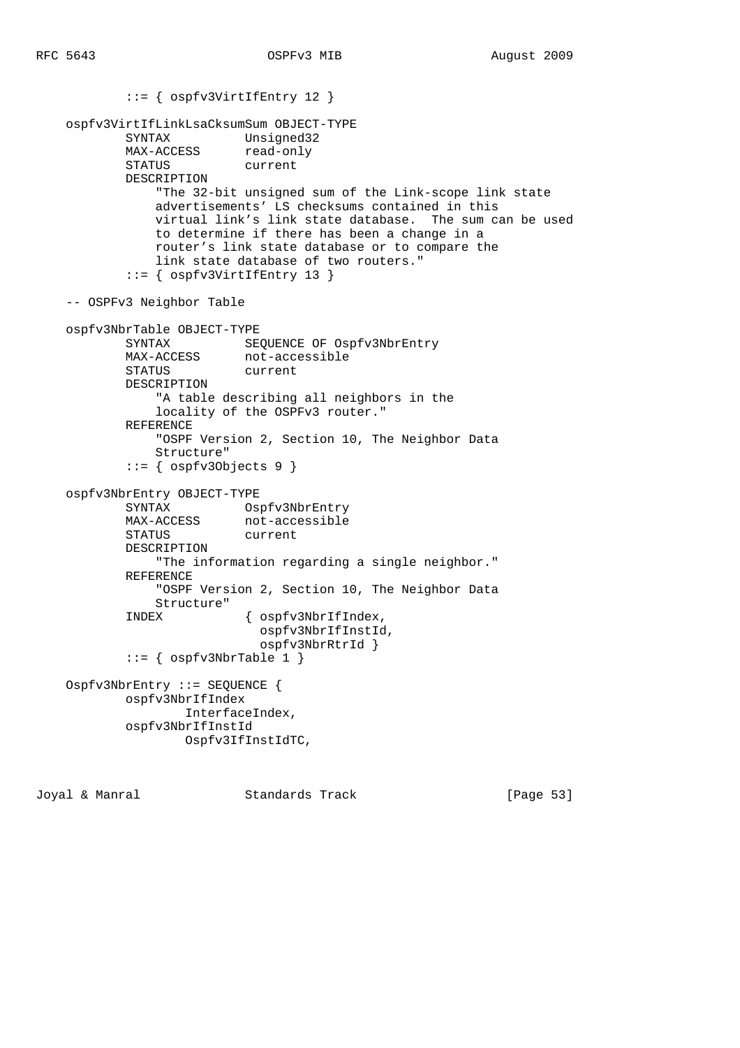```
            ::= { ospfv3VirtIfEntry 12 }

    ospfv3VirtIfLinkLsaCksumSum OBJECT-TYPE
            SYNTAX          Unsigned32
            MAX-ACCESS      read-only
            STATUS          current
            DESCRIPTION
                "The 32-bit unsigned sum of the Link-scope link state
                advertisements' LS checksums contained in this
                virtual link's link state database.  The sum can be used
                to determine if there has been a change in a
                router's link state database or to compare the
                link state database of two routers."
            ::= { ospfv3VirtIfEntry 13 }

    -- OSPFv3 Neighbor Table

    ospfv3NbrTable OBJECT-TYPE
            SYNTAX          SEQUENCE OF Ospfv3NbrEntry
            MAX-ACCESS      not-accessible
            STATUS          current
            DESCRIPTION
                "A table describing all neighbors in the
                locality of the OSPFv3 router."
            REFERENCE
                "OSPF Version 2, Section 10, The Neighbor Data
                Structure"
            ::= { ospfv3Objects 9 }

    ospfv3NbrEntry OBJECT-TYPE
            SYNTAX          Ospfv3NbrEntry
            MAX-ACCESS      not-accessible
            STATUS          current
            DESCRIPTION
                "The information regarding a single neighbor."
            REFERENCE
                "OSPF Version 2, Section 10, The Neighbor Data
                Structure"
            INDEX           { ospfv3NbrIfIndex,
                              ospfv3NbrIfInstId,
                              ospfv3NbrRtrId }
            ::= { ospfv3NbrTable 1 }

    Ospfv3NbrEntry ::= SEQUENCE {
            ospfv3NbrIfIndex
                    InterfaceIndex,
            ospfv3NbrIfInstId
                    Ospfv3IfInstIdTC,
```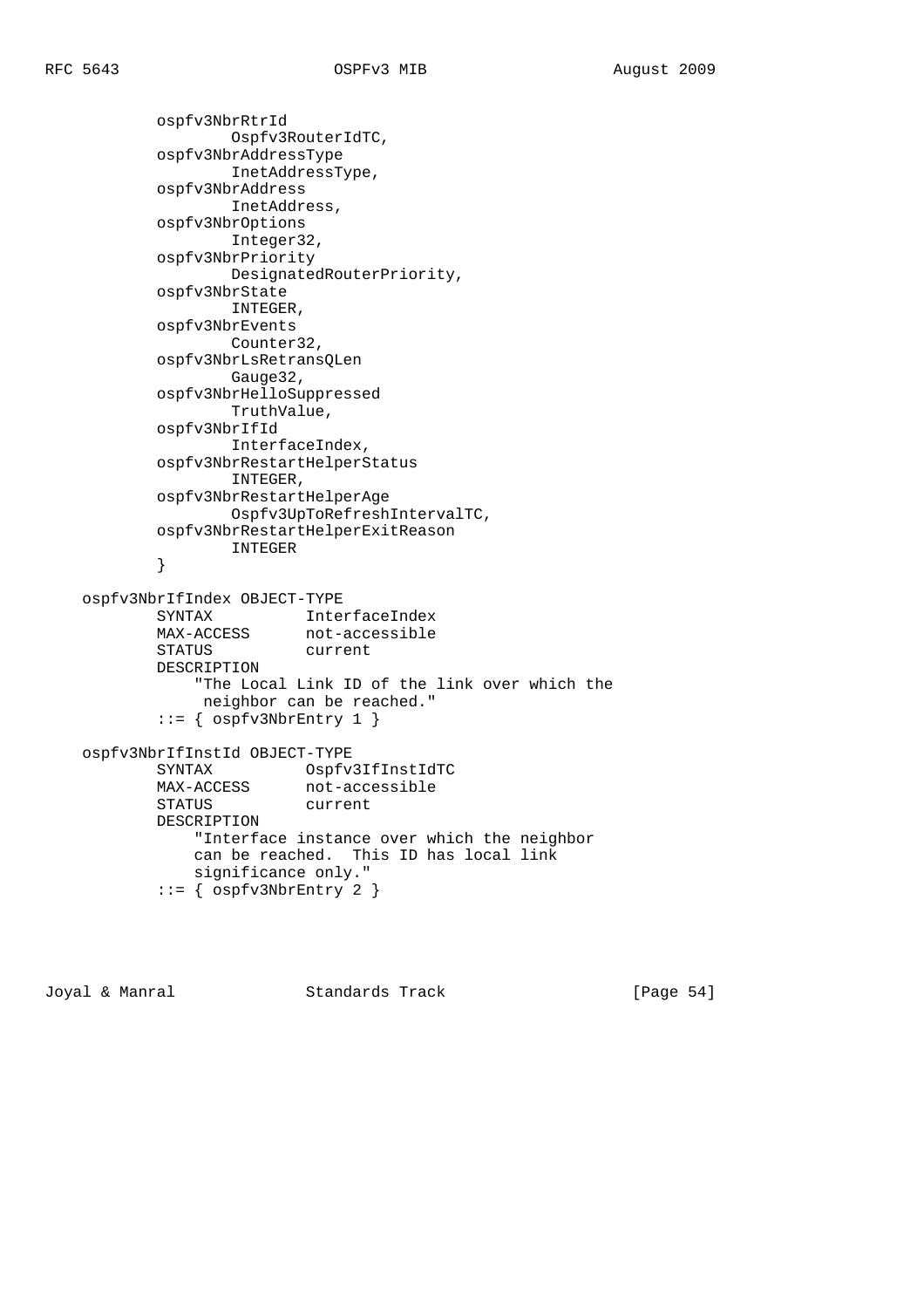```
        ospfv3NbrRtrId
                Ospfv3RouterIdTC,
        ospfv3NbrAddressType
                InetAddressType,
        ospfv3NbrAddress
                InetAddress,
        ospfv3NbrOptions
                Integer32,
        ospfv3NbrPriority
                DesignatedRouterPriority,
        ospfv3NbrState
                INTEGER,
        ospfv3NbrEvents
                Counter32,
        ospfv3NbrLsRetransQLen
                Gauge32,
        ospfv3NbrHelloSuppressed
                TruthValue,
        ospfv3NbrIfId
                InterfaceIndex,
        ospfv3NbrRestartHelperStatus
                INTEGER,
        ospfv3NbrRestartHelperAge
                Ospfv3UpToRefreshIntervalTC,
        ospfv3NbrRestartHelperExitReason
                INTEGER
        }

ospfv3NbrIfIndex OBJECT-TYPE
        SYNTAX          InterfaceIndex
        MAX-ACCESS      not-accessible
        STATUS          current
        DESCRIPTION
            "The Local Link ID of the link over which the
             neighbor can be reached."
        ::= { ospfv3NbrEntry 1 }

ospfv3NbrIfInstId OBJECT-TYPE
        SYNTAX          Ospfv3IfInstIdTC
        MAX-ACCESS      not-accessible
        STATUS          current
        DESCRIPTION
            "Interface instance over which the neighbor
            can be reached.  This ID has local link
            significance only."
        ::= { ospfv3NbrEntry 2 }
```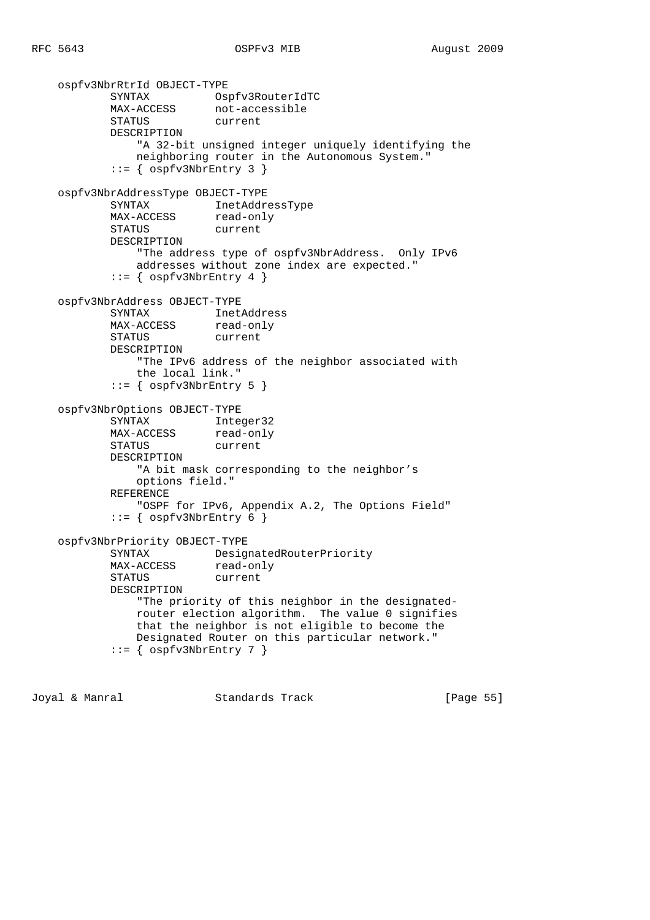```
    ospfv3NbrRtrId OBJECT-TYPE
            SYNTAX          Ospfv3RouterIdTC
            MAX-ACCESS      not-accessible
            STATUS          current
            DESCRIPTION
                "A 32-bit unsigned integer uniquely identifying the
                neighboring router in the Autonomous System."
            ::= { ospfv3NbrEntry 3 }

    ospfv3NbrAddressType OBJECT-TYPE
            SYNTAX          InetAddressType
            MAX-ACCESS      read-only
            STATUS          current
            DESCRIPTION
                "The address type of ospfv3NbrAddress.  Only IPv6
                addresses without zone index are expected."
            ::= { ospfv3NbrEntry 4 }

    ospfv3NbrAddress OBJECT-TYPE
            SYNTAX          InetAddress
            MAX-ACCESS      read-only
            STATUS          current
            DESCRIPTION
                "The IPv6 address of the neighbor associated with
                the local link."
            ::= { ospfv3NbrEntry 5 }

    ospfv3NbrOptions OBJECT-TYPE
            SYNTAX          Integer32
            MAX-ACCESS      read-only
            STATUS          current
            DESCRIPTION
                "A bit mask corresponding to the neighbor's
                options field."
            REFERENCE
                "OSPF for IPv6, Appendix A.2, The Options Field"
            ::= { ospfv3NbrEntry 6 }

    ospfv3NbrPriority OBJECT-TYPE
            SYNTAX          DesignatedRouterPriority
            MAX-ACCESS      read-only
            STATUS          current
            DESCRIPTION
                "The priority of this neighbor in the designated-
                router election algorithm.  The value 0 signifies
                that the neighbor is not eligible to become the
                Designated Router on this particular network."
            ::= { ospfv3NbrEntry 7 }
```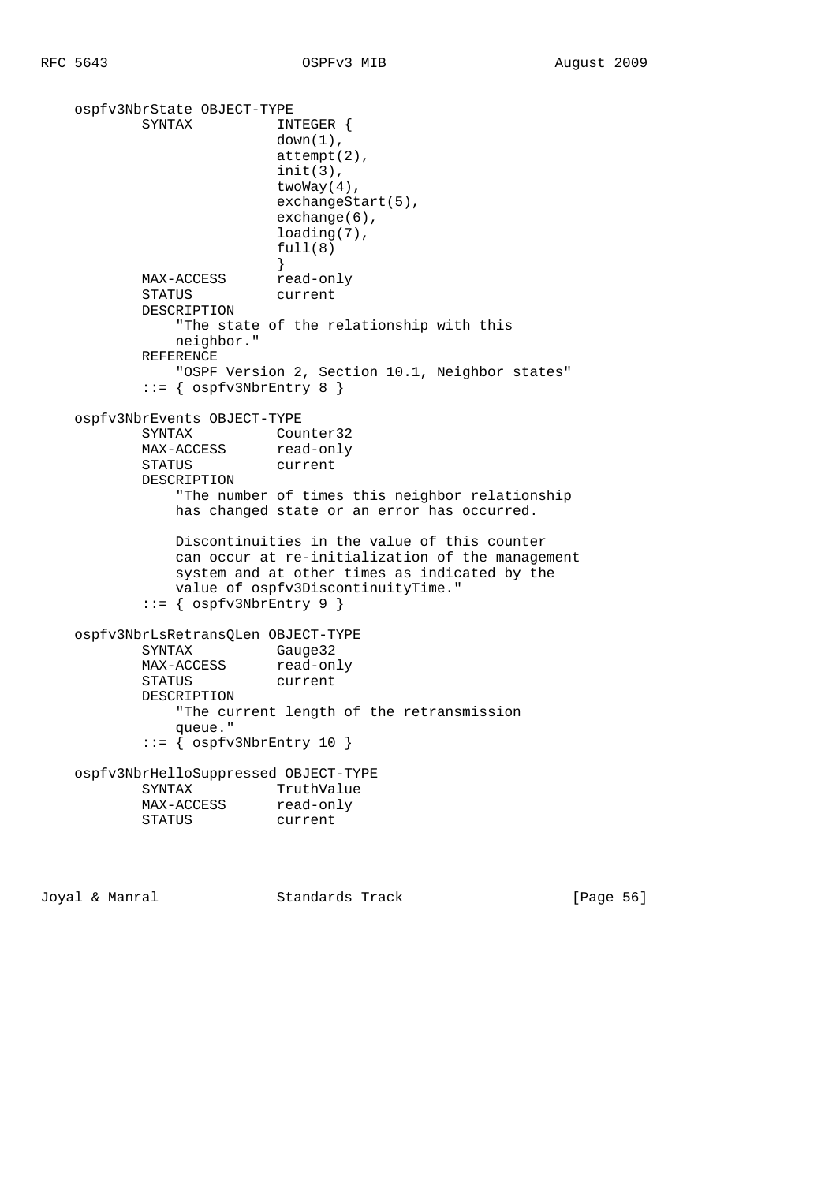```
    ospfv3NbrState OBJECT-TYPE
            SYNTAX          INTEGER {
                            down(1),
                            attempt(2),
                            init(3),
                            twoWay(4),
                            exchangeStart(5),
                            exchange(6),
                            loading(7),
                            full(8)
                            }
            MAX-ACCESS      read-only
            STATUS          current
            DESCRIPTION
                "The state of the relationship with this
                neighbor."
            REFERENCE
                "OSPF Version 2, Section 10.1, Neighbor states"
            ::= { ospfv3NbrEntry 8 }

    ospfv3NbrEvents OBJECT-TYPE
            SYNTAX          Counter32
            MAX-ACCESS      read-only
            STATUS          current
            DESCRIPTION
                "The number of times this neighbor relationship
                has changed state or an error has occurred.

                Discontinuities in the value of this counter
                can occur at re-initialization of the management
                system and at other times as indicated by the
                value of ospfv3DiscontinuityTime."
            ::= { ospfv3NbrEntry 9 }

    ospfv3NbrLsRetransQLen OBJECT-TYPE
            SYNTAX          Gauge32
            MAX-ACCESS      read-only
            STATUS          current
            DESCRIPTION
                "The current length of the retransmission
                queue."
            ::= { ospfv3NbrEntry 10 }

    ospfv3NbrHelloSuppressed OBJECT-TYPE
            SYNTAX          TruthValue
            MAX-ACCESS      read-only
            STATUS          current
```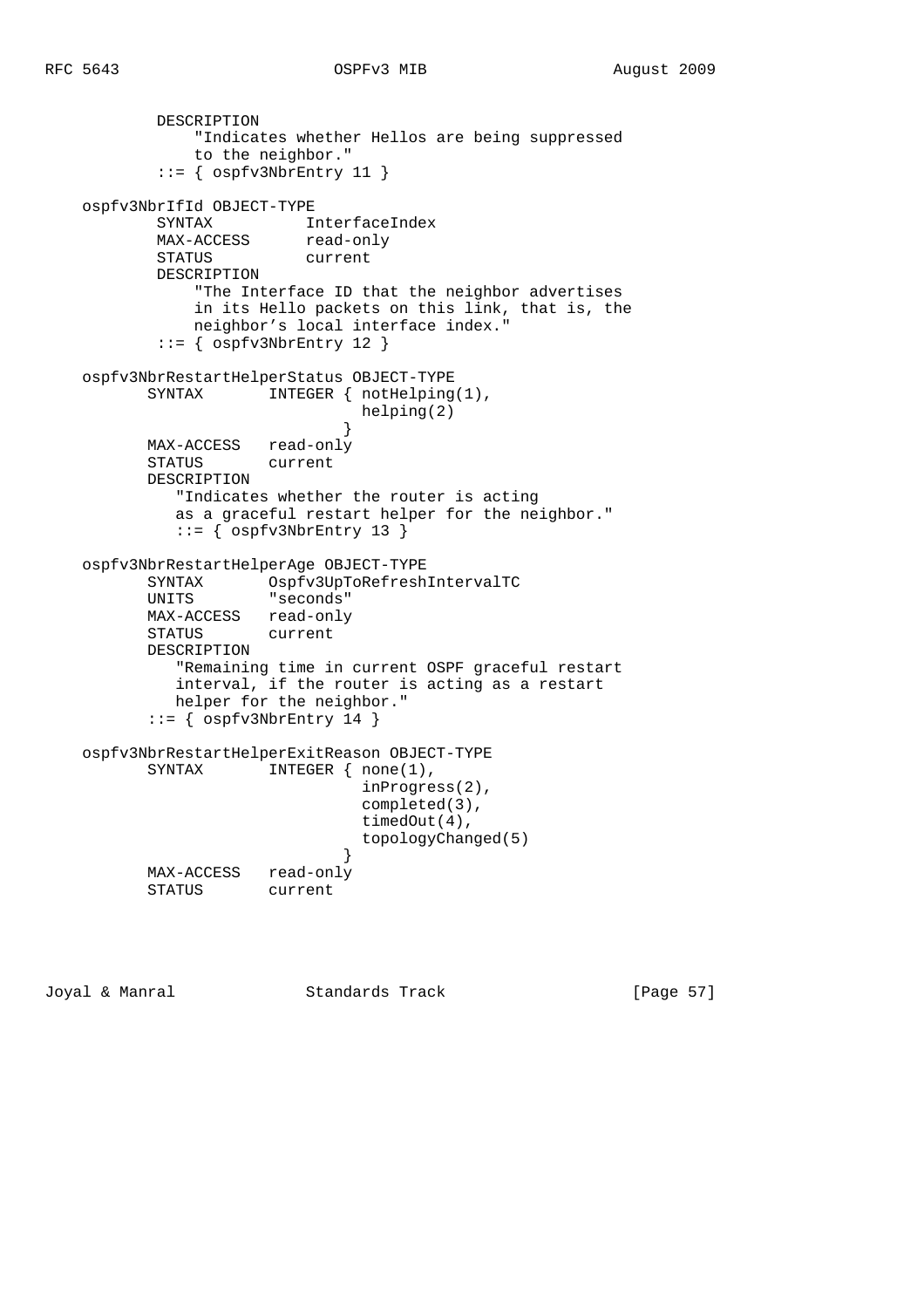```
           DESCRIPTION
               "Indicates whether Hellos are being suppressed
               to the neighbor."
           ::= { ospfv3NbrEntry 11 }

    ospfv3NbrIfId OBJECT-TYPE
           SYNTAX          InterfaceIndex
           MAX-ACCESS      read-only
           STATUS          current
           DESCRIPTION
               "The Interface ID that the neighbor advertises
               in its Hello packets on this link, that is, the
               neighbor's local interface index."
           ::= { ospfv3NbrEntry 12 }

    ospfv3NbrRestartHelperStatus OBJECT-TYPE
          SYNTAX       INTEGER { notHelping(1),
                                 helping(2)
                               }
          MAX-ACCESS   read-only
          STATUS       current
          DESCRIPTION
             "Indicates whether the router is acting
             as a graceful restart helper for the neighbor."
             ::= { ospfv3NbrEntry 13 }

    ospfv3NbrRestartHelperAge OBJECT-TYPE
          SYNTAX       Ospfv3UpToRefreshIntervalTC
          UNITS        "seconds"
          MAX-ACCESS   read-only
          STATUS       current
          DESCRIPTION
             "Remaining time in current OSPF graceful restart
             interval, if the router is acting as a restart
             helper for the neighbor."
          ::= { ospfv3NbrEntry 14 }

    ospfv3NbrRestartHelperExitReason OBJECT-TYPE
          SYNTAX       INTEGER { none(1),
                                 inProgress(2),
                                 completed(3),
                                 timedOut(4),
                                 topologyChanged(5)
                               }
          MAX-ACCESS   read-only
          STATUS       current
```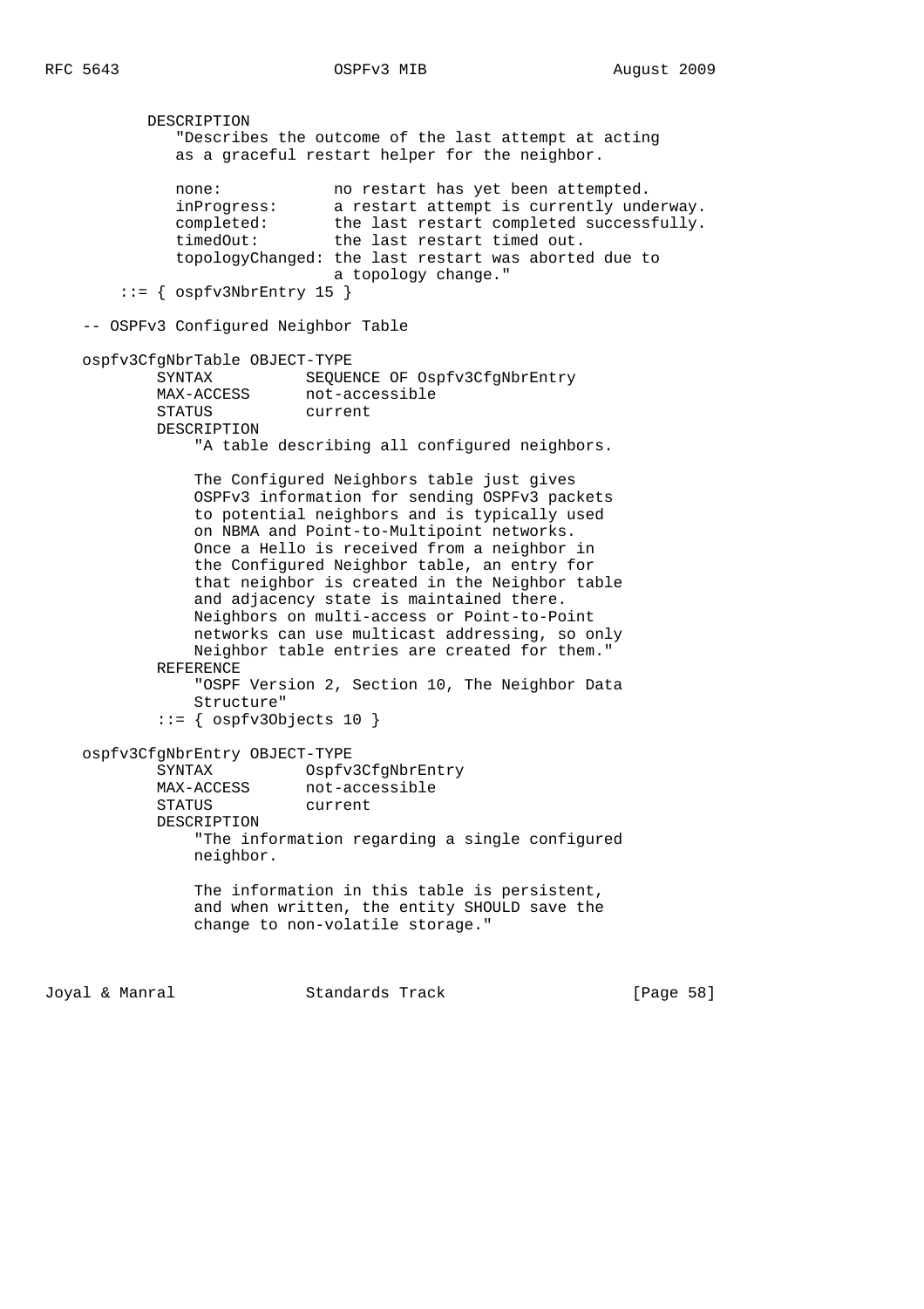```
          DESCRIPTION
             "Describes the outcome of the last attempt at acting
             as a graceful restart helper for the neighbor.

             none:            no restart has yet been attempted.
             inProgress:      a restart attempt is currently underway.
             completed:       the last restart completed successfully.
             timedOut:        the last restart timed out.
             topologyChanged: the last restart was aborted due to
                              a topology change."
       ::= { ospfv3NbrEntry 15 }

    -- OSPFv3 Configured Neighbor Table

    ospfv3CfgNbrTable OBJECT-TYPE
           SYNTAX          SEQUENCE OF Ospfv3CfgNbrEntry
           MAX-ACCESS      not-accessible
           STATUS          current
           DESCRIPTION
               "A table describing all configured neighbors.

               The Configured Neighbors table just gives
               OSPFv3 information for sending OSPFv3 packets
               to potential neighbors and is typically used
               on NBMA and Point-to-Multipoint networks.
               Once a Hello is received from a neighbor in
               the Configured Neighbor table, an entry for
               that neighbor is created in the Neighbor table
               and adjacency state is maintained there.
               Neighbors on multi-access or Point-to-Point
               networks can use multicast addressing, so only
               Neighbor table entries are created for them."
           REFERENCE
               "OSPF Version 2, Section 10, The Neighbor Data
               Structure"
           ::= { ospfv3Objects 10 }

    ospfv3CfgNbrEntry OBJECT-TYPE
           SYNTAX          Ospfv3CfgNbrEntry
           MAX-ACCESS      not-accessible
           STATUS          current
           DESCRIPTION
               "The information regarding a single configured
               neighbor.

               The information in this table is persistent,
               and when written, the entity SHOULD save the
               change to non-volatile storage."
```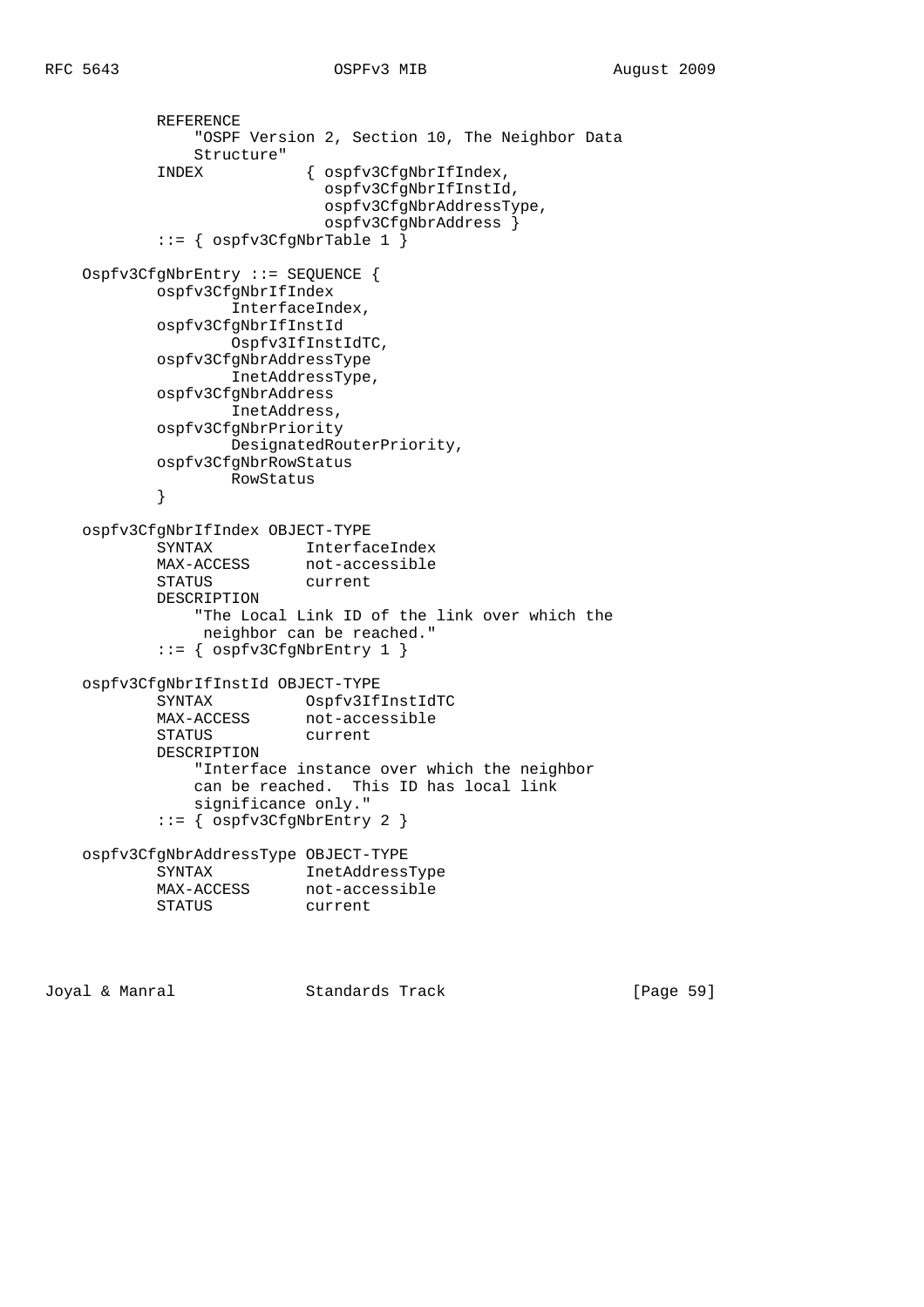```
           REFERENCE
               "OSPF Version 2, Section 10, The Neighbor Data
               Structure"
           INDEX           { ospfv3CfgNbrIfIndex,
                             ospfv3CfgNbrIfInstId,
                             ospfv3CfgNbrAddressType,
                             ospfv3CfgNbrAddress }
           ::= { ospfv3CfgNbrTable 1 }

   Ospfv3CfgNbrEntry ::= SEQUENCE {
           ospfv3CfgNbrIfIndex
                   InterfaceIndex,
           ospfv3CfgNbrIfInstId
                   Ospfv3IfInstIdTC,
           ospfv3CfgNbrAddressType
                   InetAddressType,
           ospfv3CfgNbrAddress
                   InetAddress,
           ospfv3CfgNbrPriority
                   DesignatedRouterPriority,
           ospfv3CfgNbrRowStatus
                   RowStatus
           }

   ospfv3CfgNbrIfIndex OBJECT-TYPE
           SYNTAX          InterfaceIndex
           MAX-ACCESS      not-accessible
           STATUS          current
           DESCRIPTION
               "The Local Link ID of the link over which the
                neighbor can be reached."
           ::= { ospfv3CfgNbrEntry 1 }

   ospfv3CfgNbrIfInstId OBJECT-TYPE
           SYNTAX          Ospfv3IfInstIdTC
           MAX-ACCESS      not-accessible
           STATUS          current
           DESCRIPTION
               "Interface instance over which the neighbor
               can be reached.  This ID has local link
               significance only."
           ::= { ospfv3CfgNbrEntry 2 }

   ospfv3CfgNbrAddressType OBJECT-TYPE
           SYNTAX          InetAddressType
           MAX-ACCESS      not-accessible
           STATUS          current
```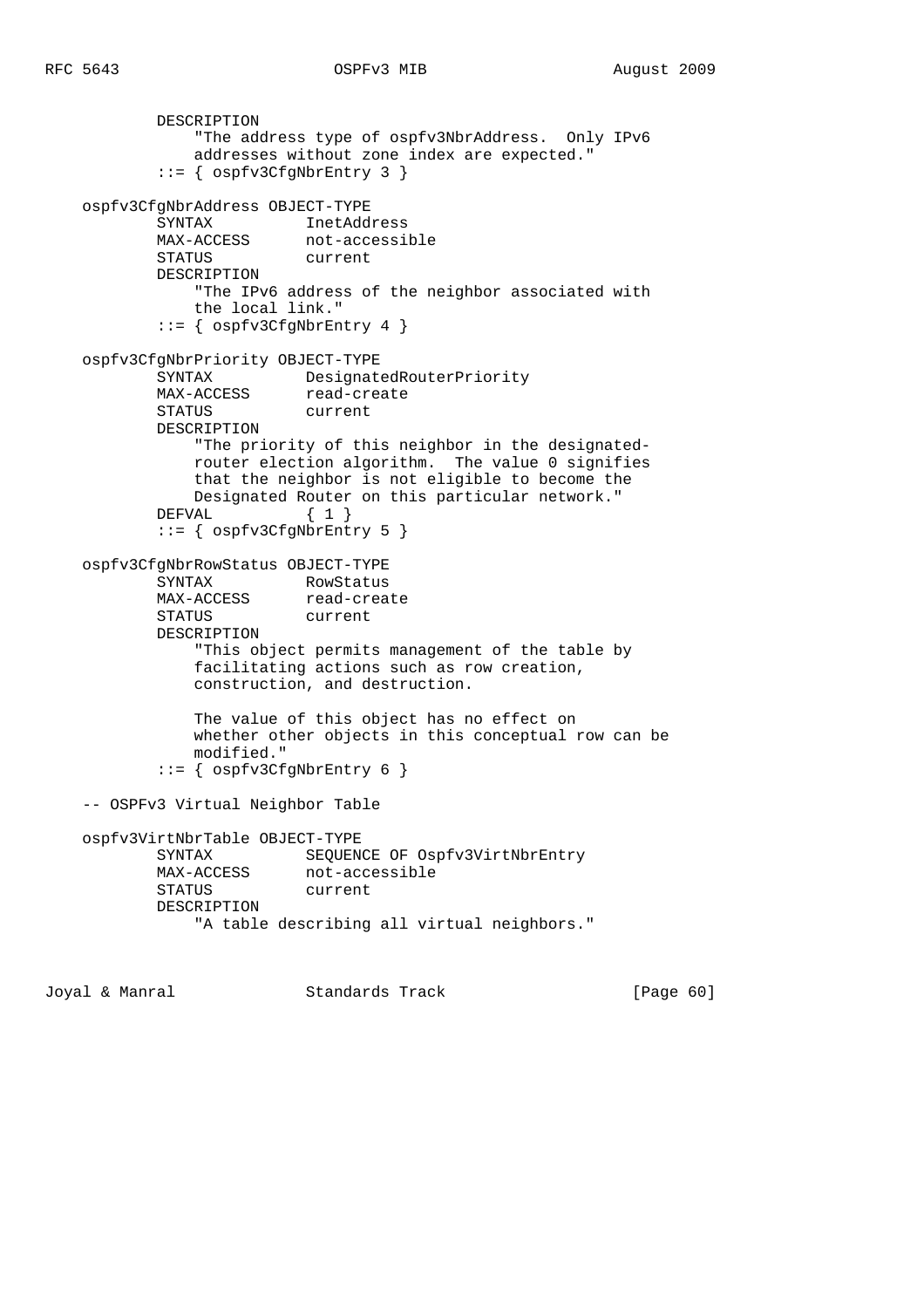```
            DESCRIPTION
                "The address type of ospfv3NbrAddress.  Only IPv6
                addresses without zone index are expected."
            ::= { ospfv3CfgNbrEntry 3 }

    ospfv3CfgNbrAddress OBJECT-TYPE
            SYNTAX          InetAddress
            MAX-ACCESS      not-accessible
            STATUS          current
            DESCRIPTION
                "The IPv6 address of the neighbor associated with
                the local link."
            ::= { ospfv3CfgNbrEntry 4 }

    ospfv3CfgNbrPriority OBJECT-TYPE
            SYNTAX          DesignatedRouterPriority
            MAX-ACCESS      read-create
            STATUS          current
            DESCRIPTION
                "The priority of this neighbor in the designated-
                router election algorithm.  The value 0 signifies
                that the neighbor is not eligible to become the
                Designated Router on this particular network."
            DEFVAL          { 1 }
            ::= { ospfv3CfgNbrEntry 5 }

    ospfv3CfgNbrRowStatus OBJECT-TYPE
            SYNTAX          RowStatus
            MAX-ACCESS      read-create
            STATUS          current
            DESCRIPTION
                "This object permits management of the table by
                facilitating actions such as row creation,
                construction, and destruction.

                The value of this object has no effect on
                whether other objects in this conceptual row can be
                modified."
            ::= { ospfv3CfgNbrEntry 6 }

    -- OSPFv3 Virtual Neighbor Table

    ospfv3VirtNbrTable OBJECT-TYPE
            SYNTAX          SEQUENCE OF Ospfv3VirtNbrEntry
            MAX-ACCESS      not-accessible
            STATUS          current
            DESCRIPTION
                "A table describing all virtual neighbors."
```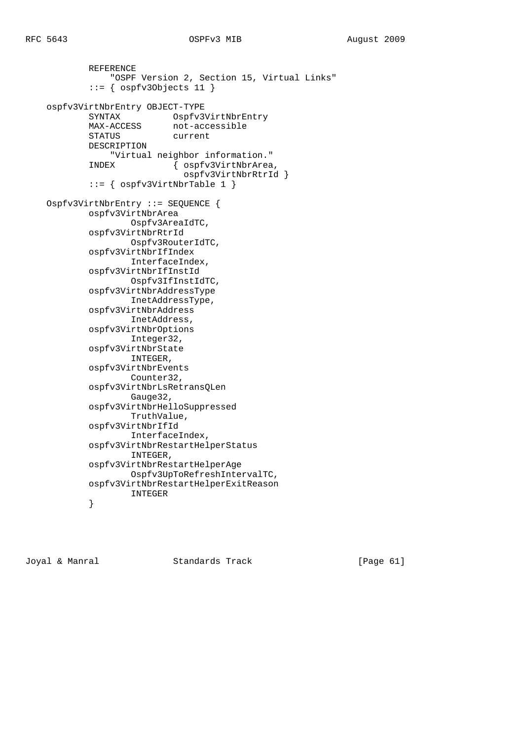```
        REFERENCE
            "OSPF Version 2, Section 15, Virtual Links"
        ::= { ospfv3Objects 11 }

ospfv3VirtNbrEntry OBJECT-TYPE
        SYNTAX          Ospfv3VirtNbrEntry
        MAX-ACCESS      not-accessible
        STATUS          current
        DESCRIPTION
            "Virtual neighbor information."
        INDEX           { ospfv3VirtNbrArea,
                          ospfv3VirtNbrRtrId }
        ::= { ospfv3VirtNbrTable 1 }

Ospfv3VirtNbrEntry ::= SEQUENCE {
        ospfv3VirtNbrArea
                Ospfv3AreaIdTC,
        ospfv3VirtNbrRtrId
                Ospfv3RouterIdTC,
        ospfv3VirtNbrIfIndex
                InterfaceIndex,
        ospfv3VirtNbrIfInstId
                Ospfv3IfInstIdTC,
        ospfv3VirtNbrAddressType
                InetAddressType,
        ospfv3VirtNbrAddress
                InetAddress,
        ospfv3VirtNbrOptions
                Integer32,
        ospfv3VirtNbrState
                INTEGER,
        ospfv3VirtNbrEvents
                Counter32,
        ospfv3VirtNbrLsRetransQLen
                Gauge32,
        ospfv3VirtNbrHelloSuppressed
                TruthValue,
        ospfv3VirtNbrIfId
                InterfaceIndex,
        ospfv3VirtNbrRestartHelperStatus
                INTEGER,
        ospfv3VirtNbrRestartHelperAge
                Ospfv3UpToRefreshIntervalTC,
        ospfv3VirtNbrRestartHelperExitReason
                INTEGER
        }
```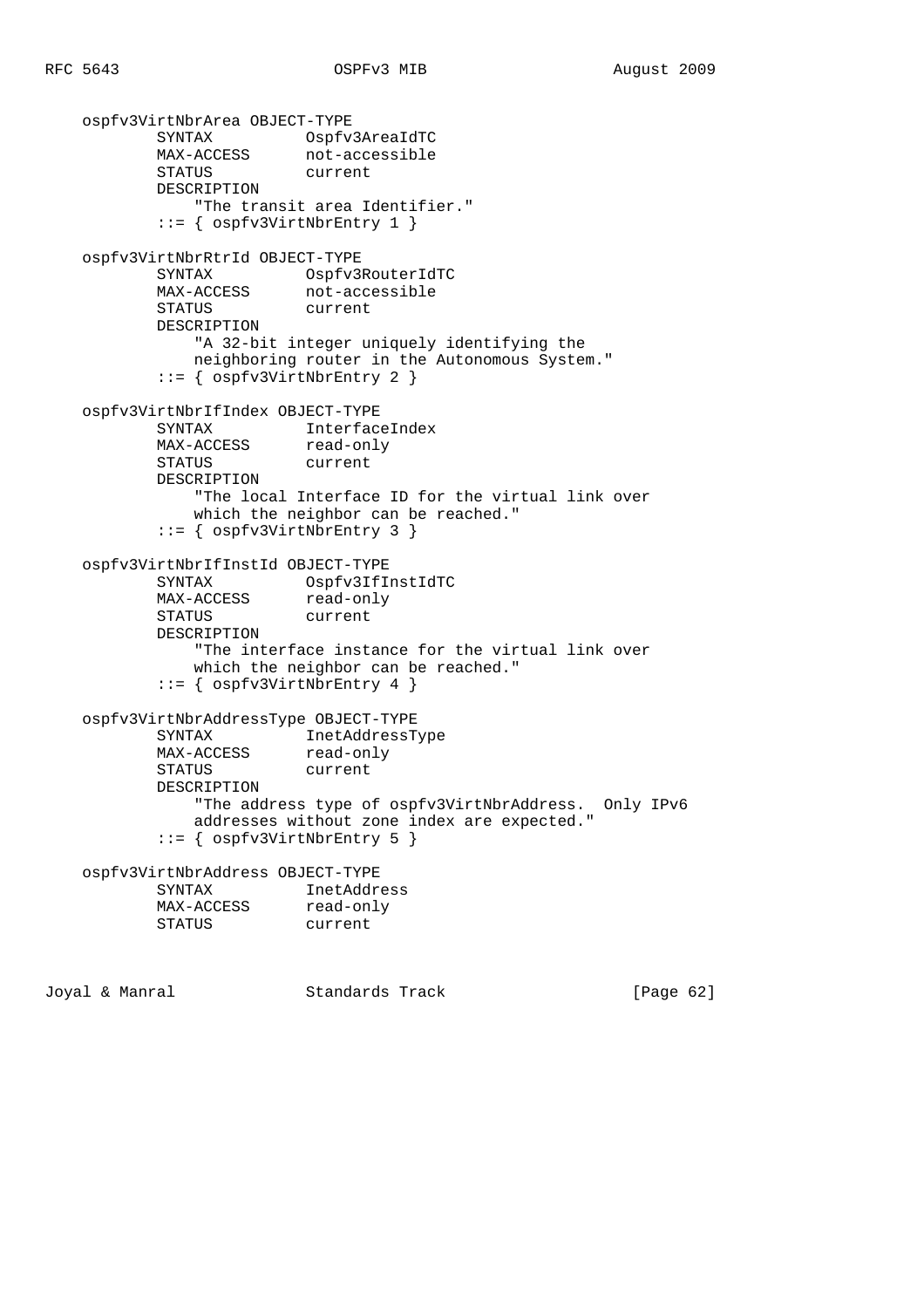```
    ospfv3VirtNbrArea OBJECT-TYPE
            SYNTAX          Ospfv3AreaIdTC
            MAX-ACCESS      not-accessible
            STATUS          current
            DESCRIPTION
                "The transit area Identifier."
            ::= { ospfv3VirtNbrEntry 1 }

    ospfv3VirtNbrRtrId OBJECT-TYPE
            SYNTAX          Ospfv3RouterIdTC
            MAX-ACCESS      not-accessible
            STATUS          current
            DESCRIPTION
                "A 32-bit integer uniquely identifying the
                neighboring router in the Autonomous System."
            ::= { ospfv3VirtNbrEntry 2 }

    ospfv3VirtNbrIfIndex OBJECT-TYPE
            SYNTAX          InterfaceIndex
            MAX-ACCESS      read-only
            STATUS          current
            DESCRIPTION
                "The local Interface ID for the virtual link over
                which the neighbor can be reached."
            ::= { ospfv3VirtNbrEntry 3 }

    ospfv3VirtNbrIfInstId OBJECT-TYPE
            SYNTAX          Ospfv3IfInstIdTC
            MAX-ACCESS      read-only
            STATUS          current
            DESCRIPTION
                "The interface instance for the virtual link over
                which the neighbor can be reached."
            ::= { ospfv3VirtNbrEntry 4 }

    ospfv3VirtNbrAddressType OBJECT-TYPE
            SYNTAX          InetAddressType
            MAX-ACCESS      read-only
            STATUS          current
            DESCRIPTION
                "The address type of ospfv3VirtNbrAddress.  Only IPv6
                addresses without zone index are expected."
            ::= { ospfv3VirtNbrEntry 5 }

    ospfv3VirtNbrAddress OBJECT-TYPE
            SYNTAX          InetAddress
            MAX-ACCESS      read-only
            STATUS          current
```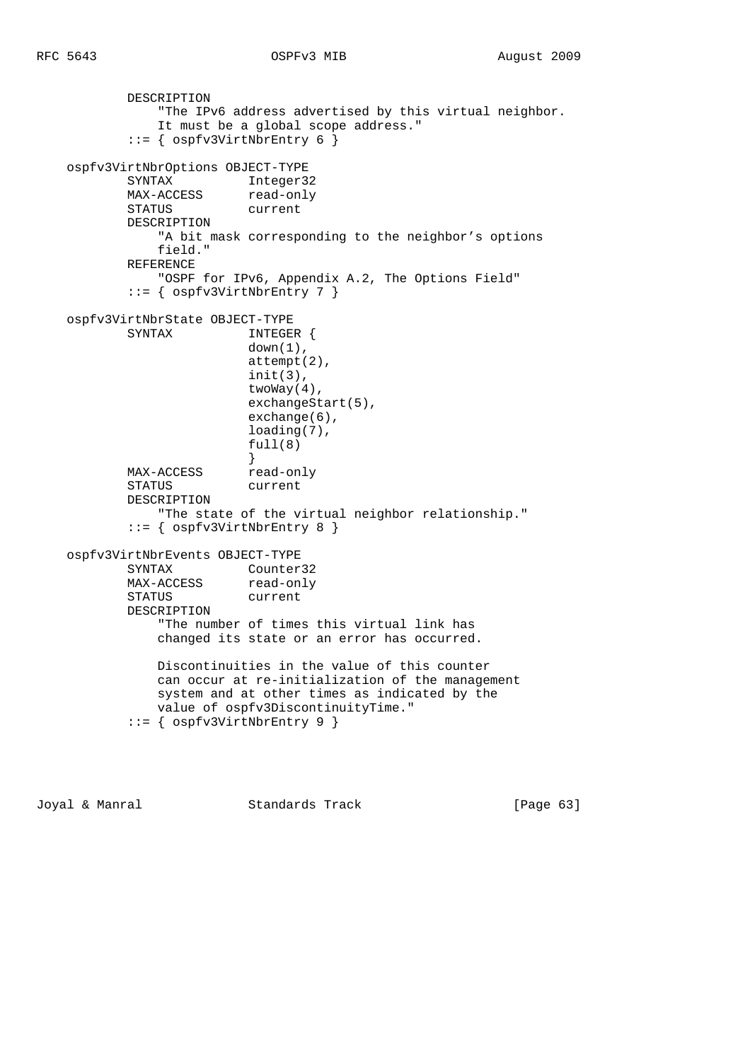```
            DESCRIPTION
                "The IPv6 address advertised by this virtual neighbor.
                It must be a global scope address."
            ::= { ospfv3VirtNbrEntry 6 }

    ospfv3VirtNbrOptions OBJECT-TYPE
            SYNTAX          Integer32
            MAX-ACCESS      read-only
            STATUS          current
            DESCRIPTION
                "A bit mask corresponding to the neighbor's options
                field."
            REFERENCE
                "OSPF for IPv6, Appendix A.2, The Options Field"
            ::= { ospfv3VirtNbrEntry 7 }

    ospfv3VirtNbrState OBJECT-TYPE
            SYNTAX          INTEGER {
                            down(1),
                            attempt(2),
                            init(3),
                            twoWay(4),
                            exchangeStart(5),
                            exchange(6),
                            loading(7),
                            full(8)
                            }
            MAX-ACCESS      read-only
            STATUS          current
            DESCRIPTION
                "The state of the virtual neighbor relationship."
            ::= { ospfv3VirtNbrEntry 8 }

    ospfv3VirtNbrEvents OBJECT-TYPE
            SYNTAX          Counter32
            MAX-ACCESS      read-only
            STATUS          current
            DESCRIPTION
                "The number of times this virtual link has
                changed its state or an error has occurred.

                Discontinuities in the value of this counter
                can occur at re-initialization of the management
                system and at other times as indicated by the
                value of ospfv3DiscontinuityTime."
            ::= { ospfv3VirtNbrEntry 9 }
```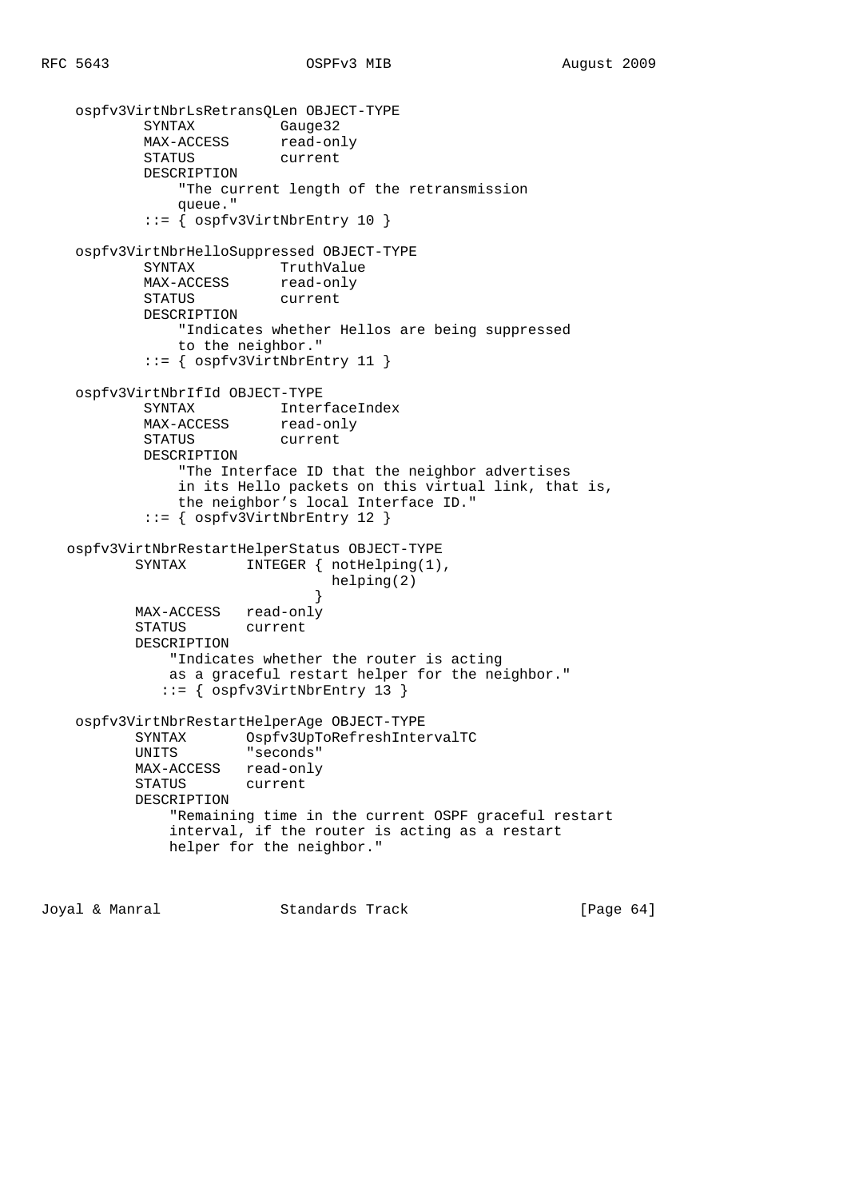```
    ospfv3VirtNbrLsRetransQLen OBJECT-TYPE
            SYNTAX          Gauge32
            MAX-ACCESS      read-only
            STATUS          current
            DESCRIPTION
                "The current length of the retransmission
                queue."
            ::= { ospfv3VirtNbrEntry 10 }

    ospfv3VirtNbrHelloSuppressed OBJECT-TYPE
            SYNTAX          TruthValue
            MAX-ACCESS      read-only
            STATUS          current
            DESCRIPTION
                "Indicates whether Hellos are being suppressed
                to the neighbor."
            ::= { ospfv3VirtNbrEntry 11 }

    ospfv3VirtNbrIfId OBJECT-TYPE
            SYNTAX          InterfaceIndex
            MAX-ACCESS      read-only
            STATUS          current
            DESCRIPTION
                "The Interface ID that the neighbor advertises
                in its Hello packets on this virtual link, that is,
                the neighbor's local Interface ID."
            ::= { ospfv3VirtNbrEntry 12 }

   ospfv3VirtNbrRestartHelperStatus OBJECT-TYPE
           SYNTAX       INTEGER { notHelping(1),
                                  helping(2)
                                }
           MAX-ACCESS   read-only
           STATUS       current
           DESCRIPTION
               "Indicates whether the router is acting
               as a graceful restart helper for the neighbor."
              ::= { ospfv3VirtNbrEntry 13 }

    ospfv3VirtNbrRestartHelperAge OBJECT-TYPE
           SYNTAX       Ospfv3UpToRefreshIntervalTC
           UNITS        "seconds"
           MAX-ACCESS   read-only
           STATUS       current
           DESCRIPTION
               "Remaining time in the current OSPF graceful restart
               interval, if the router is acting as a restart
               helper for the neighbor."
```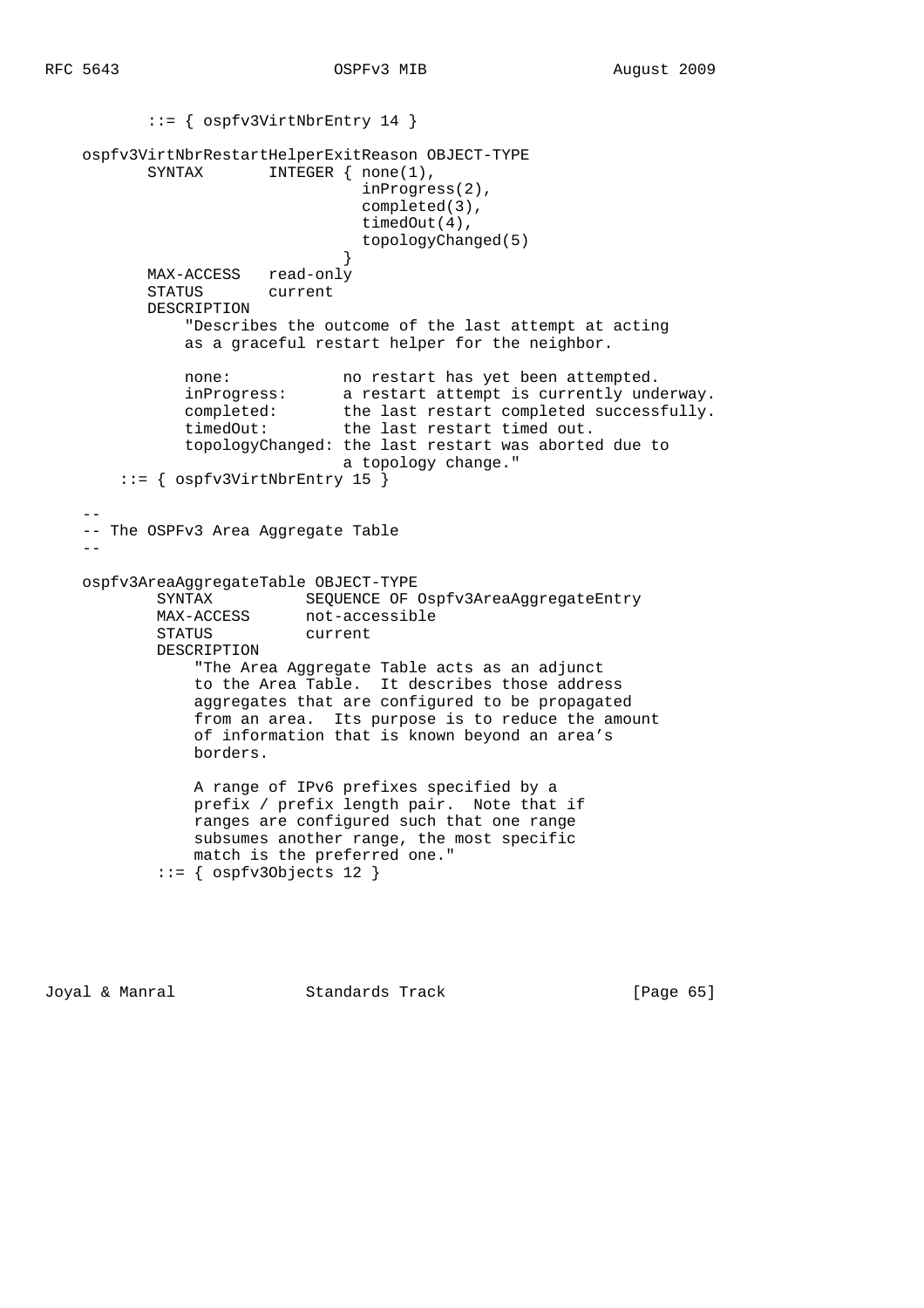```
           ::= { ospfv3VirtNbrEntry 14 }

    ospfv3VirtNbrRestartHelperExitReason OBJECT-TYPE
           SYNTAX       INTEGER { none(1),
                                  inProgress(2),
                                  completed(3),
                                  timedOut(4),
                                  topologyChanged(5)
                                }
           MAX-ACCESS   read-only
           STATUS       current
           DESCRIPTION
               "Describes the outcome of the last attempt at acting
               as a graceful restart helper for the neighbor.

               none:            no restart has yet been attempted.
               inProgress:      a restart attempt is currently underway.
               completed:       the last restart completed successfully.
               timedOut:        the last restart timed out.
               topologyChanged: the last restart was aborted due to
                                a topology change."
        ::= { ospfv3VirtNbrEntry 15 }

    --
    -- The OSPFv3 Area Aggregate Table
    --

    ospfv3AreaAggregateTable OBJECT-TYPE
            SYNTAX          SEQUENCE OF Ospfv3AreaAggregateEntry
            MAX-ACCESS      not-accessible
            STATUS          current
            DESCRIPTION
                "The Area Aggregate Table acts as an adjunct
                to the Area Table.  It describes those address
                aggregates that are configured to be propagated
                from an area.  Its purpose is to reduce the amount
                of information that is known beyond an area's
                borders.

                A range of IPv6 prefixes specified by a
                prefix / prefix length pair.  Note that if
                ranges are configured such that one range
                subsumes another range, the most specific
                match is the preferred one."
            ::= { ospfv3Objects 12 }
```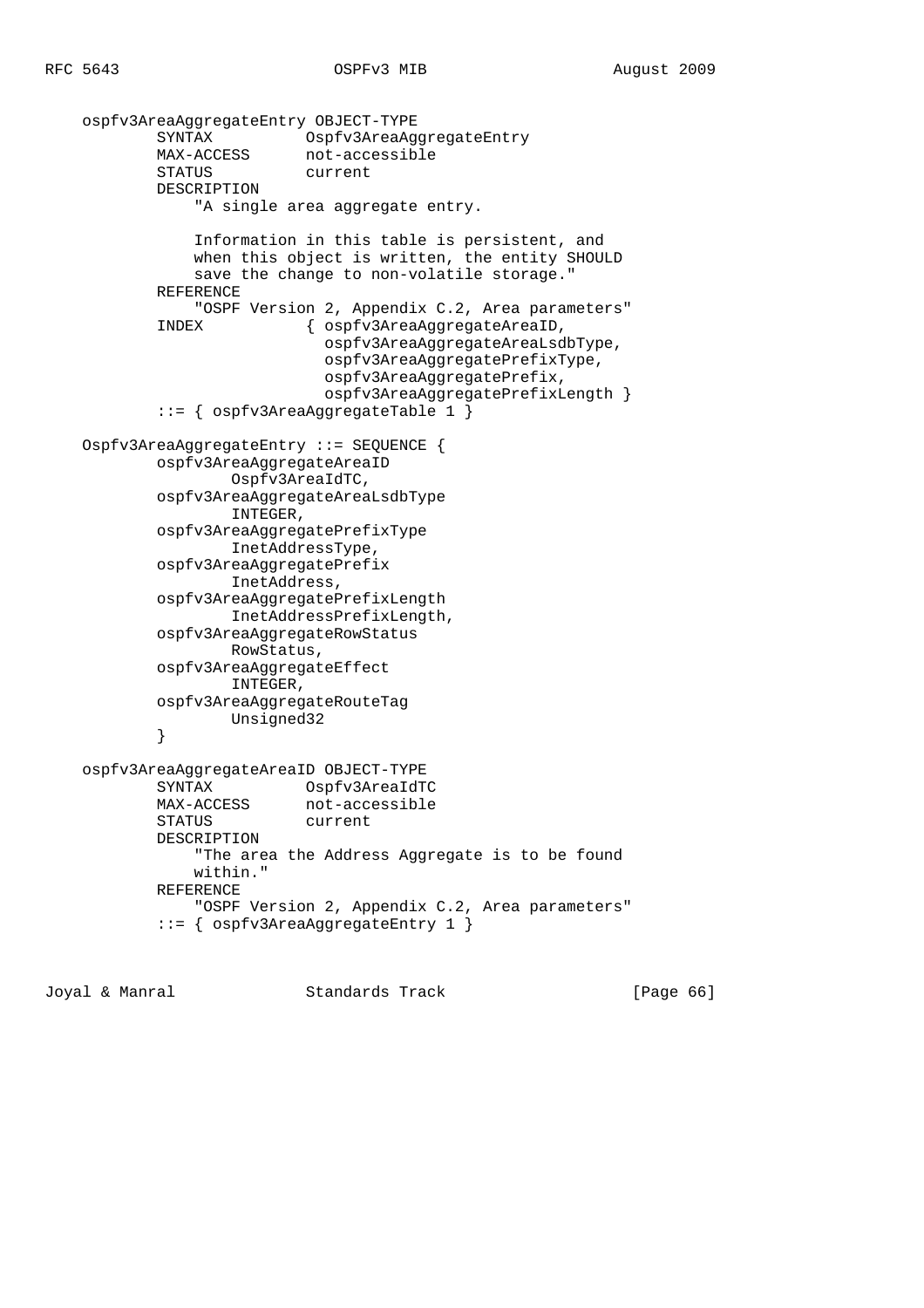```
ospfv3AreaAggregateEntry OBJECT-TYPE
        SYNTAX          Ospfv3AreaAggregateEntry
        MAX-ACCESS      not-accessible
        STATUS          current
        DESCRIPTION
            "A single area aggregate entry.

            Information in this table is persistent, and
            when this object is written, the entity SHOULD
            save the change to non-volatile storage."
        REFERENCE
            "OSPF Version 2, Appendix C.2, Area parameters"
        INDEX           { ospfv3AreaAggregateAreaID,
                          ospfv3AreaAggregateAreaLsdbType,
                          ospfv3AreaAggregatePrefixType,
                          ospfv3AreaAggregatePrefix,
                          ospfv3AreaAggregatePrefixLength }
        ::= { ospfv3AreaAggregateTable 1 }

Ospfv3AreaAggregateEntry ::= SEQUENCE {
        ospfv3AreaAggregateAreaID
                Ospfv3AreaIdTC,
        ospfv3AreaAggregateAreaLsdbType
                INTEGER,
        ospfv3AreaAggregatePrefixType
                InetAddressType,
        ospfv3AreaAggregatePrefix
                InetAddress,
        ospfv3AreaAggregatePrefixLength
                InetAddressPrefixLength,
        ospfv3AreaAggregateRowStatus
                RowStatus,
        ospfv3AreaAggregateEffect
                INTEGER,
        ospfv3AreaAggregateRouteTag
                Unsigned32
        }

ospfv3AreaAggregateAreaID OBJECT-TYPE
        SYNTAX          Ospfv3AreaIdTC
        MAX-ACCESS      not-accessible
        STATUS          current
        DESCRIPTION
            "The area the Address Aggregate is to be found
            within."
        REFERENCE
            "OSPF Version 2, Appendix C.2, Area parameters"
        ::= { ospfv3AreaAggregateEntry 1 }
```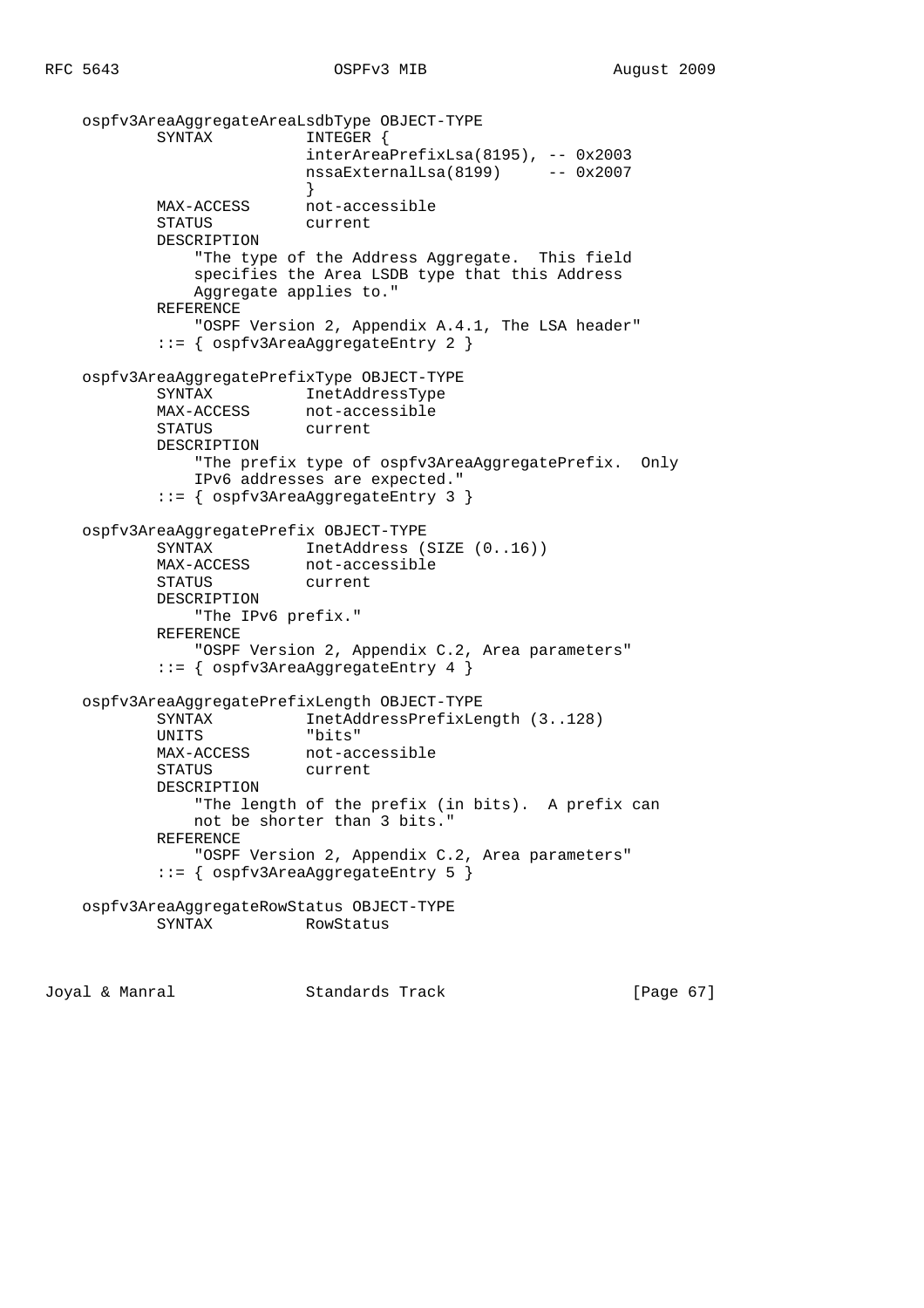```
   ospfv3AreaAggregateAreaLsdbType OBJECT-TYPE
           SYNTAX          INTEGER {
                           interAreaPrefixLsa(8195), -- 0x2003
                           nssaExternalLsa(8199)     -- 0x2007
                           }
           MAX-ACCESS      not-accessible
           STATUS          current
           DESCRIPTION
               "The type of the Address Aggregate.  This field
               specifies the Area LSDB type that this Address
               Aggregate applies to."
           REFERENCE
               "OSPF Version 2, Appendix A.4.1, The LSA header"
           ::= { ospfv3AreaAggregateEntry 2 }

   ospfv3AreaAggregatePrefixType OBJECT-TYPE
           SYNTAX          InetAddressType
           MAX-ACCESS      not-accessible
           STATUS          current
           DESCRIPTION
               "The prefix type of ospfv3AreaAggregatePrefix.  Only
               IPv6 addresses are expected."
           ::= { ospfv3AreaAggregateEntry 3 }

   ospfv3AreaAggregatePrefix OBJECT-TYPE
           SYNTAX          InetAddress (SIZE (0..16))
           MAX-ACCESS      not-accessible
           STATUS          current
           DESCRIPTION
               "The IPv6 prefix."
           REFERENCE
               "OSPF Version 2, Appendix C.2, Area parameters"
           ::= { ospfv3AreaAggregateEntry 4 }

   ospfv3AreaAggregatePrefixLength OBJECT-TYPE
           SYNTAX          InetAddressPrefixLength (3..128)
           UNITS           "bits"
           MAX-ACCESS      not-accessible
           STATUS          current
           DESCRIPTION
               "The length of the prefix (in bits).  A prefix can
               not be shorter than 3 bits."
           REFERENCE
               "OSPF Version 2, Appendix C.2, Area parameters"
           ::= { ospfv3AreaAggregateEntry 5 }

   ospfv3AreaAggregateRowStatus OBJECT-TYPE
           SYNTAX          RowStatus
```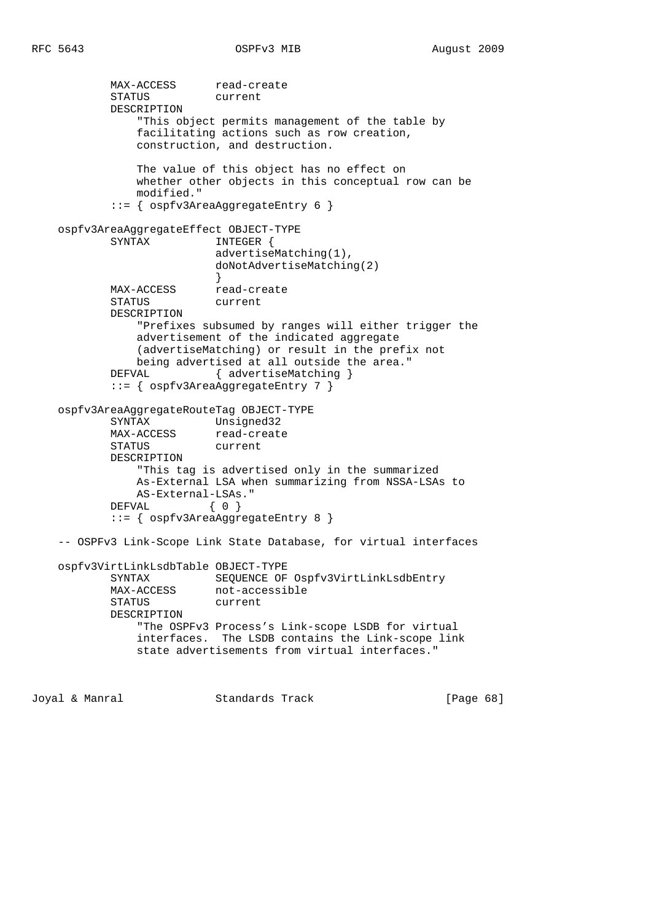```
          MAX-ACCESS      read-create
          STATUS          current
          DESCRIPTION
              "This object permits management of the table by
              facilitating actions such as row creation,
              construction, and destruction.

              The value of this object has no effect on
              whether other objects in this conceptual row can be
              modified."
          ::= { ospfv3AreaAggregateEntry 6 }

   ospfv3AreaAggregateEffect OBJECT-TYPE
          SYNTAX          INTEGER {
                          advertiseMatching(1),
                          doNotAdvertiseMatching(2)
                          }
          MAX-ACCESS      read-create
          STATUS          current
          DESCRIPTION
              "Prefixes subsumed by ranges will either trigger the
              advertisement of the indicated aggregate
              (advertiseMatching) or result in the prefix not
              being advertised at all outside the area."
          DEFVAL          { advertiseMatching }
          ::= { ospfv3AreaAggregateEntry 7 }

   ospfv3AreaAggregateRouteTag OBJECT-TYPE
          SYNTAX          Unsigned32
          MAX-ACCESS      read-create
          STATUS          current
          DESCRIPTION
              "This tag is advertised only in the summarized
              As-External LSA when summarizing from NSSA-LSAs to
              AS-External-LSAs."
          DEFVAL         { 0 }
          ::= { ospfv3AreaAggregateEntry 8 }

   -- OSPFv3 Link-Scope Link State Database, for virtual interfaces

   ospfv3VirtLinkLsdbTable OBJECT-TYPE
          SYNTAX          SEQUENCE OF Ospfv3VirtLinkLsdbEntry
          MAX-ACCESS      not-accessible
          STATUS          current
          DESCRIPTION
              "The OSPFv3 Process's Link-scope LSDB for virtual
              interfaces.  The LSDB contains the Link-scope link
              state advertisements from virtual interfaces."
```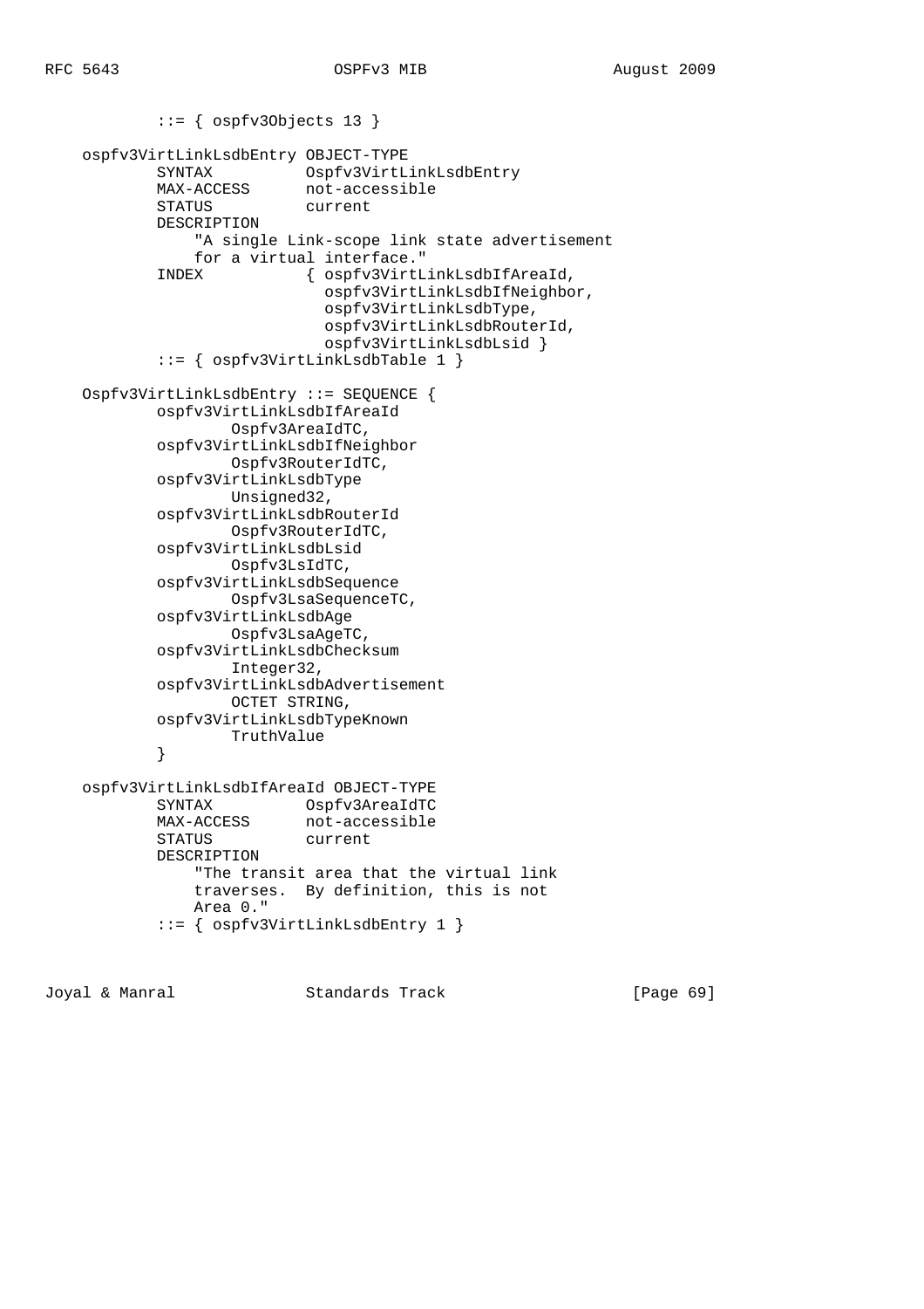```
           ::= { ospfv3Objects 13 }

   ospfv3VirtLinkLsdbEntry OBJECT-TYPE
           SYNTAX          Ospfv3VirtLinkLsdbEntry
           MAX-ACCESS      not-accessible
           STATUS          current
           DESCRIPTION
               "A single Link-scope link state advertisement
               for a virtual interface."
           INDEX           { ospfv3VirtLinkLsdbIfAreaId,
                             ospfv3VirtLinkLsdbIfNeighbor,
                             ospfv3VirtLinkLsdbType,
                             ospfv3VirtLinkLsdbRouterId,
                             ospfv3VirtLinkLsdbLsid }
           ::= { ospfv3VirtLinkLsdbTable 1 }

   Ospfv3VirtLinkLsdbEntry ::= SEQUENCE {
           ospfv3VirtLinkLsdbIfAreaId
                   Ospfv3AreaIdTC,
           ospfv3VirtLinkLsdbIfNeighbor
                   Ospfv3RouterIdTC,
           ospfv3VirtLinkLsdbType
                   Unsigned32,
           ospfv3VirtLinkLsdbRouterId
                   Ospfv3RouterIdTC,
           ospfv3VirtLinkLsdbLsid
                   Ospfv3LsIdTC,
           ospfv3VirtLinkLsdbSequence
                   Ospfv3LsaSequenceTC,
           ospfv3VirtLinkLsdbAge
                   Ospfv3LsaAgeTC,
           ospfv3VirtLinkLsdbChecksum
                   Integer32,
           ospfv3VirtLinkLsdbAdvertisement
                   OCTET STRING,
           ospfv3VirtLinkLsdbTypeKnown
                   TruthValue
           }

   ospfv3VirtLinkLsdbIfAreaId OBJECT-TYPE
           SYNTAX          Ospfv3AreaIdTC
           MAX-ACCESS      not-accessible
           STATUS          current
           DESCRIPTION
               "The transit area that the virtual link
               traverses.  By definition, this is not
               Area 0."
           ::= { ospfv3VirtLinkLsdbEntry 1 }
```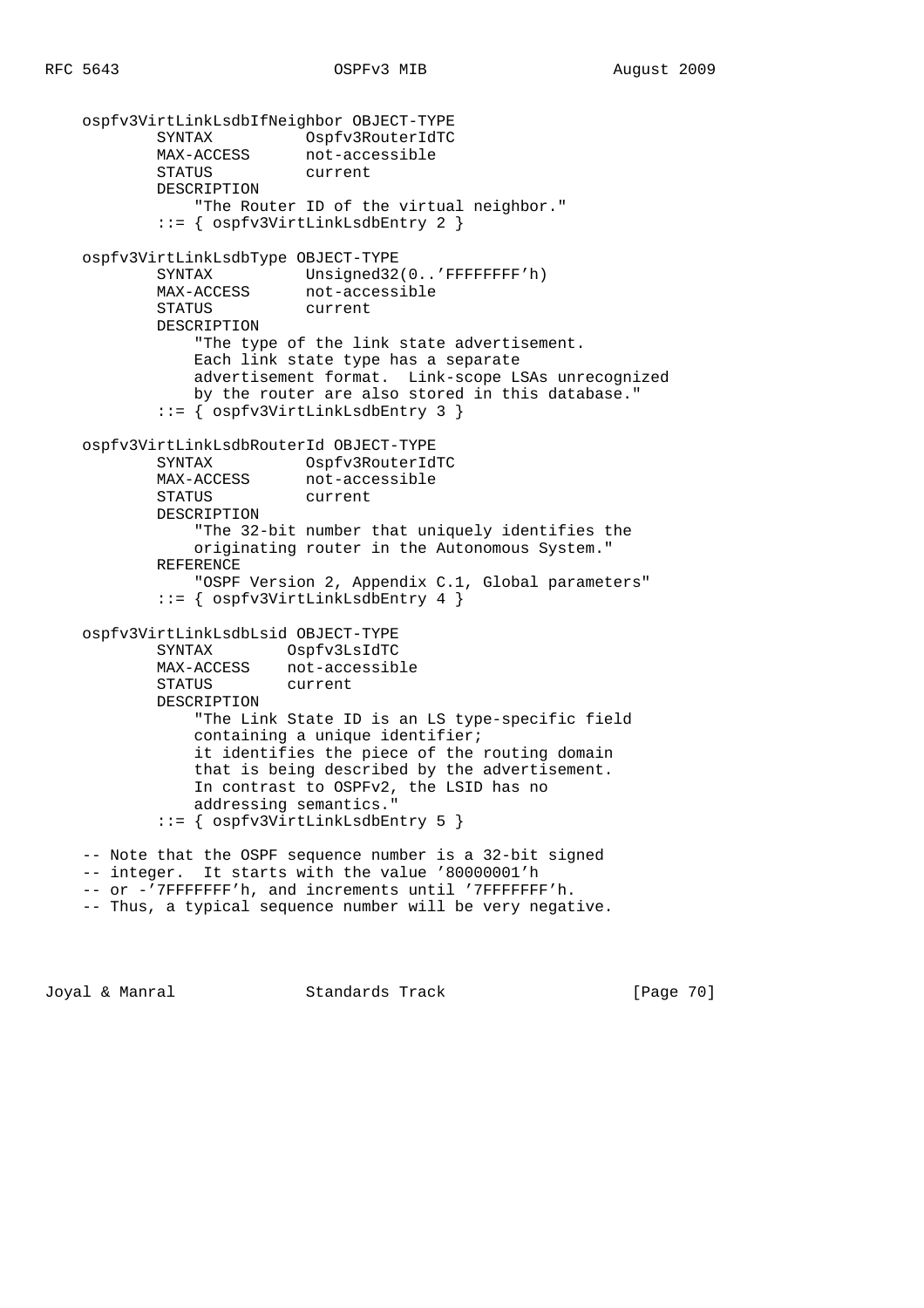```
   ospfv3VirtLinkLsdbIfNeighbor OBJECT-TYPE
           SYNTAX          Ospfv3RouterIdTC
           MAX-ACCESS      not-accessible
           STATUS          current
           DESCRIPTION
               "The Router ID of the virtual neighbor."
           ::= { ospfv3VirtLinkLsdbEntry 2 }

   ospfv3VirtLinkLsdbType OBJECT-TYPE
           SYNTAX          Unsigned32(0..'FFFFFFFF'h)
           MAX-ACCESS      not-accessible
           STATUS          current
           DESCRIPTION
               "The type of the link state advertisement.
               Each link state type has a separate
               advertisement format.  Link-scope LSAs unrecognized
               by the router are also stored in this database."
           ::= { ospfv3VirtLinkLsdbEntry 3 }

   ospfv3VirtLinkLsdbRouterId OBJECT-TYPE
           SYNTAX          Ospfv3RouterIdTC
           MAX-ACCESS      not-accessible
           STATUS          current
           DESCRIPTION
               "The 32-bit number that uniquely identifies the
               originating router in the Autonomous System."
           REFERENCE
               "OSPF Version 2, Appendix C.1, Global parameters"
           ::= { ospfv3VirtLinkLsdbEntry 4 }

   ospfv3VirtLinkLsdbLsid OBJECT-TYPE
           SYNTAX        Ospfv3LsIdTC
           MAX-ACCESS    not-accessible
           STATUS        current
           DESCRIPTION
               "The Link State ID is an LS type-specific field
               containing a unique identifier;
               it identifies the piece of the routing domain
               that is being described by the advertisement.
               In contrast to OSPFv2, the LSID has no
               addressing semantics."
           ::= { ospfv3VirtLinkLsdbEntry 5 }

   -- Note that the OSPF sequence number is a 32-bit signed
   -- integer.  It starts with the value '80000001'h
   -- or -'7FFFFFFF'h, and increments until '7FFFFFFF'h.
   -- Thus, a typical sequence number will be very negative.
```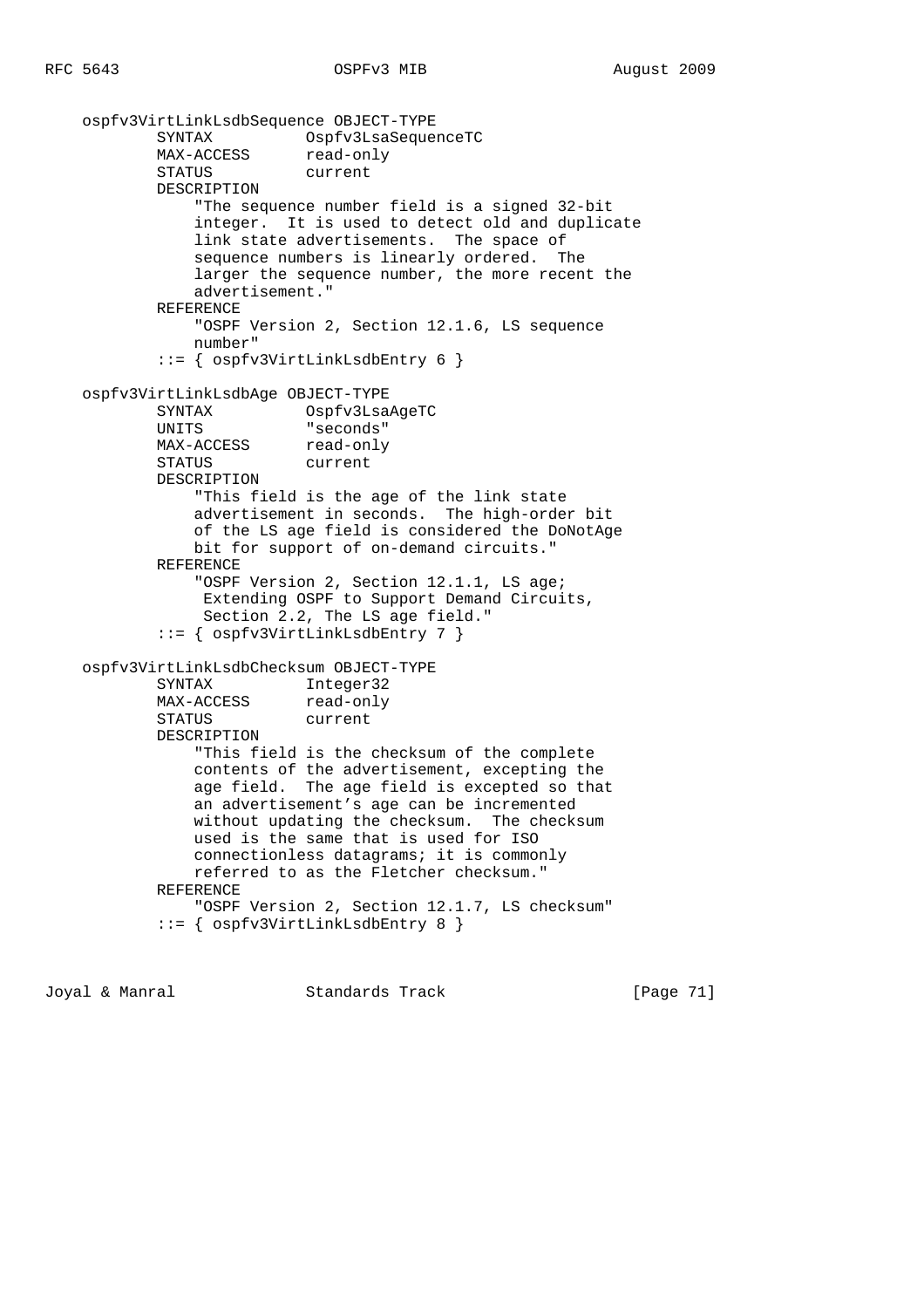```
    ospfv3VirtLinkLsdbSequence OBJECT-TYPE
            SYNTAX          Ospfv3LsaSequenceTC
            MAX-ACCESS      read-only
            STATUS          current
            DESCRIPTION
                "The sequence number field is a signed 32-bit
                integer.  It is used to detect old and duplicate
                link state advertisements.  The space of
                sequence numbers is linearly ordered.  The
                larger the sequence number, the more recent the
                advertisement."
            REFERENCE
                "OSPF Version 2, Section 12.1.6, LS sequence
                number"
            ::= { ospfv3VirtLinkLsdbEntry 6 }

    ospfv3VirtLinkLsdbAge OBJECT-TYPE
            SYNTAX          Ospfv3LsaAgeTC
            UNITS           "seconds"
            MAX-ACCESS      read-only
            STATUS          current
            DESCRIPTION
                "This field is the age of the link state
                advertisement in seconds.  The high-order bit
                of the LS age field is considered the DoNotAge
                bit for support of on-demand circuits."
            REFERENCE
                "OSPF Version 2, Section 12.1.1, LS age;
                 Extending OSPF to Support Demand Circuits,
                 Section 2.2, The LS age field."
            ::= { ospfv3VirtLinkLsdbEntry 7 }

    ospfv3VirtLinkLsdbChecksum OBJECT-TYPE
            SYNTAX          Integer32
            MAX-ACCESS      read-only
            STATUS          current
            DESCRIPTION
                "This field is the checksum of the complete
                contents of the advertisement, excepting the
                age field.  The age field is excepted so that
                an advertisement's age can be incremented
                without updating the checksum.  The checksum
                used is the same that is used for ISO
                connectionless datagrams; it is commonly
                referred to as the Fletcher checksum."
            REFERENCE
                "OSPF Version 2, Section 12.1.7, LS checksum"
            ::= { ospfv3VirtLinkLsdbEntry 8 }
```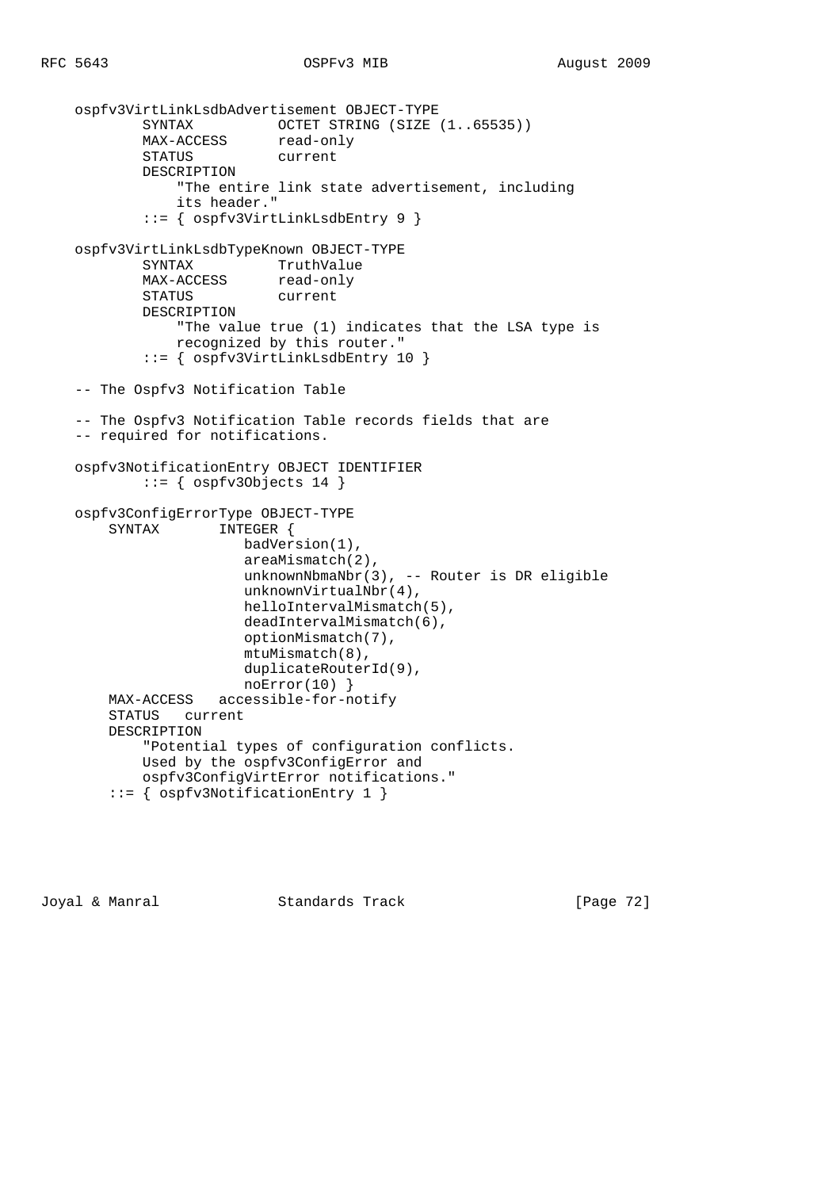```
    ospfv3VirtLinkLsdbAdvertisement OBJECT-TYPE
            SYNTAX          OCTET STRING (SIZE (1..65535))
            MAX-ACCESS      read-only
            STATUS          current
            DESCRIPTION
                "The entire link state advertisement, including
                its header."
            ::= { ospfv3VirtLinkLsdbEntry 9 }

    ospfv3VirtLinkLsdbTypeKnown OBJECT-TYPE
            SYNTAX          TruthValue
            MAX-ACCESS      read-only
            STATUS          current
            DESCRIPTION
                "The value true (1) indicates that the LSA type is
                recognized by this router."
            ::= { ospfv3VirtLinkLsdbEntry 10 }

    -- The Ospfv3 Notification Table

    -- The Ospfv3 Notification Table records fields that are
    -- required for notifications.

    ospfv3NotificationEntry OBJECT IDENTIFIER
            ::= { ospfv3Objects 14 }

    ospfv3ConfigErrorType OBJECT-TYPE
        SYNTAX       INTEGER {
                        badVersion(1),
                        areaMismatch(2),
                        unknownNbmaNbr(3), -- Router is DR eligible
                        unknownVirtualNbr(4),
                        helloIntervalMismatch(5),
                        deadIntervalMismatch(6),
                        optionMismatch(7),
                        mtuMismatch(8),
                        duplicateRouterId(9),
                        noError(10) }
        MAX-ACCESS   accessible-for-notify
        STATUS   current
        DESCRIPTION
            "Potential types of configuration conflicts.
            Used by the ospfv3ConfigError and
            ospfv3ConfigVirtError notifications."
        ::= { ospfv3NotificationEntry 1 }
```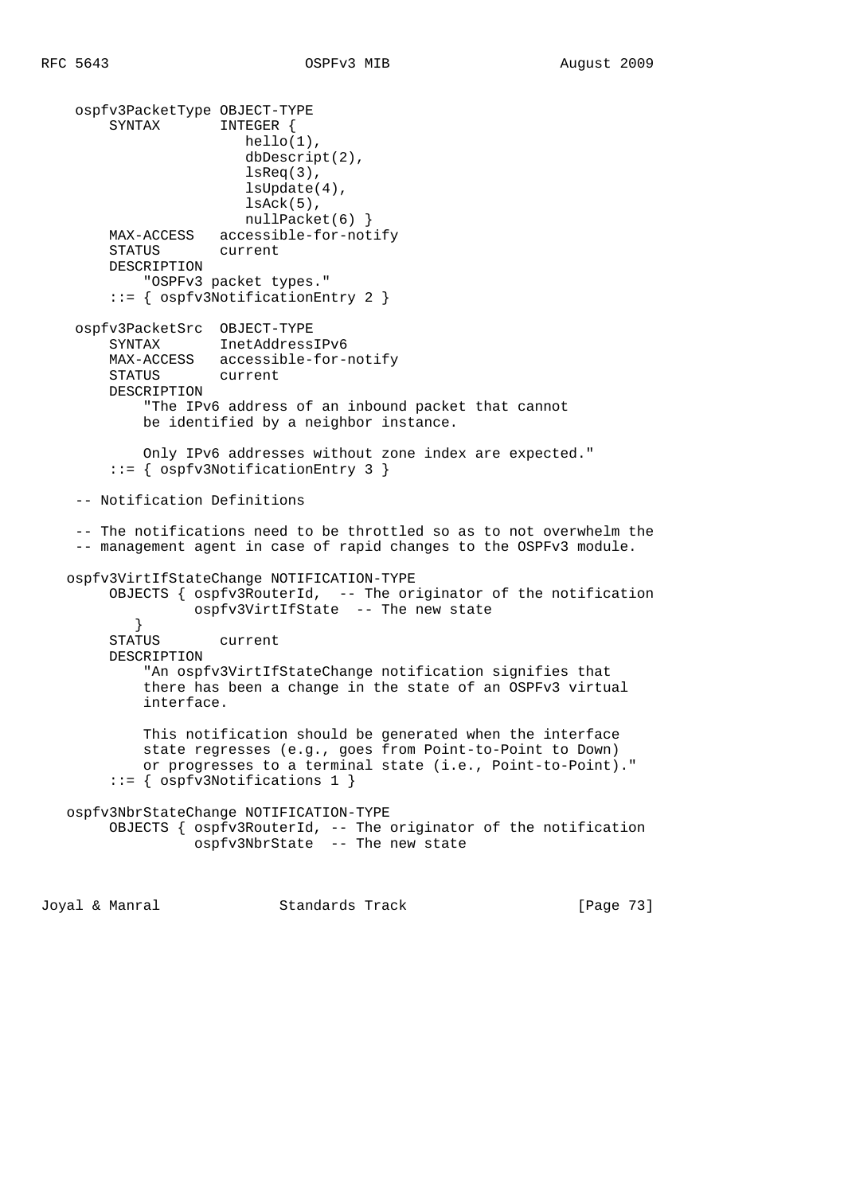```
    ospfv3PacketType OBJECT-TYPE
        SYNTAX       INTEGER {
                        hello(1),
                        dbDescript(2),
                        lsReq(3),
                        lsUpdate(4),
                        lsAck(5),
                        nullPacket(6) }
        MAX-ACCESS   accessible-for-notify
        STATUS       current
        DESCRIPTION
            "OSPFv3 packet types."
        ::= { ospfv3NotificationEntry 2 }

    ospfv3PacketSrc  OBJECT-TYPE
        SYNTAX       InetAddressIPv6
        MAX-ACCESS   accessible-for-notify
        STATUS       current
        DESCRIPTION
            "The IPv6 address of an inbound packet that cannot
             be identified by a neighbor instance.

            Only IPv6 addresses without zone index are expected."
        ::= { ospfv3NotificationEntry 3 }

    -- Notification Definitions

    -- The notifications need to be throttled so as to not overwhelm the
    -- management agent in case of rapid changes to the OSPFv3 module.

   ospfv3VirtIfStateChange NOTIFICATION-TYPE
        OBJECTS { ospfv3RouterId,  -- The originator of the notification
                  ospfv3VirtIfState  -- The new state
           }
        STATUS       current
        DESCRIPTION
            "An ospfv3VirtIfStateChange notification signifies that
            there has been a change in the state of an OSPFv3 virtual
            interface.

            This notification should be generated when the interface
            state regresses (e.g., goes from Point-to-Point to Down)
            or progresses to a terminal state (i.e., Point-to-Point)."
        ::= { ospfv3Notifications 1 }

   ospfv3NbrStateChange NOTIFICATION-TYPE
        OBJECTS { ospfv3RouterId, -- The originator of the notification
                  ospfv3NbrState  -- The new state
```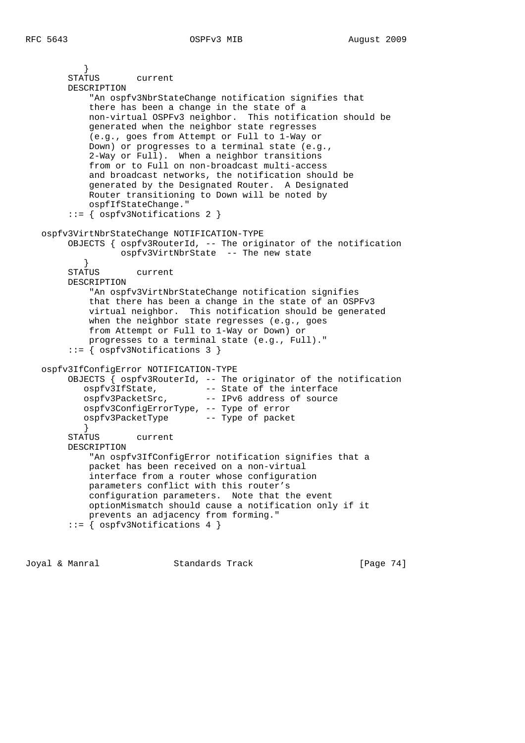```
          }
       STATUS       current
       DESCRIPTION
           "An ospfv3NbrStateChange notification signifies that
           there has been a change in the state of a
           non-virtual OSPFv3 neighbor.  This notification should be
           generated when the neighbor state regresses
           (e.g., goes from Attempt or Full to 1-Way or
           Down) or progresses to a terminal state (e.g.,
           2-Way or Full).  When a neighbor transitions
           from or to Full on non-broadcast multi-access
           and broadcast networks, the notification should be
           generated by the Designated Router.  A Designated
           Router transitioning to Down will be noted by
           ospfIfStateChange."
       ::= { ospfv3Notifications 2 }

   ospfv3VirtNbrStateChange NOTIFICATION-TYPE
       OBJECTS { ospfv3RouterId, -- The originator of the notification
                 ospfv3VirtNbrState  -- The new state
          }
       STATUS       current
       DESCRIPTION
           "An ospfv3VirtNbrStateChange notification signifies
           that there has been a change in the state of an OSPFv3
           virtual neighbor.  This notification should be generated
           when the neighbor state regresses (e.g., goes
           from Attempt or Full to 1-Way or Down) or
           progresses to a terminal state (e.g., Full)."
       ::= { ospfv3Notifications 3 }

   ospfv3IfConfigError NOTIFICATION-TYPE
       OBJECTS { ospfv3RouterId, -- The originator of the notification
          ospfv3IfState,         -- State of the interface
          ospfv3PacketSrc,       -- IPv6 address of source
          ospfv3ConfigErrorType, -- Type of error
          ospfv3PacketType       -- Type of packet
          }
       STATUS       current
       DESCRIPTION
           "An ospfv3IfConfigError notification signifies that a
           packet has been received on a non-virtual
           interface from a router whose configuration
           parameters conflict with this router's
           configuration parameters.  Note that the event
           optionMismatch should cause a notification only if it
           prevents an adjacency from forming."
       ::= { ospfv3Notifications 4 }
```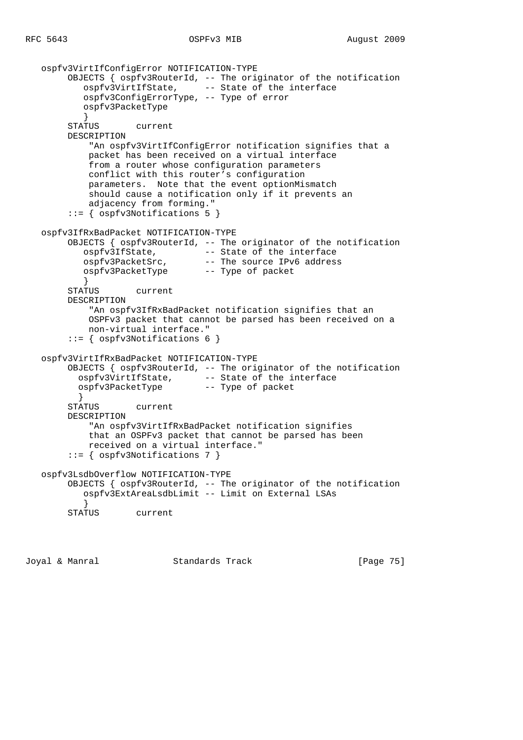```
   ospfv3VirtIfConfigError NOTIFICATION-TYPE
         OBJECTS { ospfv3RouterId, -- The originator of the notification
            ospfv3VirtIfState,     -- State of the interface
            ospfv3ConfigErrorType, -- Type of error
            ospfv3PacketType
            }
         STATUS       current
         DESCRIPTION
             "An ospfv3VirtIfConfigError notification signifies that a
             packet has been received on a virtual interface
             from a router whose configuration parameters
             conflict with this router's configuration
             parameters.  Note that the event optionMismatch
             should cause a notification only if it prevents an
             adjacency from forming."
         ::= { ospfv3Notifications 5 }

   ospfv3IfRxBadPacket NOTIFICATION-TYPE
         OBJECTS { ospfv3RouterId, -- The originator of the notification
            ospfv3IfState,         -- State of the interface
            ospfv3PacketSrc,       -- The source IPv6 address
            ospfv3PacketType       -- Type of packet
            }
         STATUS       current
         DESCRIPTION
             "An ospfv3IfRxBadPacket notification signifies that an
             OSPFv3 packet that cannot be parsed has been received on a
             non-virtual interface."
         ::= { ospfv3Notifications 6 }

   ospfv3VirtIfRxBadPacket NOTIFICATION-TYPE
         OBJECTS { ospfv3RouterId, -- The originator of the notification
           ospfv3VirtIfState,      -- State of the interface
           ospfv3PacketType        -- Type of packet
           }
         STATUS       current
         DESCRIPTION
             "An ospfv3VirtIfRxBadPacket notification signifies
             that an OSPFv3 packet that cannot be parsed has been
             received on a virtual interface."
         ::= { ospfv3Notifications 7 }

   ospfv3LsdbOverflow NOTIFICATION-TYPE
         OBJECTS { ospfv3RouterId, -- The originator of the notification
            ospfv3ExtAreaLsdbLimit -- Limit on External LSAs
            }
         STATUS       current
```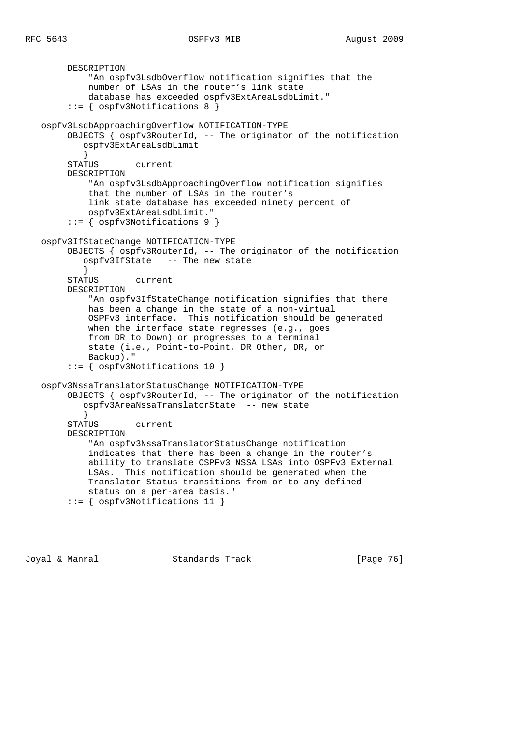```
        DESCRIPTION
            "An ospfv3LsdbOverflow notification signifies that the
            number of LSAs in the router's link state
            database has exceeded ospfv3ExtAreaLsdbLimit."
        ::= { ospfv3Notifications 8 }

   ospfv3LsdbApproachingOverflow NOTIFICATION-TYPE
        OBJECTS { ospfv3RouterId, -- The originator of the notification
           ospfv3ExtAreaLsdbLimit
           }
        STATUS       current
        DESCRIPTION
            "An ospfv3LsdbApproachingOverflow notification signifies
            that the number of LSAs in the router's
            link state database has exceeded ninety percent of
            ospfv3ExtAreaLsdbLimit."
        ::= { ospfv3Notifications 9 }

   ospfv3IfStateChange NOTIFICATION-TYPE
        OBJECTS { ospfv3RouterId, -- The originator of the notification
           ospfv3IfState   -- The new state
           }
        STATUS       current
        DESCRIPTION
            "An ospfv3IfStateChange notification signifies that there
            has been a change in the state of a non-virtual
            OSPFv3 interface.  This notification should be generated
            when the interface state regresses (e.g., goes
            from DR to Down) or progresses to a terminal
            state (i.e., Point-to-Point, DR Other, DR, or
            Backup)."
        ::= { ospfv3Notifications 10 }

   ospfv3NssaTranslatorStatusChange NOTIFICATION-TYPE
        OBJECTS { ospfv3RouterId, -- The originator of the notification
           ospfv3AreaNssaTranslatorState  -- new state
           }
        STATUS       current
        DESCRIPTION
            "An ospfv3NssaTranslatorStatusChange notification
            indicates that there has been a change in the router's
            ability to translate OSPFv3 NSSA LSAs into OSPFv3 External
            LSAs.  This notification should be generated when the
            Translator Status transitions from or to any defined
            status on a per-area basis."
        ::= { ospfv3Notifications 11 }
```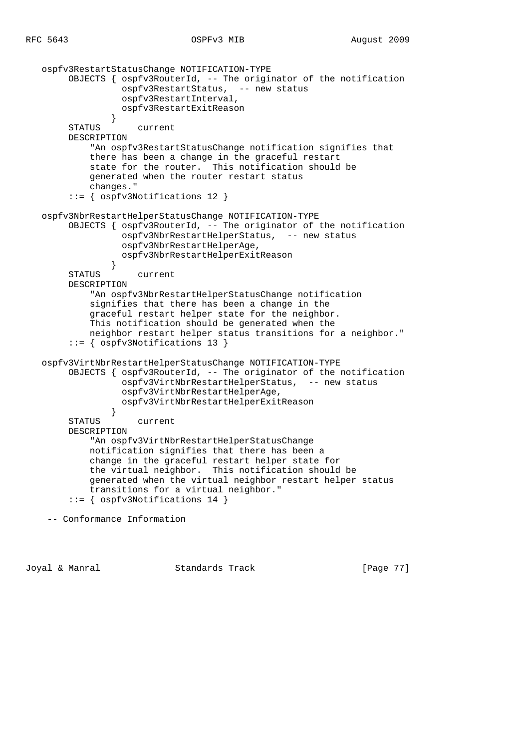```
   ospfv3RestartStatusChange NOTIFICATION-TYPE
        OBJECTS { ospfv3RouterId, -- The originator of the notification
                  ospfv3RestartStatus,  -- new status
                  ospfv3RestartInterval,
                  ospfv3RestartExitReason
                }
        STATUS       current
        DESCRIPTION
            "An ospfv3RestartStatusChange notification signifies that
            there has been a change in the graceful restart
            state for the router.  This notification should be
            generated when the router restart status
            changes."
        ::= { ospfv3Notifications 12 }

   ospfv3NbrRestartHelperStatusChange NOTIFICATION-TYPE
        OBJECTS { ospfv3RouterId, -- The originator of the notification
                  ospfv3NbrRestartHelperStatus,  -- new status
                  ospfv3NbrRestartHelperAge,
                  ospfv3NbrRestartHelperExitReason
                }
        STATUS       current
        DESCRIPTION
            "An ospfv3NbrRestartHelperStatusChange notification
            signifies that there has been a change in the
            graceful restart helper state for the neighbor.
            This notification should be generated when the
            neighbor restart helper status transitions for a neighbor."
        ::= { ospfv3Notifications 13 }

   ospfv3VirtNbrRestartHelperStatusChange NOTIFICATION-TYPE
        OBJECTS { ospfv3RouterId, -- The originator of the notification
                  ospfv3VirtNbrRestartHelperStatus,  -- new status
                  ospfv3VirtNbrRestartHelperAge,
                  ospfv3VirtNbrRestartHelperExitReason
                }
        STATUS       current
        DESCRIPTION
            "An ospfv3VirtNbrRestartHelperStatusChange
            notification signifies that there has been a
            change in the graceful restart helper state for
            the virtual neighbor.  This notification should be
            generated when the virtual neighbor restart helper status
            transitions for a virtual neighbor."
        ::= { ospfv3Notifications 14 }

    -- Conformance Information
```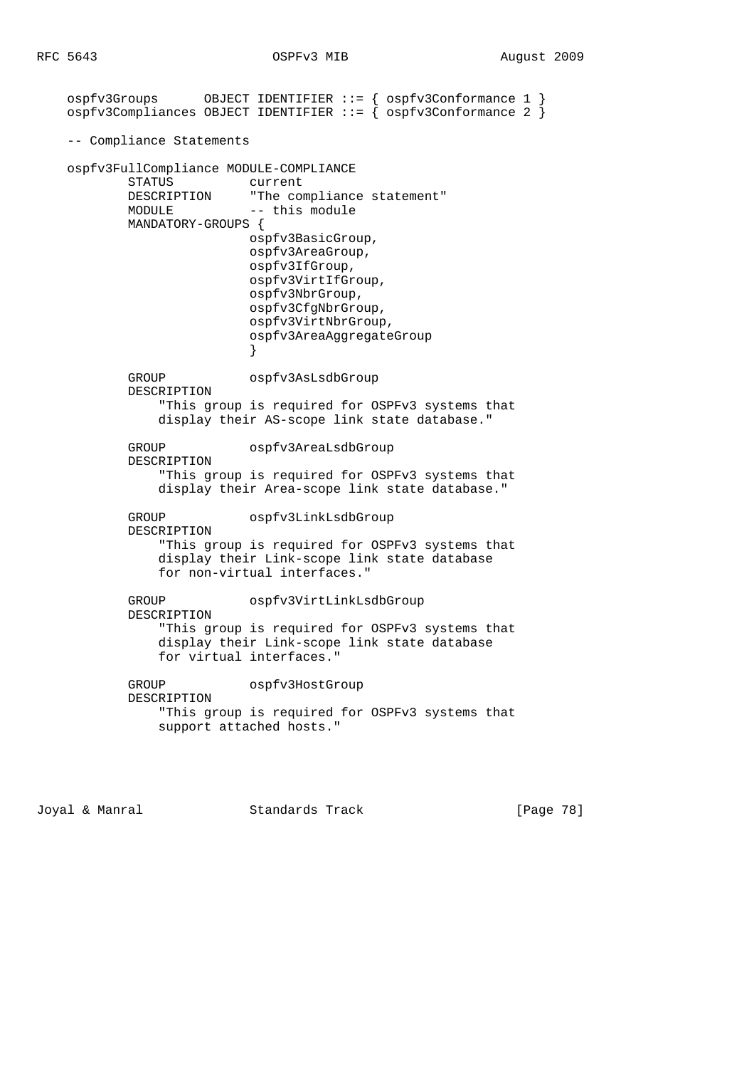```
ospfv3Groups      OBJECT IDENTIFIER ::= { ospfv3Conformance 1 }
ospfv3Compliances OBJECT IDENTIFIER ::= { ospfv3Conformance 2 }

-- Compliance Statements

ospfv3FullCompliance MODULE-COMPLIANCE
        STATUS          current
        DESCRIPTION     "The compliance statement"
        MODULE          -- this module
        MANDATORY-GROUPS {
                        ospfv3BasicGroup,
                        ospfv3AreaGroup,
                        ospfv3IfGroup,
                        ospfv3VirtIfGroup,
                        ospfv3NbrGroup,
                        ospfv3CfgNbrGroup,
                        ospfv3VirtNbrGroup,
                        ospfv3AreaAggregateGroup
                        }

        GROUP           ospfv3AsLsdbGroup
        DESCRIPTION
            "This group is required for OSPFv3 systems that
            display their AS-scope link state database."

        GROUP           ospfv3AreaLsdbGroup
        DESCRIPTION
            "This group is required for OSPFv3 systems that
            display their Area-scope link state database."

        GROUP           ospfv3LinkLsdbGroup
        DESCRIPTION
            "This group is required for OSPFv3 systems that
            display their Link-scope link state database
            for non-virtual interfaces."

        GROUP           ospfv3VirtLinkLsdbGroup
        DESCRIPTION
            "This group is required for OSPFv3 systems that
            display their Link-scope link state database
            for virtual interfaces."

        GROUP           ospfv3HostGroup
        DESCRIPTION
            "This group is required for OSPFv3 systems that
            support attached hosts."
```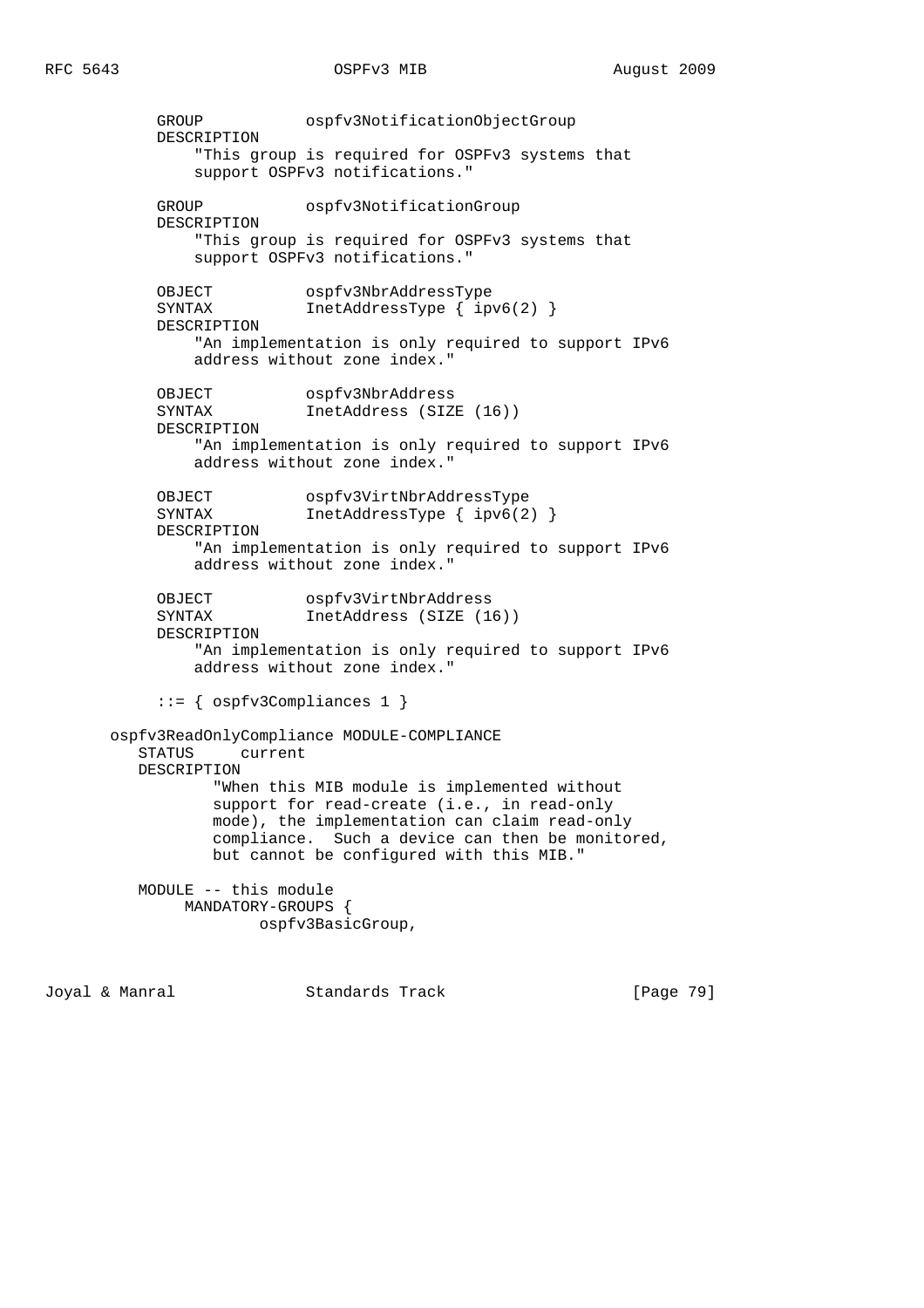```
          GROUP           ospfv3NotificationObjectGroup
          DESCRIPTION
              "This group is required for OSPFv3 systems that
              support OSPFv3 notifications."

          GROUP           ospfv3NotificationGroup
          DESCRIPTION
              "This group is required for OSPFv3 systems that
              support OSPFv3 notifications."

          OBJECT          ospfv3NbrAddressType
          SYNTAX          InetAddressType { ipv6(2) }
          DESCRIPTION
              "An implementation is only required to support IPv6
              address without zone index."

          OBJECT          ospfv3NbrAddress
          SYNTAX          InetAddress (SIZE (16))
          DESCRIPTION
              "An implementation is only required to support IPv6
              address without zone index."

          OBJECT          ospfv3VirtNbrAddressType
          SYNTAX          InetAddressType { ipv6(2) }
          DESCRIPTION
              "An implementation is only required to support IPv6
              address without zone index."

          OBJECT          ospfv3VirtNbrAddress
          SYNTAX          InetAddress (SIZE (16))
          DESCRIPTION
              "An implementation is only required to support IPv6
              address without zone index."

          ::= { ospfv3Compliances 1 }

      ospfv3ReadOnlyCompliance MODULE-COMPLIANCE
         STATUS     current
         DESCRIPTION
                "When this MIB module is implemented without
                support for read-create (i.e., in read-only
                mode), the implementation can claim read-only
                compliance.  Such a device can then be monitored,
                but cannot be configured with this MIB."

         MODULE -- this module
              MANDATORY-GROUPS {
                      ospfv3BasicGroup,
```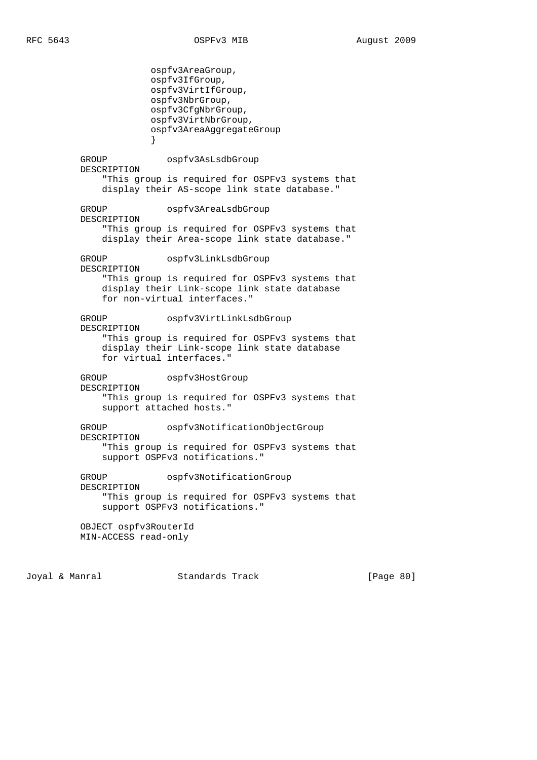```
                ospfv3AreaGroup,
                ospfv3IfGroup,
                ospfv3VirtIfGroup,
                ospfv3NbrGroup,
                ospfv3CfgNbrGroup,
                ospfv3VirtNbrGroup,
                ospfv3AreaAggregateGroup
                }

       GROUP           ospfv3AsLsdbGroup
       DESCRIPTION
           "This group is required for OSPFv3 systems that
           display their AS-scope link state database."

       GROUP           ospfv3AreaLsdbGroup
       DESCRIPTION
           "This group is required for OSPFv3 systems that
           display their Area-scope link state database."

       GROUP           ospfv3LinkLsdbGroup
       DESCRIPTION
           "This group is required for OSPFv3 systems that
           display their Link-scope link state database
           for non-virtual interfaces."

       GROUP           ospfv3VirtLinkLsdbGroup
       DESCRIPTION
           "This group is required for OSPFv3 systems that
           display their Link-scope link state database
           for virtual interfaces."

       GROUP           ospfv3HostGroup
       DESCRIPTION
           "This group is required for OSPFv3 systems that
           support attached hosts."

       GROUP           ospfv3NotificationObjectGroup
       DESCRIPTION
           "This group is required for OSPFv3 systems that
           support OSPFv3 notifications."

       GROUP           ospfv3NotificationGroup
       DESCRIPTION
           "This group is required for OSPFv3 systems that
           support OSPFv3 notifications."

       OBJECT ospfv3RouterId
       MIN-ACCESS read-only
```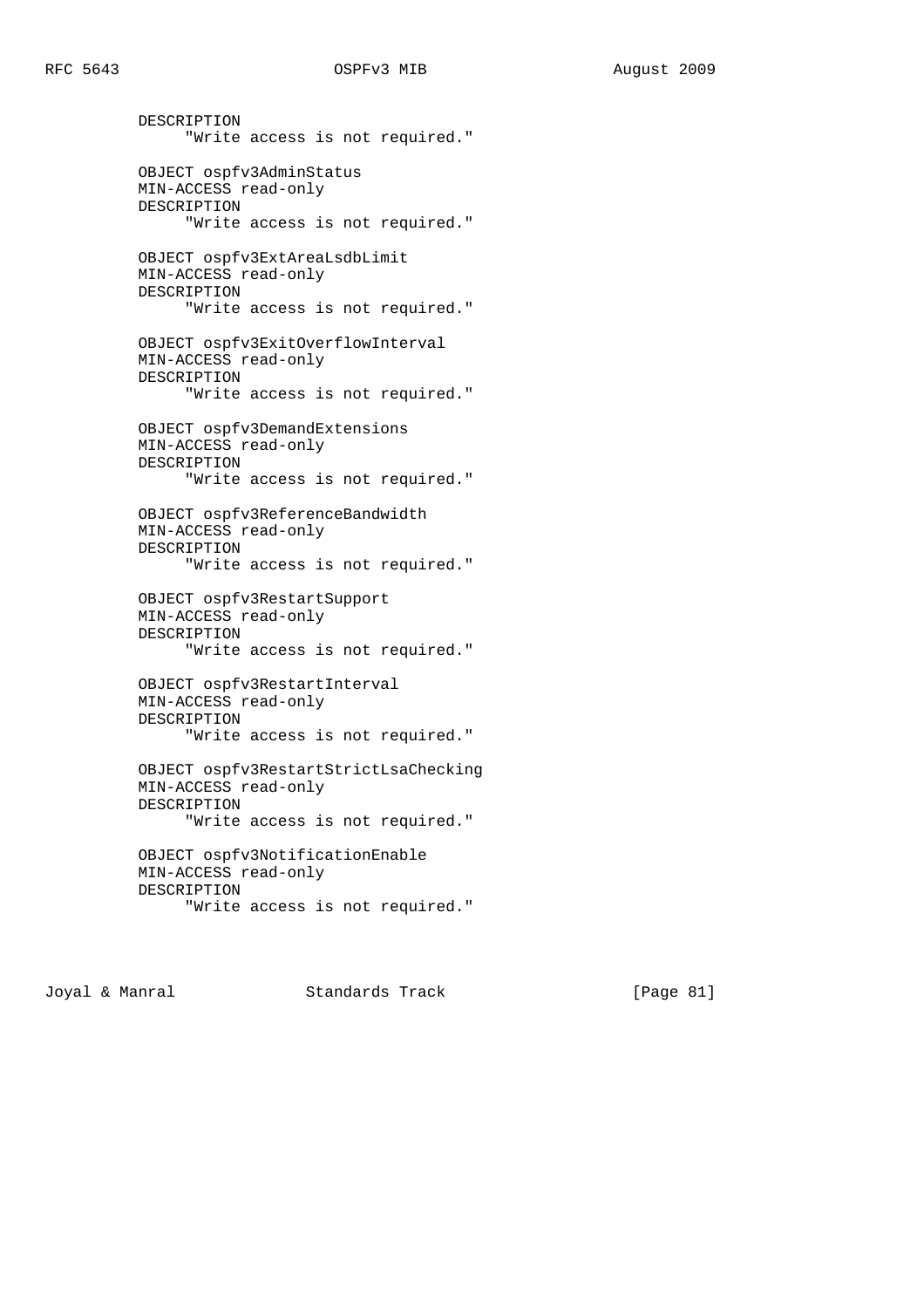```
          DESCRIPTION
               "Write access is not required."

          OBJECT ospfv3AdminStatus
          MIN-ACCESS read-only
          DESCRIPTION
               "Write access is not required."

          OBJECT ospfv3ExtAreaLsdbLimit
          MIN-ACCESS read-only
          DESCRIPTION
               "Write access is not required."

          OBJECT ospfv3ExitOverflowInterval
          MIN-ACCESS read-only
          DESCRIPTION
               "Write access is not required."

          OBJECT ospfv3DemandExtensions
          MIN-ACCESS read-only
          DESCRIPTION
               "Write access is not required."

          OBJECT ospfv3ReferenceBandwidth
          MIN-ACCESS read-only
          DESCRIPTION
               "Write access is not required."

          OBJECT ospfv3RestartSupport
          MIN-ACCESS read-only
          DESCRIPTION
               "Write access is not required."

          OBJECT ospfv3RestartInterval
          MIN-ACCESS read-only
          DESCRIPTION
               "Write access is not required."

          OBJECT ospfv3RestartStrictLsaChecking
          MIN-ACCESS read-only
          DESCRIPTION
               "Write access is not required."

          OBJECT ospfv3NotificationEnable
          MIN-ACCESS read-only
          DESCRIPTION
               "Write access is not required."
```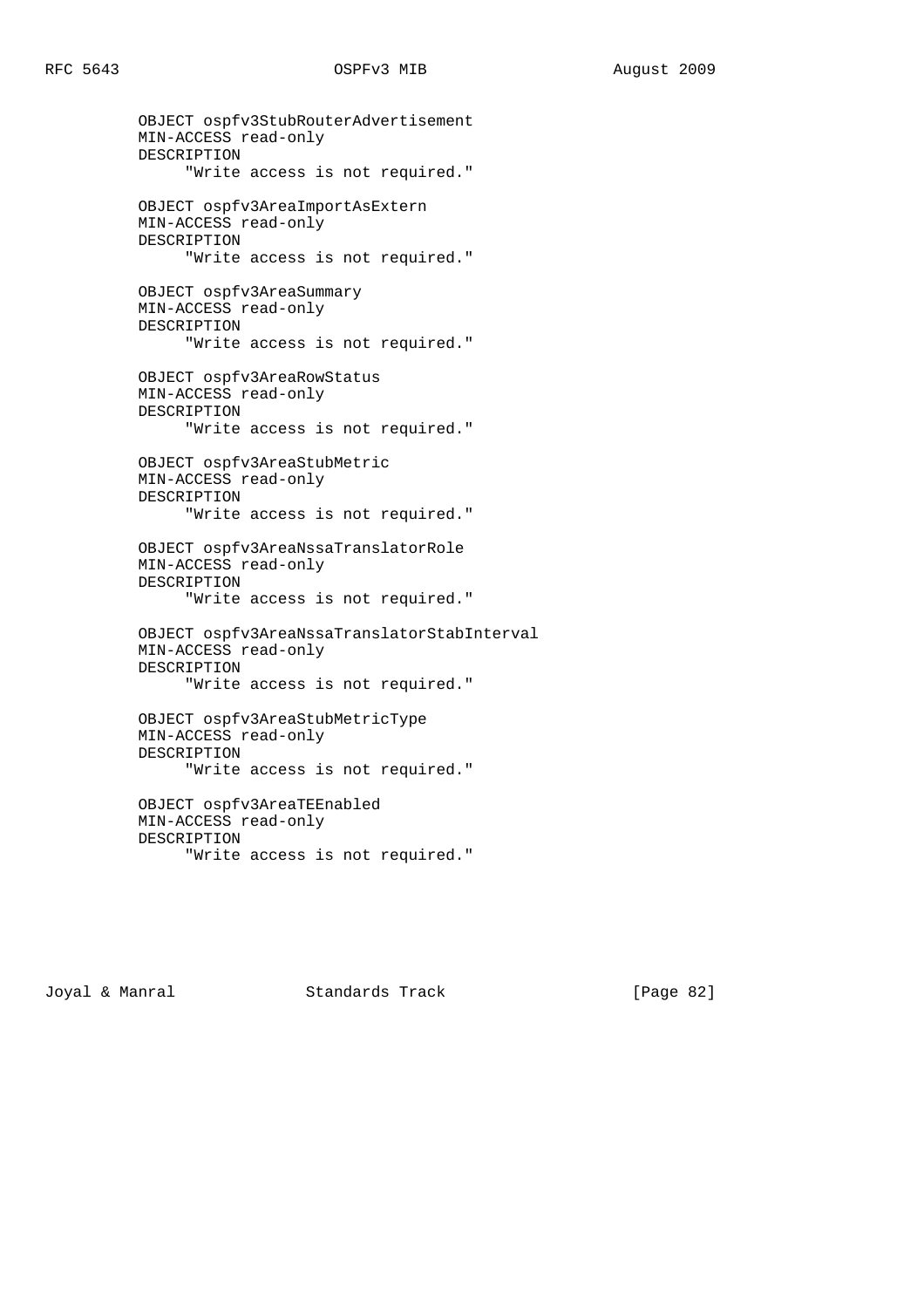```
       OBJECT ospfv3StubRouterAdvertisement
       MIN-ACCESS read-only
       DESCRIPTION
            "Write access is not required."

       OBJECT ospfv3AreaImportAsExtern
       MIN-ACCESS read-only
       DESCRIPTION
            "Write access is not required."

       OBJECT ospfv3AreaSummary
       MIN-ACCESS read-only
       DESCRIPTION
            "Write access is not required."

       OBJECT ospfv3AreaRowStatus
       MIN-ACCESS read-only
       DESCRIPTION
            "Write access is not required."

       OBJECT ospfv3AreaStubMetric
       MIN-ACCESS read-only
       DESCRIPTION
            "Write access is not required."

       OBJECT ospfv3AreaNssaTranslatorRole
       MIN-ACCESS read-only
       DESCRIPTION
            "Write access is not required."

       OBJECT ospfv3AreaNssaTranslatorStabInterval
       MIN-ACCESS read-only
       DESCRIPTION
            "Write access is not required."

       OBJECT ospfv3AreaStubMetricType
       MIN-ACCESS read-only
       DESCRIPTION
            "Write access is not required."

       OBJECT ospfv3AreaTEEnabled
       MIN-ACCESS read-only
       DESCRIPTION
            "Write access is not required."
```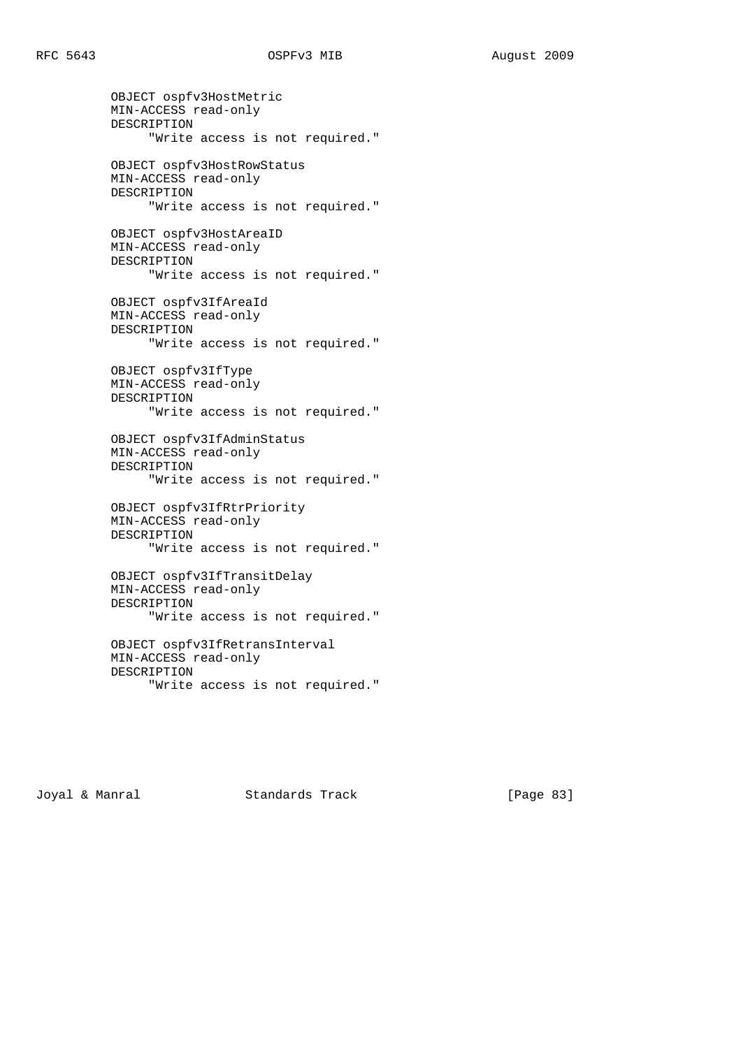```
        OBJECT ospfv3HostMetric
        MIN-ACCESS read-only
        DESCRIPTION
             "Write access is not required."

        OBJECT ospfv3HostRowStatus
        MIN-ACCESS read-only
        DESCRIPTION
             "Write access is not required."

        OBJECT ospfv3HostAreaID
        MIN-ACCESS read-only
        DESCRIPTION
             "Write access is not required."

        OBJECT ospfv3IfAreaId
        MIN-ACCESS read-only
        DESCRIPTION
             "Write access is not required."

        OBJECT ospfv3IfType
        MIN-ACCESS read-only
        DESCRIPTION
             "Write access is not required."

        OBJECT ospfv3IfAdminStatus
        MIN-ACCESS read-only
        DESCRIPTION
             "Write access is not required."

        OBJECT ospfv3IfRtrPriority
        MIN-ACCESS read-only
        DESCRIPTION
             "Write access is not required."

        OBJECT ospfv3IfTransitDelay
        MIN-ACCESS read-only
        DESCRIPTION
             "Write access is not required."

        OBJECT ospfv3IfRetransInterval
        MIN-ACCESS read-only
        DESCRIPTION
             "Write access is not required."
```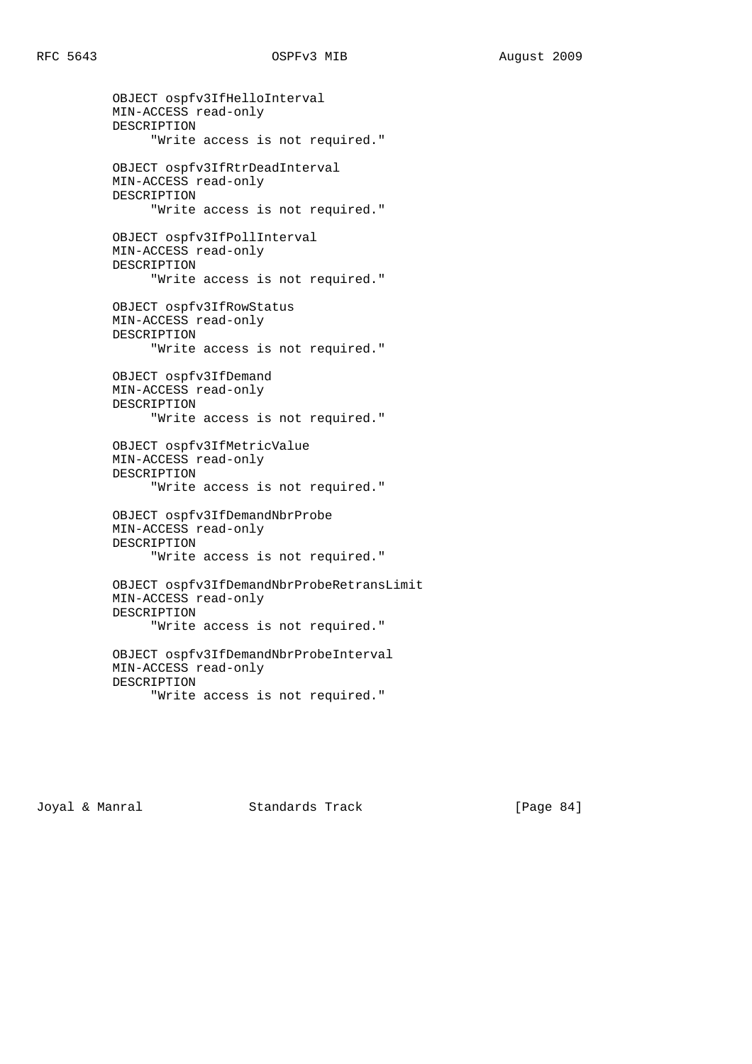```
       OBJECT ospfv3IfHelloInterval
       MIN-ACCESS read-only
       DESCRIPTION
            "Write access is not required."

       OBJECT ospfv3IfRtrDeadInterval
       MIN-ACCESS read-only
       DESCRIPTION
            "Write access is not required."

       OBJECT ospfv3IfPollInterval
       MIN-ACCESS read-only
       DESCRIPTION
            "Write access is not required."

       OBJECT ospfv3IfRowStatus
       MIN-ACCESS read-only
       DESCRIPTION
            "Write access is not required."

       OBJECT ospfv3IfDemand
       MIN-ACCESS read-only
       DESCRIPTION
            "Write access is not required."

       OBJECT ospfv3IfMetricValue
       MIN-ACCESS read-only
       DESCRIPTION
            "Write access is not required."

       OBJECT ospfv3IfDemandNbrProbe
       MIN-ACCESS read-only
       DESCRIPTION
            "Write access is not required."

       OBJECT ospfv3IfDemandNbrProbeRetransLimit
       MIN-ACCESS read-only
       DESCRIPTION
            "Write access is not required."

       OBJECT ospfv3IfDemandNbrProbeInterval
       MIN-ACCESS read-only
       DESCRIPTION
            "Write access is not required."
```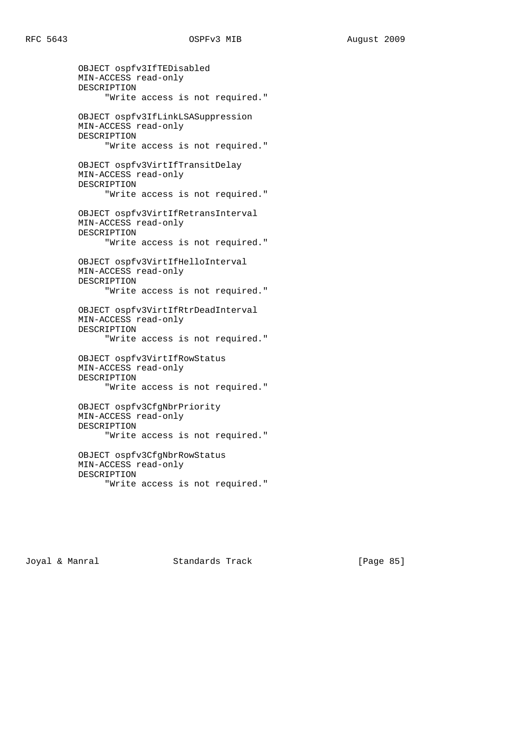```
        OBJECT ospfv3IfTEDisabled
        MIN-ACCESS read-only
        DESCRIPTION
             "Write access is not required."

        OBJECT ospfv3IfLinkLSASuppression
        MIN-ACCESS read-only
        DESCRIPTION
             "Write access is not required."

        OBJECT ospfv3VirtIfTransitDelay
        MIN-ACCESS read-only
        DESCRIPTION
             "Write access is not required."

        OBJECT ospfv3VirtIfRetransInterval
        MIN-ACCESS read-only
        DESCRIPTION
             "Write access is not required."

        OBJECT ospfv3VirtIfHelloInterval
        MIN-ACCESS read-only
        DESCRIPTION
             "Write access is not required."

        OBJECT ospfv3VirtIfRtrDeadInterval
        MIN-ACCESS read-only
        DESCRIPTION
             "Write access is not required."

        OBJECT ospfv3VirtIfRowStatus
        MIN-ACCESS read-only
        DESCRIPTION
             "Write access is not required."

        OBJECT ospfv3CfgNbrPriority
        MIN-ACCESS read-only
        DESCRIPTION
             "Write access is not required."

        OBJECT ospfv3CfgNbrRowStatus
        MIN-ACCESS read-only
        DESCRIPTION
             "Write access is not required."
```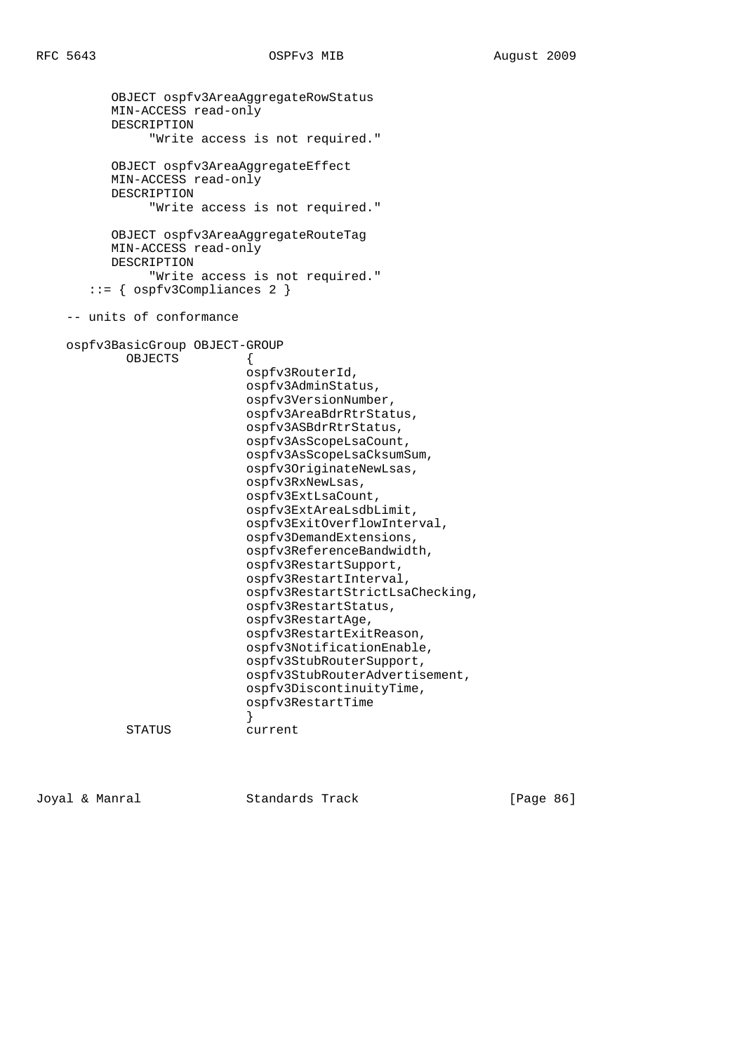```
         OBJECT ospfv3AreaAggregateRowStatus
         MIN-ACCESS read-only
         DESCRIPTION
              "Write access is not required."

         OBJECT ospfv3AreaAggregateEffect
         MIN-ACCESS read-only
         DESCRIPTION
              "Write access is not required."

         OBJECT ospfv3AreaAggregateRouteTag
         MIN-ACCESS read-only
         DESCRIPTION
              "Write access is not required."
      ::= { ospfv3Compliances 2 }

   -- units of conformance

   ospfv3BasicGroup OBJECT-GROUP
           OBJECTS         {
                           ospfv3RouterId,
                           ospfv3AdminStatus,
                           ospfv3VersionNumber,
                           ospfv3AreaBdrRtrStatus,
                           ospfv3ASBdrRtrStatus,
                           ospfv3AsScopeLsaCount,
                           ospfv3AsScopeLsaCksumSum,
                           ospfv3OriginateNewLsas,
                           ospfv3RxNewLsas,
                           ospfv3ExtLsaCount,
                           ospfv3ExtAreaLsdbLimit,
                           ospfv3ExitOverflowInterval,
                           ospfv3DemandExtensions,
                           ospfv3ReferenceBandwidth,
                           ospfv3RestartSupport,
                           ospfv3RestartInterval,
                           ospfv3RestartStrictLsaChecking,
                           ospfv3RestartStatus,
                           ospfv3RestartAge,
                           ospfv3RestartExitReason,
                           ospfv3NotificationEnable,
                           ospfv3StubRouterSupport,
                           ospfv3StubRouterAdvertisement,
                           ospfv3DiscontinuityTime,
                           ospfv3RestartTime
                           }
           STATUS          current
```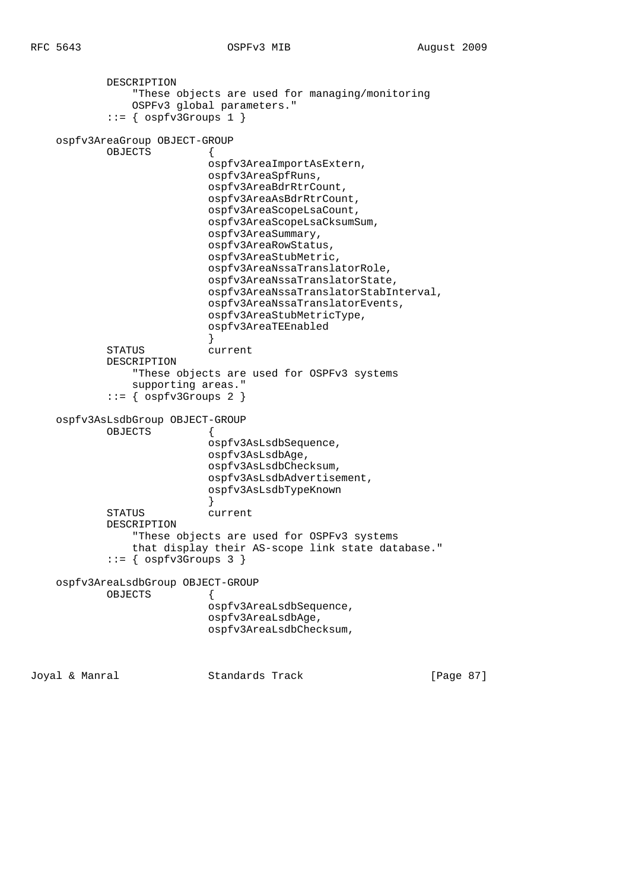```
           DESCRIPTION
               "These objects are used for managing/monitoring
               OSPFv3 global parameters."
           ::= { ospfv3Groups 1 }

   ospfv3AreaGroup OBJECT-GROUP
           OBJECTS         {
                           ospfv3AreaImportAsExtern,
                           ospfv3AreaSpfRuns,
                           ospfv3AreaBdrRtrCount,
                           ospfv3AreaAsBdrRtrCount,
                           ospfv3AreaScopeLsaCount,
                           ospfv3AreaScopeLsaCksumSum,
                           ospfv3AreaSummary,
                           ospfv3AreaRowStatus,
                           ospfv3AreaStubMetric,
                           ospfv3AreaNssaTranslatorRole,
                           ospfv3AreaNssaTranslatorState,
                           ospfv3AreaNssaTranslatorStabInterval,
                           ospfv3AreaNssaTranslatorEvents,
                           ospfv3AreaStubMetricType,
                           ospfv3AreaTEEnabled
                           }
           STATUS          current
           DESCRIPTION
               "These objects are used for OSPFv3 systems
               supporting areas."
           ::= { ospfv3Groups 2 }

   ospfv3AsLsdbGroup OBJECT-GROUP
           OBJECTS         {
                           ospfv3AsLsdbSequence,
                           ospfv3AsLsdbAge,
                           ospfv3AsLsdbChecksum,
                           ospfv3AsLsdbAdvertisement,
                           ospfv3AsLsdbTypeKnown
                           }
           STATUS          current
           DESCRIPTION
               "These objects are used for OSPFv3 systems
               that display their AS-scope link state database."
           ::= { ospfv3Groups 3 }

   ospfv3AreaLsdbGroup OBJECT-GROUP
           OBJECTS         {
                           ospfv3AreaLsdbSequence,
                           ospfv3AreaLsdbAge,
                           ospfv3AreaLsdbChecksum,
```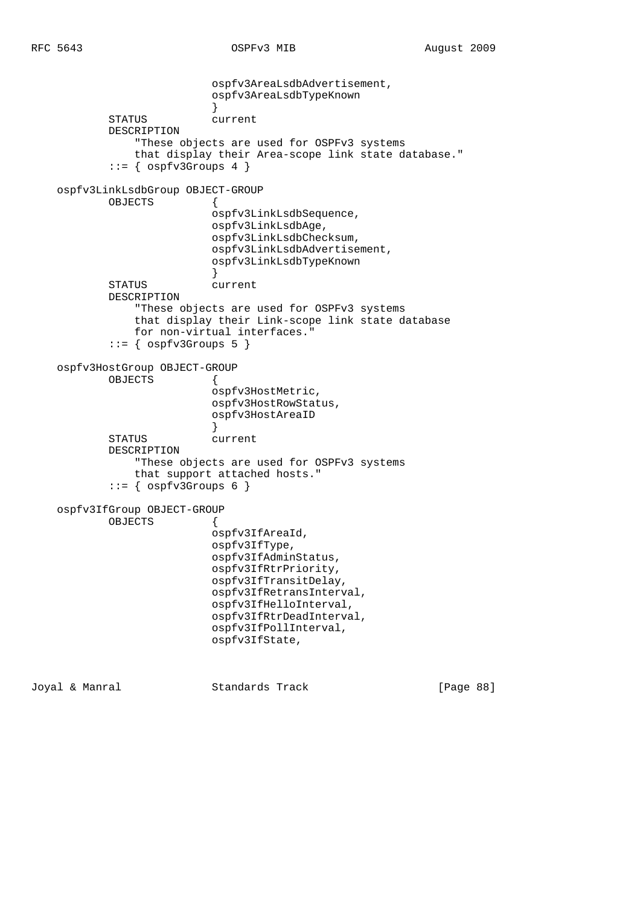```
                          ospfv3AreaLsdbAdvertisement,
                          ospfv3AreaLsdbTypeKnown
                          }
           STATUS         current
           DESCRIPTION
               "These objects are used for OSPFv3 systems
               that display their Area-scope link state database."
           ::= { ospfv3Groups 4 }

    ospfv3LinkLsdbGroup OBJECT-GROUP
           OBJECTS        {
                          ospfv3LinkLsdbSequence,
                          ospfv3LinkLsdbAge,
                          ospfv3LinkLsdbChecksum,
                          ospfv3LinkLsdbAdvertisement,
                          ospfv3LinkLsdbTypeKnown
                          }
           STATUS         current
           DESCRIPTION
               "These objects are used for OSPFv3 systems
               that display their Link-scope link state database
               for non-virtual interfaces."
           ::= { ospfv3Groups 5 }

    ospfv3HostGroup OBJECT-GROUP
           OBJECTS        {
                          ospfv3HostMetric,
                          ospfv3HostRowStatus,
                          ospfv3HostAreaID
                          }
           STATUS         current
           DESCRIPTION
               "These objects are used for OSPFv3 systems
               that support attached hosts."
           ::= { ospfv3Groups 6 }

    ospfv3IfGroup OBJECT-GROUP
           OBJECTS        {
                          ospfv3IfAreaId,
                          ospfv3IfType,
                          ospfv3IfAdminStatus,
                          ospfv3IfRtrPriority,
                          ospfv3IfTransitDelay,
                          ospfv3IfRetransInterval,
                          ospfv3IfHelloInterval,
                          ospfv3IfRtrDeadInterval,
                          ospfv3IfPollInterval,
                          ospfv3IfState,
```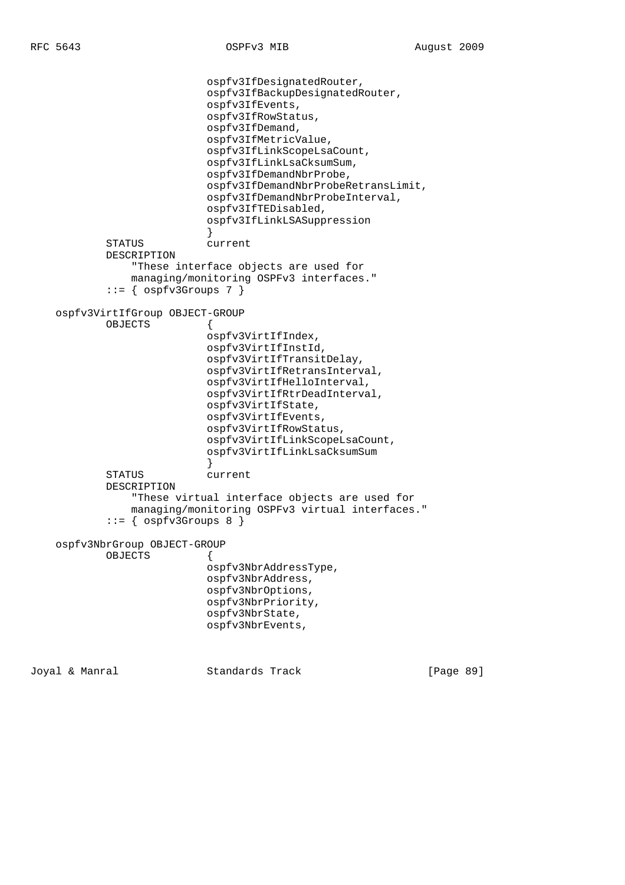```
                            ospfv3IfDesignatedRouter,
                            ospfv3IfBackupDesignatedRouter,
                            ospfv3IfEvents,
                            ospfv3IfRowStatus,
                            ospfv3IfDemand,
                            ospfv3IfMetricValue,
                            ospfv3IfLinkScopeLsaCount,
                            ospfv3IfLinkLsaCksumSum,
                            ospfv3IfDemandNbrProbe,
                            ospfv3IfDemandNbrProbeRetransLimit,
                            ospfv3IfDemandNbrProbeInterval,
                            ospfv3IfTEDisabled,
                            ospfv3IfLinkLSASuppression
                            }
            STATUS          current
            DESCRIPTION
                "These interface objects are used for
                managing/monitoring OSPFv3 interfaces."
            ::= { ospfv3Groups 7 }

    ospfv3VirtIfGroup OBJECT-GROUP
            OBJECTS         {
                            ospfv3VirtIfIndex,
                            ospfv3VirtIfInstId,
                            ospfv3VirtIfTransitDelay,
                            ospfv3VirtIfRetransInterval,
                            ospfv3VirtIfHelloInterval,
                            ospfv3VirtIfRtrDeadInterval,
                            ospfv3VirtIfState,
                            ospfv3VirtIfEvents,
                            ospfv3VirtIfRowStatus,
                            ospfv3VirtIfLinkScopeLsaCount,
                            ospfv3VirtIfLinkLsaCksumSum
                            }
            STATUS          current
            DESCRIPTION
                "These virtual interface objects are used for
                managing/monitoring OSPFv3 virtual interfaces."
            ::= { ospfv3Groups 8 }

    ospfv3NbrGroup OBJECT-GROUP
            OBJECTS         {
                            ospfv3NbrAddressType,
                            ospfv3NbrAddress,
                            ospfv3NbrOptions,
                            ospfv3NbrPriority,
                            ospfv3NbrState,
                            ospfv3NbrEvents,
```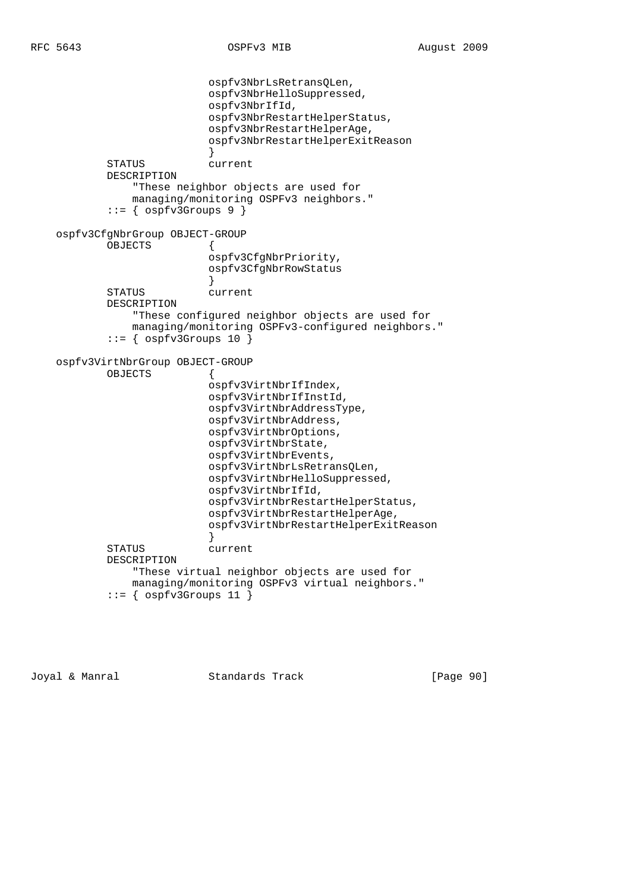```
                        ospfv3NbrLsRetransQLen,
                        ospfv3NbrHelloSuppressed,
                        ospfv3NbrIfId,
                        ospfv3NbrRestartHelperStatus,
                        ospfv3NbrRestartHelperAge,
                        ospfv3NbrRestartHelperExitReason
                        }
            STATUS          current
            DESCRIPTION
               "These neighbor objects are used for
               managing/monitoring OSPFv3 neighbors."
            ::= { ospfv3Groups 9 }

    ospfv3CfgNbrGroup OBJECT-GROUP
            OBJECTS         {
                        ospfv3CfgNbrPriority,
                        ospfv3CfgNbrRowStatus
                        }
            STATUS          current
            DESCRIPTION
               "These configured neighbor objects are used for
               managing/monitoring OSPFv3-configured neighbors."
            ::= { ospfv3Groups 10 }

    ospfv3VirtNbrGroup OBJECT-GROUP
            OBJECTS         {
                        ospfv3VirtNbrIfIndex,
                        ospfv3VirtNbrIfInstId,
                        ospfv3VirtNbrAddressType,
                        ospfv3VirtNbrAddress,
                        ospfv3VirtNbrOptions,
                        ospfv3VirtNbrState,
                        ospfv3VirtNbrEvents,
                        ospfv3VirtNbrLsRetransQLen,
                        ospfv3VirtNbrHelloSuppressed,
                        ospfv3VirtNbrIfId,
                        ospfv3VirtNbrRestartHelperStatus,
                        ospfv3VirtNbrRestartHelperAge,
                        ospfv3VirtNbrRestartHelperExitReason
                        }
            STATUS          current
            DESCRIPTION
               "These virtual neighbor objects are used for
               managing/monitoring OSPFv3 virtual neighbors."
            ::= { ospfv3Groups 11 }
```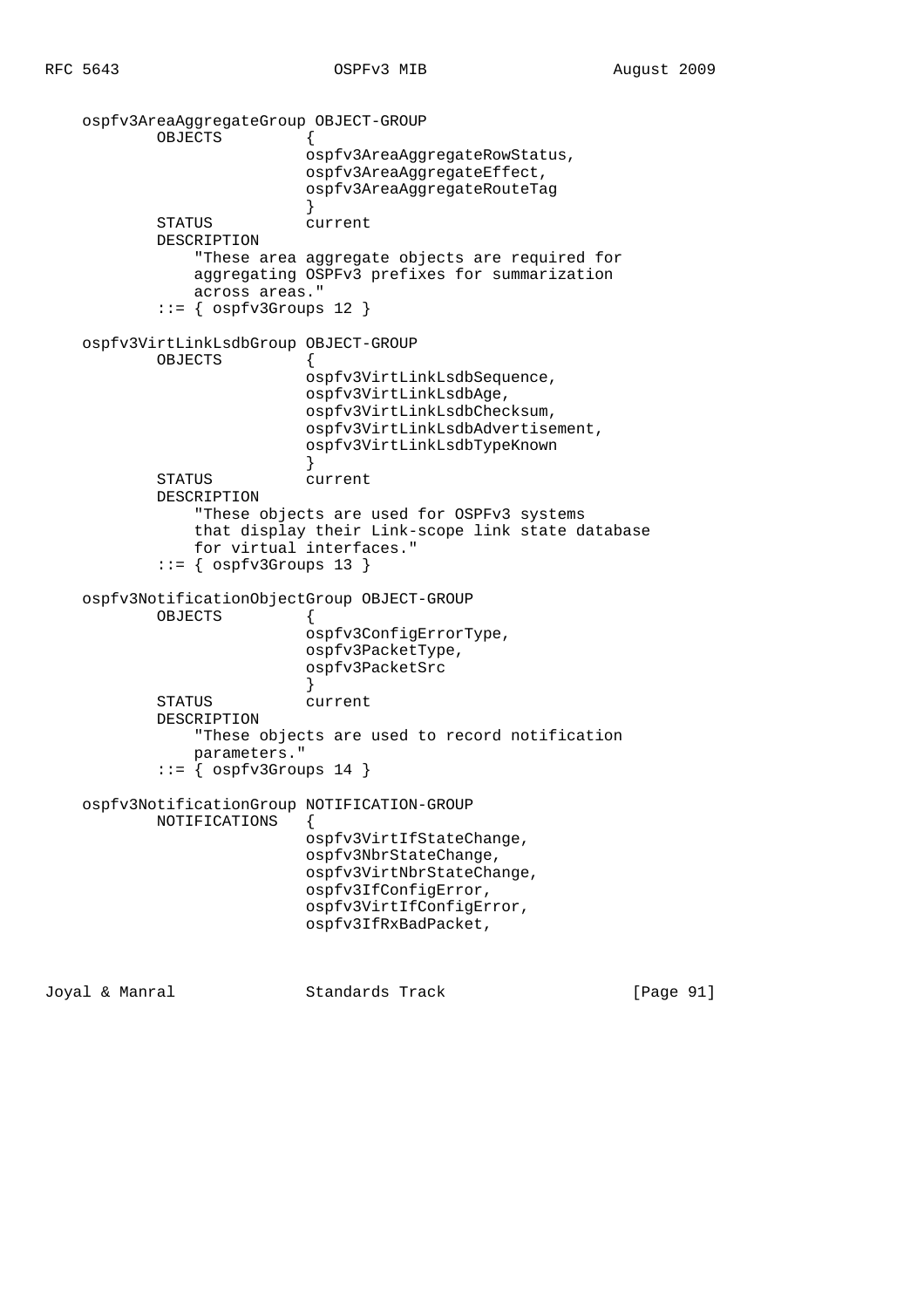```
   ospfv3AreaAggregateGroup OBJECT-GROUP
           OBJECTS         {
                           ospfv3AreaAggregateRowStatus,
                           ospfv3AreaAggregateEffect,
                           ospfv3AreaAggregateRouteTag
                           }
           STATUS          current
           DESCRIPTION
               "These area aggregate objects are required for
               aggregating OSPFv3 prefixes for summarization
               across areas."
           ::= { ospfv3Groups 12 }

   ospfv3VirtLinkLsdbGroup OBJECT-GROUP
           OBJECTS         {
                           ospfv3VirtLinkLsdbSequence,
                           ospfv3VirtLinkLsdbAge,
                           ospfv3VirtLinkLsdbChecksum,
                           ospfv3VirtLinkLsdbAdvertisement,
                           ospfv3VirtLinkLsdbTypeKnown
                           }
           STATUS          current
           DESCRIPTION
               "These objects are used for OSPFv3 systems
               that display their Link-scope link state database
               for virtual interfaces."
           ::= { ospfv3Groups 13 }

   ospfv3NotificationObjectGroup OBJECT-GROUP
           OBJECTS         {
                           ospfv3ConfigErrorType,
                           ospfv3PacketType,
                           ospfv3PacketSrc
                           }
           STATUS          current
           DESCRIPTION
               "These objects are used to record notification
               parameters."
           ::= { ospfv3Groups 14 }

   ospfv3NotificationGroup NOTIFICATION-GROUP
           NOTIFICATIONS   {
                           ospfv3VirtIfStateChange,
                           ospfv3NbrStateChange,
                           ospfv3VirtNbrStateChange,
                           ospfv3IfConfigError,
                           ospfv3VirtIfConfigError,
                           ospfv3IfRxBadPacket,
```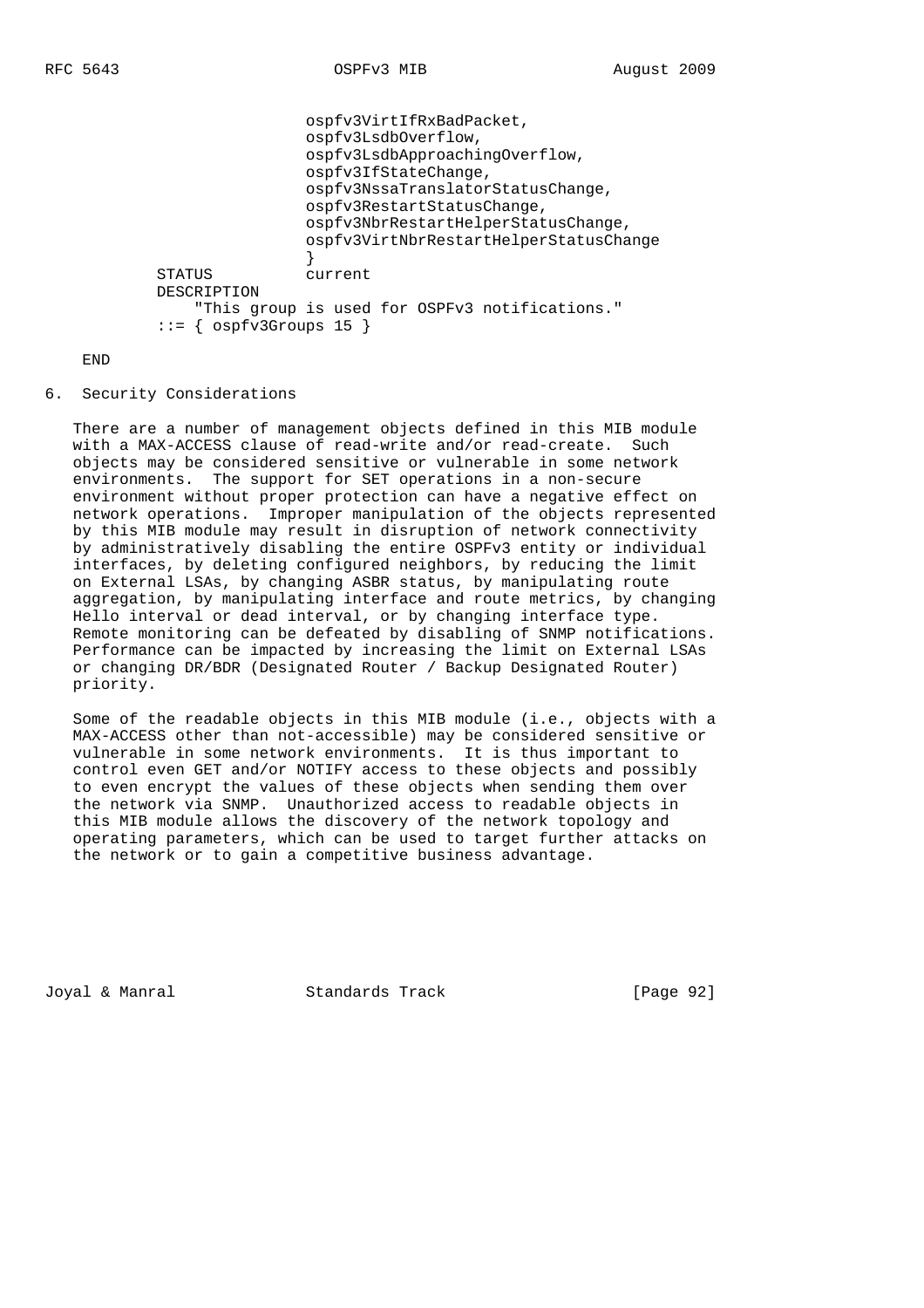```
                        ospfv3VirtIfRxBadPacket,
                        ospfv3LsdbOverflow,
                        ospfv3LsdbApproachingOverflow,
                        ospfv3IfStateChange,
                        ospfv3NssaTranslatorStatusChange,
                        ospfv3RestartStatusChange,
                        ospfv3NbrRestartHelperStatusChange,
                        ospfv3VirtNbrRestartHelperStatusChange
                        }
        STATUS          current
        DESCRIPTION
            "This group is used for OSPFv3 notifications."
        ::= { ospfv3Groups 15 }

    END
```

## 6. Security Considerations

There are a number of management objects defined in this MIB module with a MAX-ACCESS clause of read-write and/or read-create. Such objects may be considered sensitive or vulnerable in some network environments. The support for SET operations in a non-secure environment without proper protection can have a negative effect on network operations. Improper manipulation of the objects represented by this MIB module may result in disruption of network connectivity by administratively disabling the entire OSPFv3 entity or individual interfaces, by deleting configured neighbors, by reducing the limit on External LSAs, by changing ASBR status, by manipulating route aggregation, by manipulating interface and route metrics, by changing Hello interval or dead interval, or by changing interface type. Remote monitoring can be defeated by disabling of SNMP notifications. Performance can be impacted by increasing the limit on External LSAs or changing DR/BDR (Designated Router / Backup Designated Router) priority.

Some of the readable objects in this MIB module (i.e., objects with a MAX-ACCESS other than not-accessible) may be considered sensitive or vulnerable in some network environments. It is thus important to control even GET and/or NOTIFY access to these objects and possibly to even encrypt the values of these objects when sending them over the network via SNMP. Unauthorized access to readable objects in this MIB module allows the discovery of the network topology and operating parameters, which can be used to target further attacks on the network or to gain a competitive business advantage.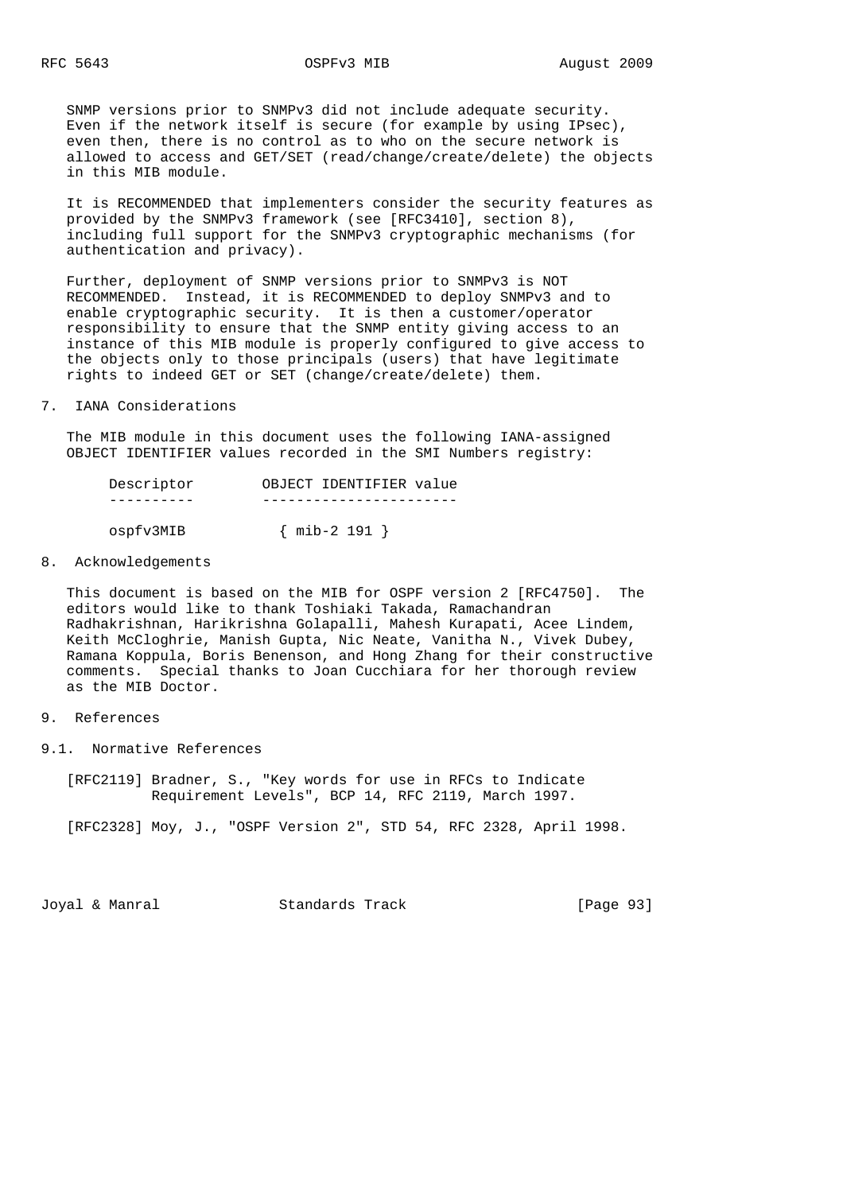SNMP versions prior to SNMPv3 did not include adequate security. Even if the network itself is secure (for example by using IPsec), even then, there is no control as to who on the secure network is allowed to access and GET/SET (read/change/create/delete) the objects in this MIB module.

It is RECOMMENDED that implementers consider the security features as provided by the SNMPv3 framework (see [RFC3410], section 8), including full support for the SNMPv3 cryptographic mechanisms (for authentication and privacy).

Further, deployment of SNMP versions prior to SNMPv3 is NOT RECOMMENDED. Instead, it is RECOMMENDED to deploy SNMPv3 and to enable cryptographic security. It is then a customer/operator responsibility to ensure that the SNMP entity giving access to an instance of this MIB module is properly configured to give access to the objects only to those principals (users) that have legitimate rights to indeed GET or SET (change/create/delete) them.

## 7. IANA Considerations

The MIB module in this document uses the following IANA-assigned OBJECT IDENTIFIER values recorded in the SMI Numbers registry:

| Descriptor | OBJECT IDENTIFIER value |
| --- | --- |
| ospfv3MIB | { mib-2 191 } |

## 8. Acknowledgements

This document is based on the MIB for OSPF version 2 [RFC4750]. The editors would like to thank Toshiaki Takada, Ramachandran Radhakrishnan, Harikrishna Golapalli, Mahesh Kurapati, Acee Lindem, Keith McCloghrie, Manish Gupta, Nic Neate, Vanitha N., Vivek Dubey, Ramana Koppula, Boris Benenson, and Hong Zhang for their constructive comments. Special thanks to Joan Cucchiara for her thorough review as the MIB Doctor.

## 9. References

### 9.1. Normative References

[RFC2119] Bradner, S., "Key words for use in RFCs to Indicate Requirement Levels", BCP 14, RFC 2119, March 1997.

[RFC2328] Moy, J., "OSPF Version 2", STD 54, RFC 2328, April 1998.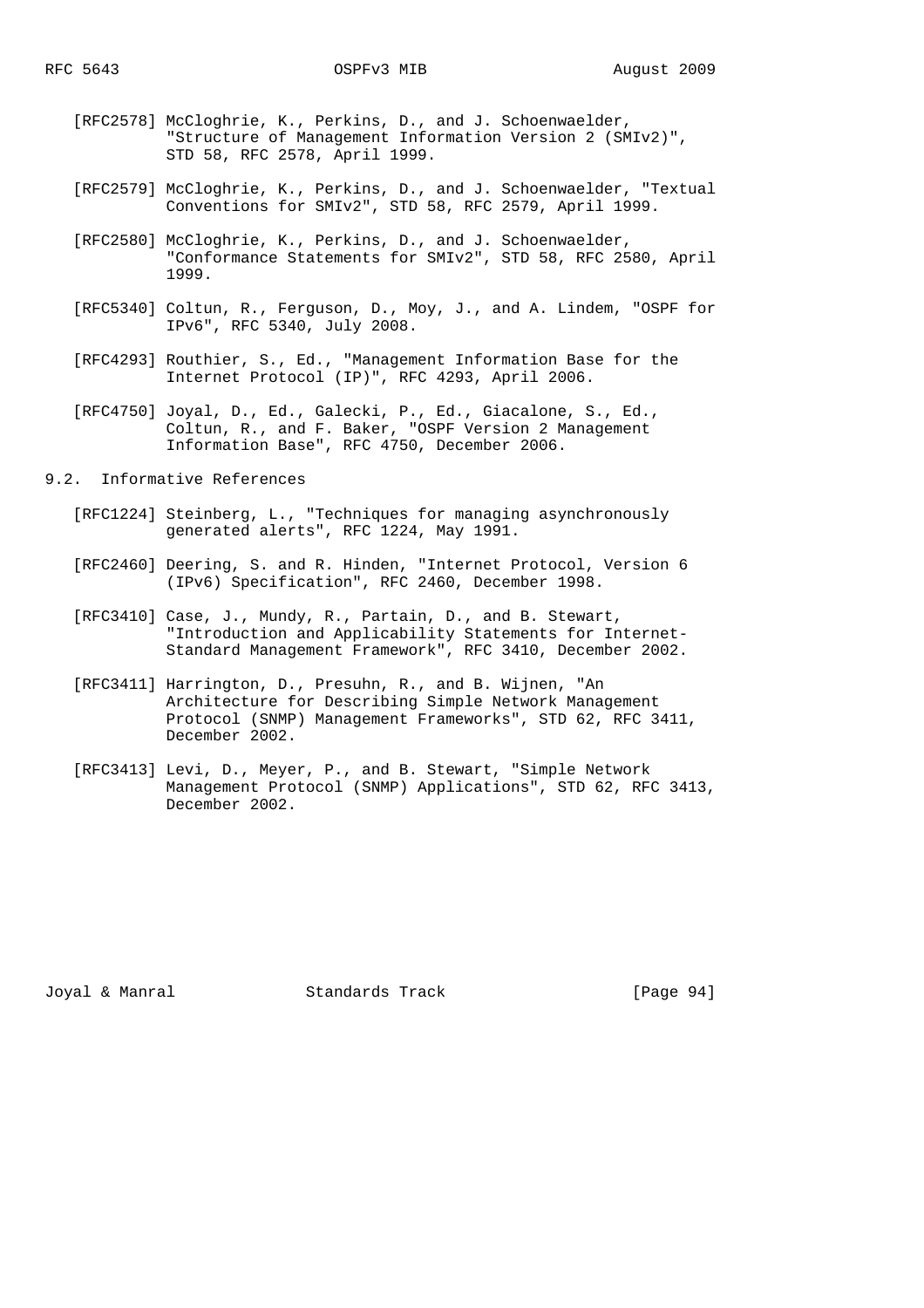[RFC2578] McCloghrie, K., Perkins, D., and J. Schoenwaelder, "Structure of Management Information Version 2 (SMIv2)", STD 58, RFC 2578, April 1999.

[RFC2579] McCloghrie, K., Perkins, D., and J. Schoenwaelder, "Textual Conventions for SMIv2", STD 58, RFC 2579, April 1999.

[RFC2580] McCloghrie, K., Perkins, D., and J. Schoenwaelder, "Conformance Statements for SMIv2", STD 58, RFC 2580, April 1999.

[RFC5340] Coltun, R., Ferguson, D., Moy, J., and A. Lindem, "OSPF for IPv6", RFC 5340, July 2008.

[RFC4293] Routhier, S., Ed., "Management Information Base for the Internet Protocol (IP)", RFC 4293, April 2006.

[RFC4750] Joyal, D., Ed., Galecki, P., Ed., Giacalone, S., Ed., Coltun, R., and F. Baker, "OSPF Version 2 Management Information Base", RFC 4750, December 2006.

### 9.2. Informative References

[RFC1224] Steinberg, L., "Techniques for managing asynchronously generated alerts", RFC 1224, May 1991.

[RFC2460] Deering, S. and R. Hinden, "Internet Protocol, Version 6 (IPv6) Specification", RFC 2460, December 1998.

[RFC3410] Case, J., Mundy, R., Partain, D., and B. Stewart, "Introduction and Applicability Statements for Internet-Standard Management Framework", RFC 3410, December 2002.

[RFC3411] Harrington, D., Presuhn, R., and B. Wijnen, "An Architecture for Describing Simple Network Management Protocol (SNMP) Management Frameworks", STD 62, RFC 3411, December 2002.

[RFC3413] Levi, D., Meyer, P., and B. Stewart, "Simple Network Management Protocol (SNMP) Applications", STD 62, RFC 3413, December 2002.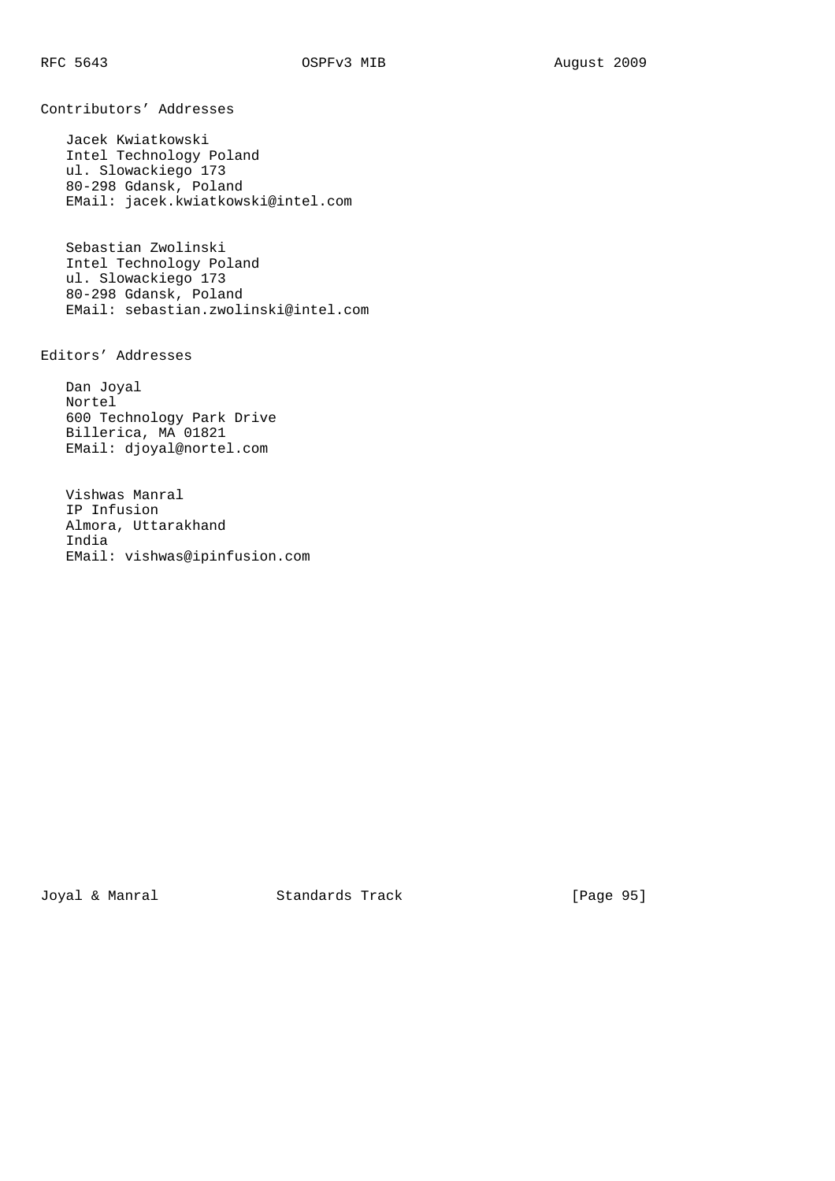## Contributors' Addresses

Jacek Kwiatkowski
Intel Technology Poland
ul. Slowackiego 173
80-298 Gdansk, Poland
EMail: jacek.kwiatkowski@intel.com

Sebastian Zwolinski
Intel Technology Poland
ul. Slowackiego 173
80-298 Gdansk, Poland
EMail: sebastian.zwolinski@intel.com

## Editors' Addresses

Dan Joyal
Nortel
600 Technology Park Drive
Billerica, MA 01821
EMail: djoyal@nortel.com

Vishwas Manral
IP Infusion
Almora, Uttarakhand
India
EMail: vishwas@ipinfusion.com